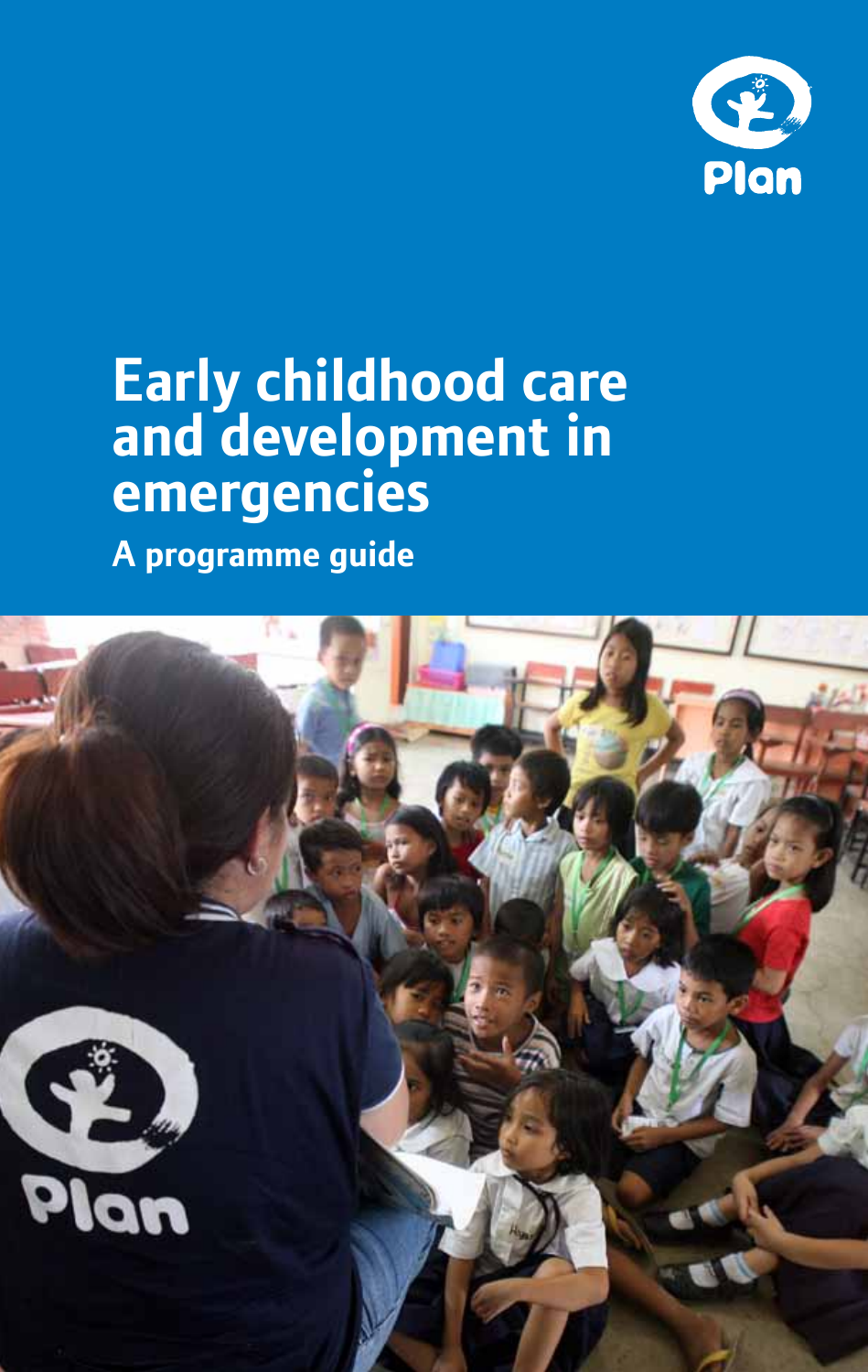Plan

# Early childhood care and development in emergencies

## A programme guide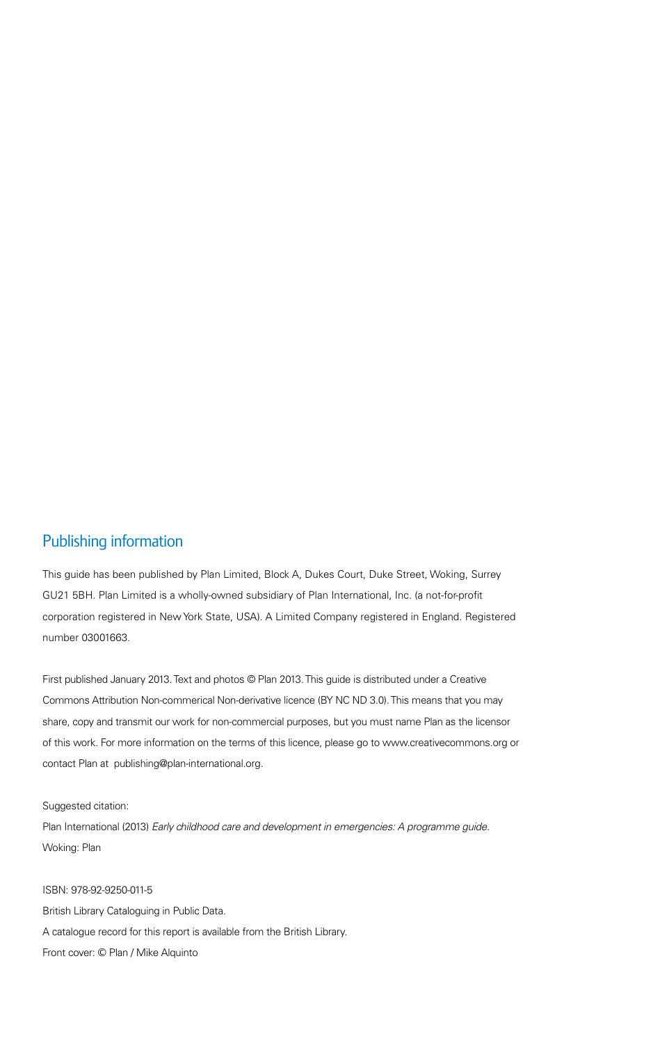## Publishing information

This guide has been published by Plan Limited, Block A, Dukes Court, Duke Street, Woking, Surrey GU21 5BH. Plan Limited is a wholly-owned subsidiary of Plan International, Inc. (a not-for-profit corporation registered in New York State, USA). A Limited Company registered in England. Registered number 03001663.

First published January 2013. Text and photos © Plan 2013. This guide is distributed under a Creative Commons Attribution Non-commerical Non-derivative licence (BY NC ND 3.0). This means that you may share, copy and transmit our work for non-commercial purposes, but you must name Plan as the licensor of this work. For more information on the terms of this licence, please go to www.creativecommons.org or contact Plan at publishing@plan-international.org.

Suggested citation:
Plan International (2013) *Early childhood care and development in emergencies: A programme guide*. Woking: Plan

ISBN: 978-92-9250-011-5
British Library Cataloguing in Public Data.
A catalogue record for this report is available from the British Library.
Front cover: © Plan / Mike Alquinto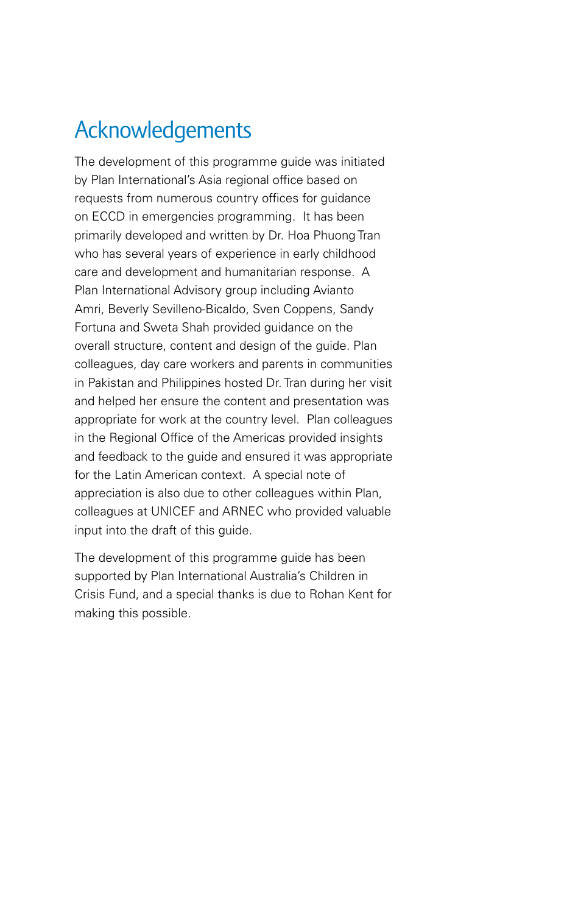# Acknowledgements

The development of this programme guide was initiated by Plan International's Asia regional office based on requests from numerous country offices for guidance on ECCD in emergencies programming. It has been primarily developed and written by Dr. Hoa Phuong Tran who has several years of experience in early childhood care and development and humanitarian response. A Plan International Advisory group including Avianto Amri, Beverly Sevilleno-Bicaldo, Sven Coppens, Sandy Fortuna and Sweta Shah provided guidance on the overall structure, content and design of the guide. Plan colleagues, day care workers and parents in communities in Pakistan and Philippines hosted Dr. Tran during her visit and helped her ensure the content and presentation was appropriate for work at the country level. Plan colleagues in the Regional Office of the Americas provided insights and feedback to the guide and ensured it was appropriate for the Latin American context. A special note of appreciation is also due to other colleagues within Plan, colleagues at UNICEF and ARNEC who provided valuable input into the draft of this guide.

The development of this programme guide has been supported by Plan International Australia's Children in Crisis Fund, and a special thanks is due to Rohan Kent for making this possible.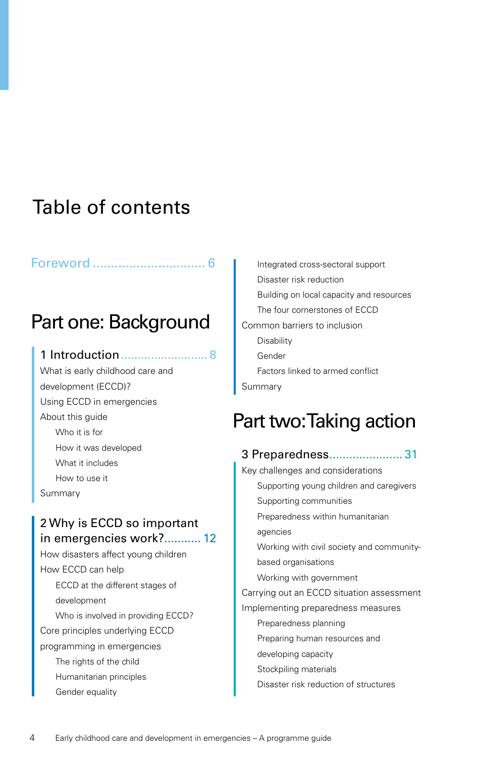# Table of contents

Foreword ............................... 6

## Part one: Background

### 1 Introduction .......................... 8

- What is early childhood care and development (ECCD)?
- Using ECCD in emergencies
- About this guide
  - Who it is for
  - How it was developed
  - What it includes
  - How to use it
- Summary

### 2 Why is ECCD so important in emergencies work? ........... 12

- How disasters affect young children
- How ECCD can help
  - ECCD at the different stages of development
  - Who is involved in providing ECCD?
- Core principles underlying ECCD programming in emergencies
  - The rights of the child
  - Humanitarian principles
  - Gender equality
  - Integrated cross-sectoral support
  - Disaster risk reduction
  - Building on local capacity and resources
  - The four cornerstones of ECCD
- Common barriers to inclusion
  - Disability
  - Gender
  - Factors linked to armed conflict
- Summary

## Part two: Taking action

### 3 Preparedness...................... 31

- Key challenges and considerations
  - Supporting young children and caregivers
  - Supporting communities
  - Preparedness within humanitarian agencies
  - Working with civil society and community-based organisations
  - Working with government
- Carrying out an ECCD situation assessment
- Implementing preparedness measures
  - Preparedness planning
  - Preparing human resources and developing capacity
  - Stockpiling materials
  - Disaster risk reduction of structures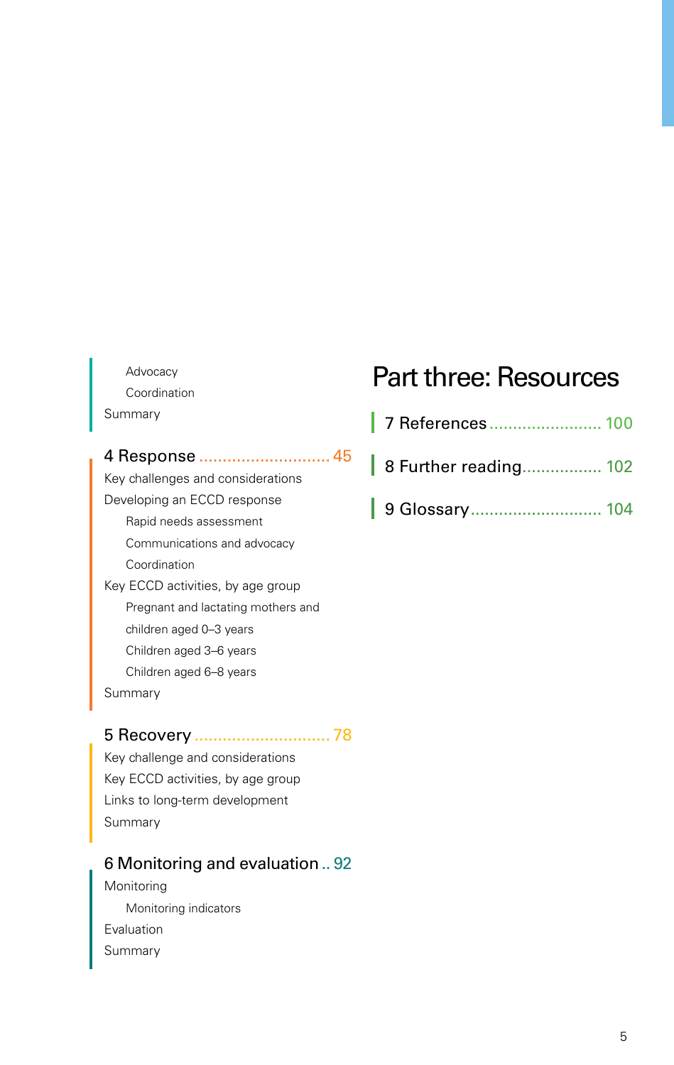Advocacy

Coordination

Summary

4 Response ............................ 45

Key challenges and considerations

Developing an ECCD response

Rapid needs assessment

Communications and advocacy

Coordination

Key ECCD activities, by age group

Pregnant and lactating mothers and children aged 0–3 years

Children aged 3–6 years

Children aged 6–8 years

Summary

5 Recovery ............................ 78

Key challenge and considerations

Key ECCD activities, by age group

Links to long-term development

Summary

6 Monitoring and evaluation .. 92

Monitoring

Monitoring indicators

Evaluation

Summary

# Part three: Resources

7 References ........................ 100

8 Further reading................. 102

9 Glossary............................ 104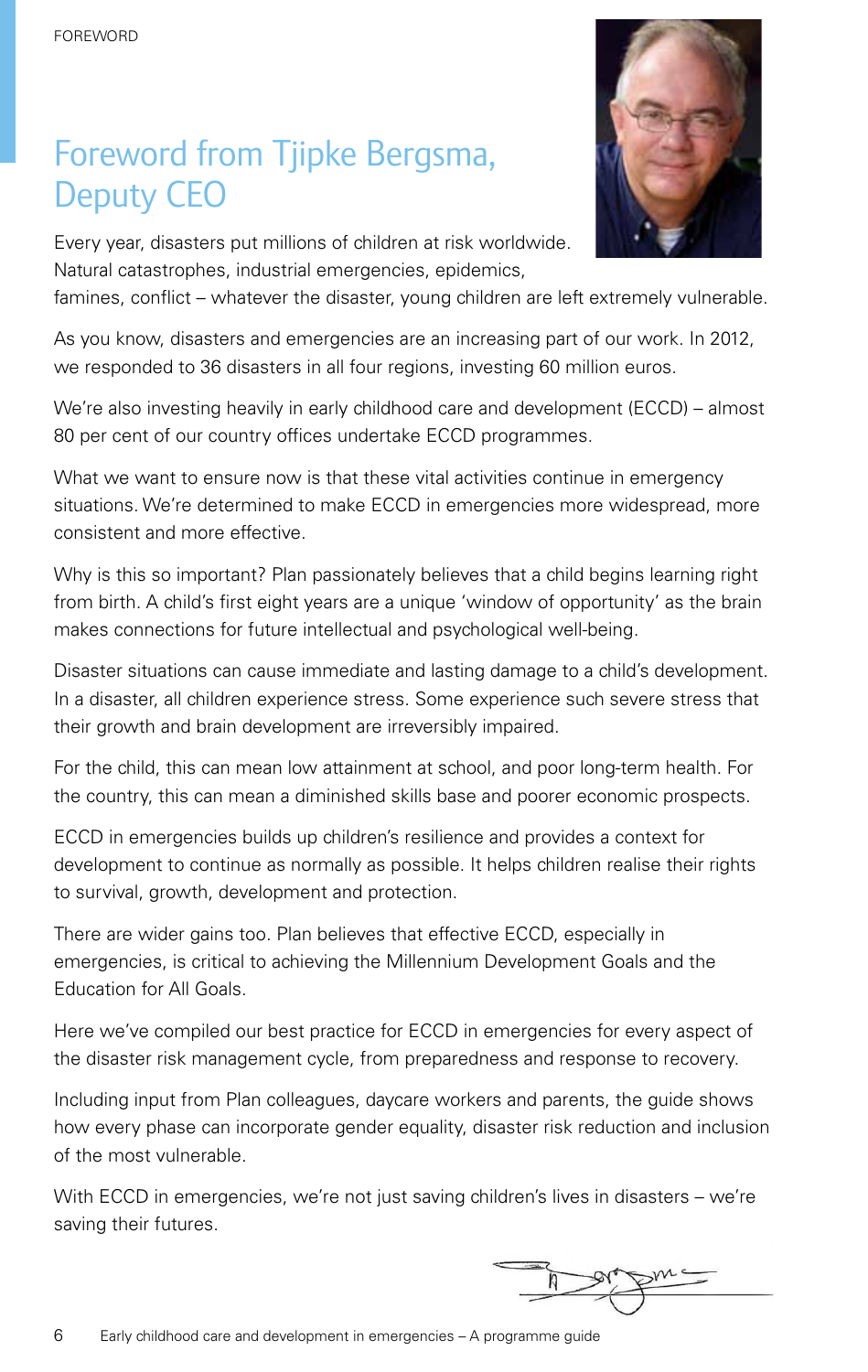# Foreword from Tjipke Bergsma, Deputy CEO

Every year, disasters put millions of children at risk worldwide. Natural catastrophes, industrial emergencies, epidemics, famines, conflict – whatever the disaster, young children are left extremely vulnerable.

As you know, disasters and emergencies are an increasing part of our work. In 2012, we responded to 36 disasters in all four regions, investing 60 million euros.

We're also investing heavily in early childhood care and development (ECCD) – almost 80 per cent of our country offices undertake ECCD programmes.

What we want to ensure now is that these vital activities continue in emergency situations. We're determined to make ECCD in emergencies more widespread, more consistent and more effective.

Why is this so important? Plan passionately believes that a child begins learning right from birth. A child's first eight years are a unique 'window of opportunity' as the brain makes connections for future intellectual and psychological well-being.

Disaster situations can cause immediate and lasting damage to a child's development. In a disaster, all children experience stress. Some experience such severe stress that their growth and brain development are irreversibly impaired.

For the child, this can mean low attainment at school, and poor long-term health. For the country, this can mean a diminished skills base and poorer economic prospects.

ECCD in emergencies builds up children's resilience and provides a context for development to continue as normally as possible. It helps children realise their rights to survival, growth, development and protection.

There are wider gains too. Plan believes that effective ECCD, especially in emergencies, is critical to achieving the Millennium Development Goals and the Education for All Goals.

Here we've compiled our best practice for ECCD in emergencies for every aspect of the disaster risk management cycle, from preparedness and response to recovery.

Including input from Plan colleagues, daycare workers and parents, the guide shows how every phase can incorporate gender equality, disaster risk reduction and inclusion of the most vulnerable.

With ECCD in emergencies, we're not just saving children's lives in disasters – we're saving their futures.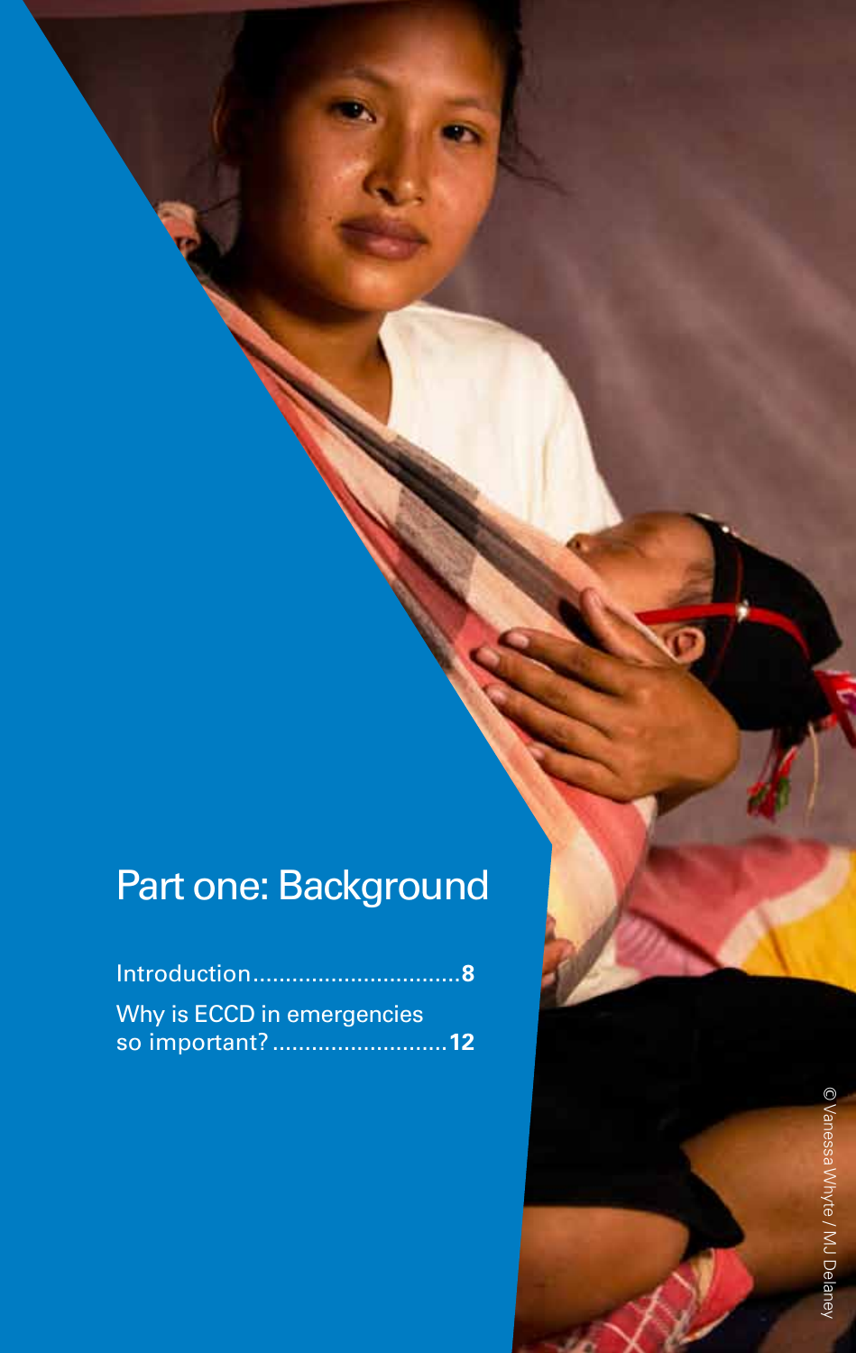# Part one: Background

Introduction................................8

Why is ECCD in emergencies so important?............................12

© Vanessa Whyte / MJ Delaney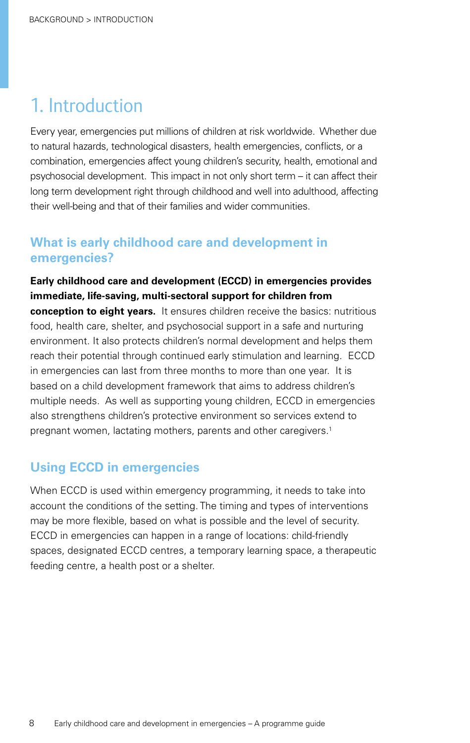# 1. Introduction

Every year, emergencies put millions of children at risk worldwide. Whether due to natural hazards, technological disasters, health emergencies, conflicts, or a combination, emergencies affect young children's security, health, emotional and psychosocial development. This impact in not only short term – it can affect their long term development right through childhood and well into adulthood, affecting their well-being and that of their families and wider communities.

## What is early childhood care and development in emergencies?

**Early childhood care and development (ECCD) in emergencies provides immediate, life-saving, multi-sectoral support for children from conception to eight years.** It ensures children receive the basics: nutritious food, health care, shelter, and psychosocial support in a safe and nurturing environment. It also protects children's normal development and helps them reach their potential through continued early stimulation and learning. ECCD in emergencies can last from three months to more than one year. It is based on a child development framework that aims to address children's multiple needs. As well as supporting young children, ECCD in emergencies also strengthens children's protective environment so services extend to pregnant women, lactating mothers, parents and other caregivers.[1]

## Using ECCD in emergencies

When ECCD is used within emergency programming, it needs to take into account the conditions of the setting. The timing and types of interventions may be more flexible, based on what is possible and the level of security. ECCD in emergencies can happen in a range of locations: child-friendly spaces, designated ECCD centres, a temporary learning space, a therapeutic feeding centre, a health post or a shelter.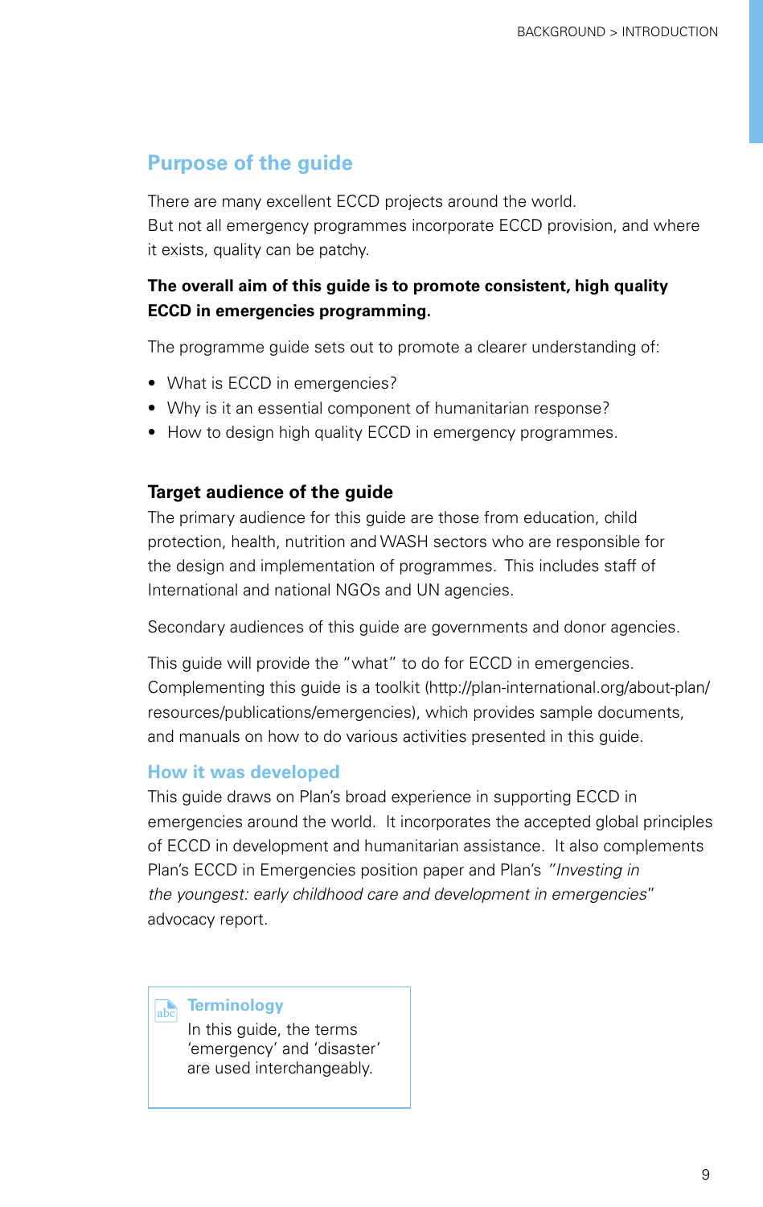## Purpose of the guide

There are many excellent ECCD projects around the world.
But not all emergency programmes incorporate ECCD provision, and where it exists, quality can be patchy.

**The overall aim of this guide is to promote consistent, high quality ECCD in emergencies programming.**

The programme guide sets out to promote a clearer understanding of:

- What is ECCD in emergencies?
- Why is it an essential component of humanitarian response?
- How to design high quality ECCD in emergency programmes.

### Target audience of the guide

The primary audience for this guide are those from education, child protection, health, nutrition and WASH sectors who are responsible for the design and implementation of programmes. This includes staff of International and national NGOs and UN agencies.

Secondary audiences of this guide are governments and donor agencies.

This guide will provide the "what" to do for ECCD in emergencies. Complementing this guide is a toolkit (http://plan-international.org/about-plan/resources/publications/emergencies), which provides sample documents, and manuals on how to do various activities presented in this guide.

## How it was developed

This guide draws on Plan's broad experience in supporting ECCD in emergencies around the world. It incorporates the accepted global principles of ECCD in development and humanitarian assistance. It also complements Plan's ECCD in Emergencies position paper and Plan's *"Investing in the youngest: early childhood care and development in emergencies"* advocacy report.

**Terminology**
In this guide, the terms 'emergency' and 'disaster' are used interchangeably.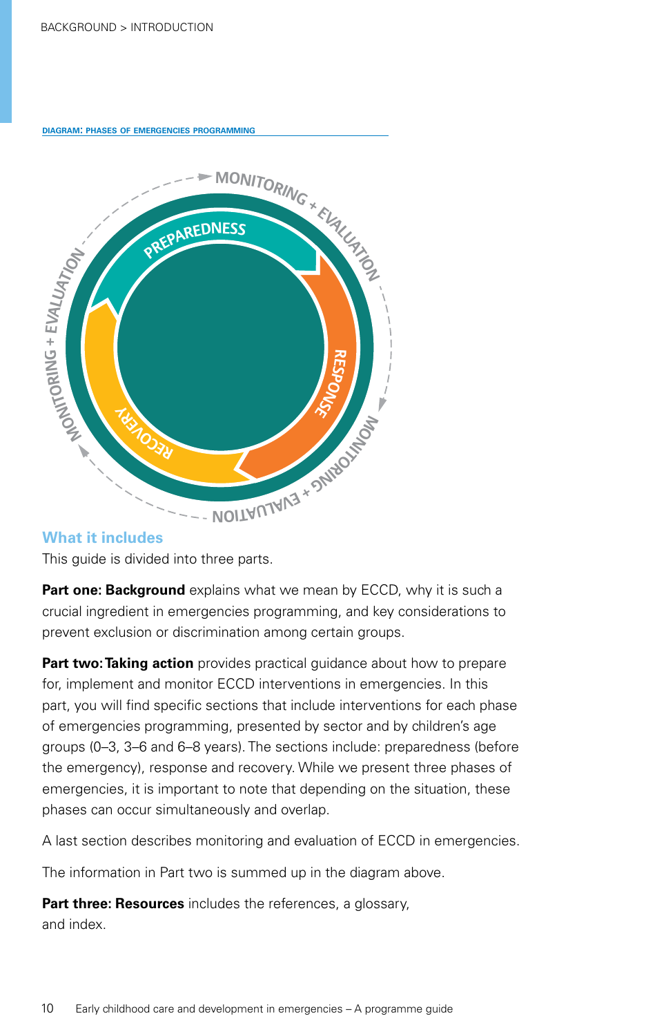DIAGRAM: PHASES OF EMERGENCIES PROGRAMMING

PREPAREDNESS

RESPONSE

RECOVERY

MONITORING + EVALUATION

### What it includes

This guide is divided into three parts.

**Part one: Background** explains what we mean by ECCD, why it is such a crucial ingredient in emergencies programming, and key considerations to prevent exclusion or discrimination among certain groups.

**Part two: Taking action** provides practical guidance about how to prepare for, implement and monitor ECCD interventions in emergencies. In this part, you will find specific sections that include interventions for each phase of emergencies programming, presented by sector and by children's age groups (0–3, 3–6 and 6–8 years). The sections include: preparedness (before the emergency), response and recovery. While we present three phases of emergencies, it is important to note that depending on the situation, these phases can occur simultaneously and overlap.

A last section describes monitoring and evaluation of ECCD in emergencies.

The information in Part two is summed up in the diagram above.

**Part three: Resources** includes the references, a glossary, and index.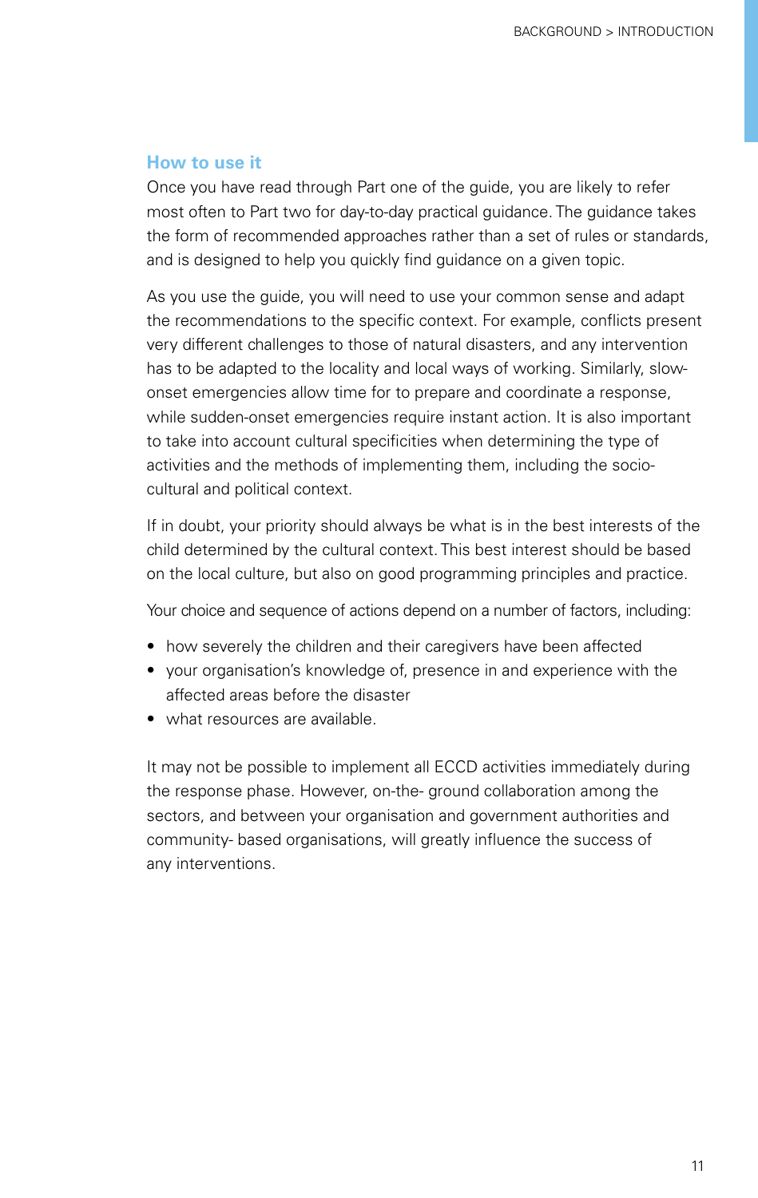## How to use it

Once you have read through Part one of the guide, you are likely to refer most often to Part two for day-to-day practical guidance. The guidance takes the form of recommended approaches rather than a set of rules or standards, and is designed to help you quickly find guidance on a given topic.

As you use the guide, you will need to use your common sense and adapt the recommendations to the specific context. For example, conflicts present very different challenges to those of natural disasters, and any intervention has to be adapted to the locality and local ways of working. Similarly, slow-onset emergencies allow time for to prepare and coordinate a response, while sudden-onset emergencies require instant action. It is also important to take into account cultural specificities when determining the type of activities and the methods of implementing them, including the socio-cultural and political context.

If in doubt, your priority should always be what is in the best interests of the child determined by the cultural context. This best interest should be based on the local culture, but also on good programming principles and practice.

Your choice and sequence of actions depend on a number of factors, including:

- how severely the children and their caregivers have been affected
- your organisation's knowledge of, presence in and experience with the affected areas before the disaster
- what resources are available.

It may not be possible to implement all ECCD activities immediately during the response phase. However, on-the- ground collaboration among the sectors, and between your organisation and government authorities and community- based organisations, will greatly influence the success of any interventions.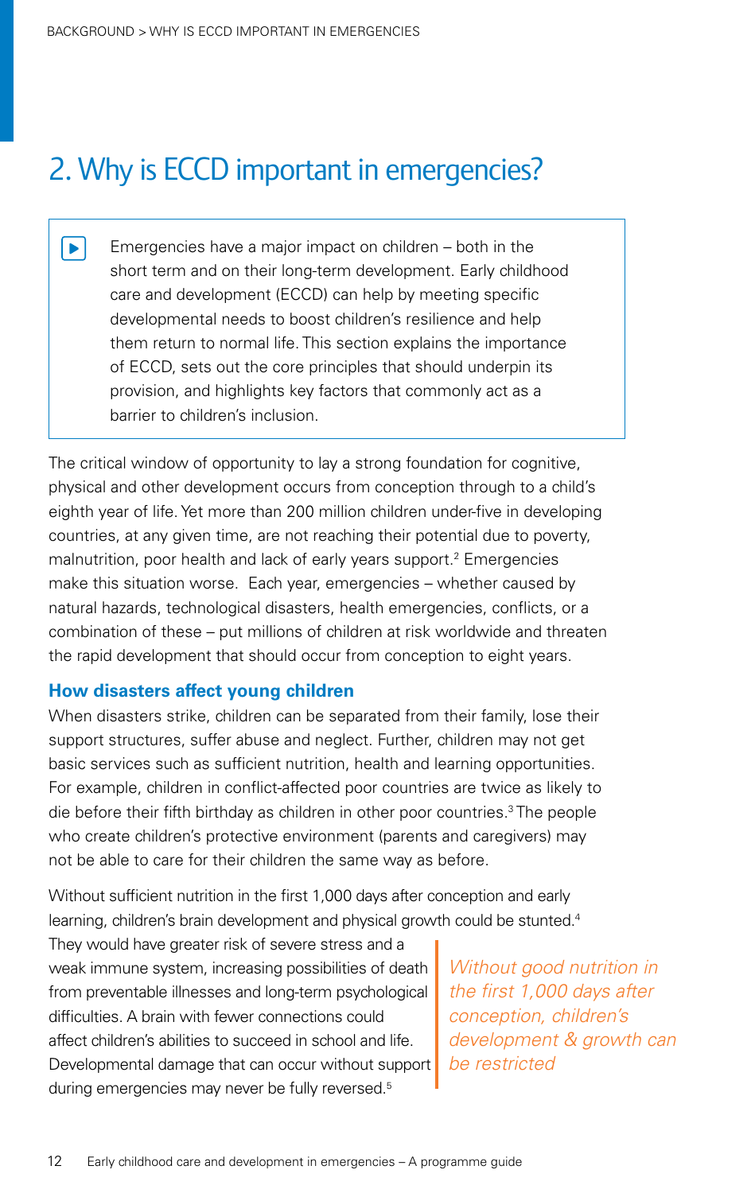# 2. Why is ECCD important in emergencies?

> Emergencies have a major impact on children – both in the short term and on their long-term development. Early childhood care and development (ECCD) can help by meeting specific developmental needs to boost children's resilience and help them return to normal life. This section explains the importance of ECCD, sets out the core principles that should underpin its provision, and highlights key factors that commonly act as a barrier to children's inclusion.

The critical window of opportunity to lay a strong foundation for cognitive, physical and other development occurs from conception through to a child's eighth year of life. Yet more than 200 million children under-five in developing countries, at any given time, are not reaching their potential due to poverty, malnutrition, poor health and lack of early years support.[2] Emergencies make this situation worse. Each year, emergencies – whether caused by natural hazards, technological disasters, health emergencies, conflicts, or a combination of these – put millions of children at risk worldwide and threaten the rapid development that should occur from conception to eight years.

### How disasters affect young children

When disasters strike, children can be separated from their family, lose their support structures, suffer abuse and neglect. Further, children may not get basic services such as sufficient nutrition, health and learning opportunities. For example, children in conflict-affected poor countries are twice as likely to die before their fifth birthday as children in other poor countries.[3] The people who create children's protective environment (parents and caregivers) may not be able to care for their children the same way as before.

Without sufficient nutrition in the first 1,000 days after conception and early learning, children's brain development and physical growth could be stunted.[4] They would have greater risk of severe stress and a weak immune system, increasing possibilities of death from preventable illnesses and long-term psychological difficulties. A brain with fewer connections could affect children's abilities to succeed in school and life. Developmental damage that can occur without support during emergencies may never be fully reversed.[5]

> *Without good nutrition in the first 1,000 days after conception, children's development & growth can be restricted*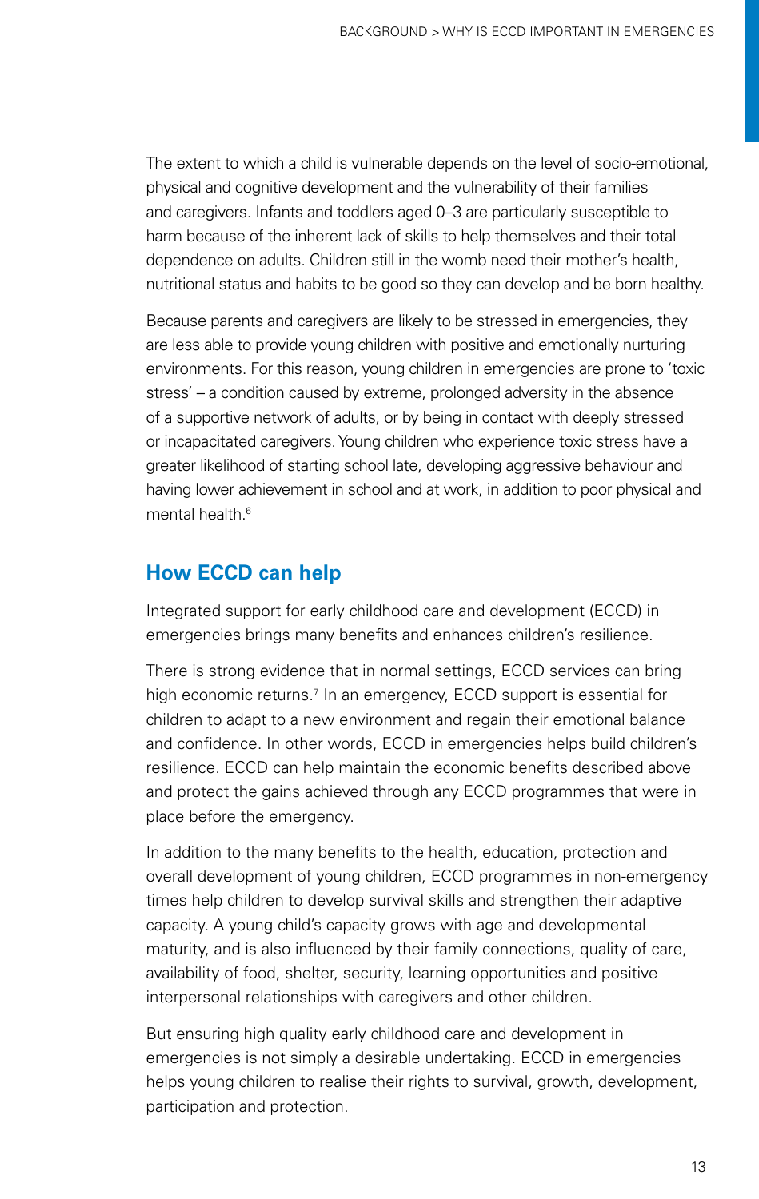The extent to which a child is vulnerable depends on the level of socio-emotional, physical and cognitive development and the vulnerability of their families and caregivers. Infants and toddlers aged 0–3 are particularly susceptible to harm because of the inherent lack of skills to help themselves and their total dependence on adults. Children still in the womb need their mother's health, nutritional status and habits to be good so they can develop and be born healthy.

Because parents and caregivers are likely to be stressed in emergencies, they are less able to provide young children with positive and emotionally nurturing environments. For this reason, young children in emergencies are prone to 'toxic stress' – a condition caused by extreme, prolonged adversity in the absence of a supportive network of adults, or by being in contact with deeply stressed or incapacitated caregivers. Young children who experience toxic stress have a greater likelihood of starting school late, developing aggressive behaviour and having lower achievement in school and at work, in addition to poor physical and mental health.[6]

## How ECCD can help

Integrated support for early childhood care and development (ECCD) in emergencies brings many benefits and enhances children's resilience.

There is strong evidence that in normal settings, ECCD services can bring high economic returns.[7] In an emergency, ECCD support is essential for children to adapt to a new environment and regain their emotional balance and confidence. In other words, ECCD in emergencies helps build children's resilience. ECCD can help maintain the economic benefits described above and protect the gains achieved through any ECCD programmes that were in place before the emergency.

In addition to the many benefits to the health, education, protection and overall development of young children, ECCD programmes in non-emergency times help children to develop survival skills and strengthen their adaptive capacity. A young child's capacity grows with age and developmental maturity, and is also influenced by their family connections, quality of care, availability of food, shelter, security, learning opportunities and positive interpersonal relationships with caregivers and other children.

But ensuring high quality early childhood care and development in emergencies is not simply a desirable undertaking. ECCD in emergencies helps young children to realise their rights to survival, growth, development, participation and protection.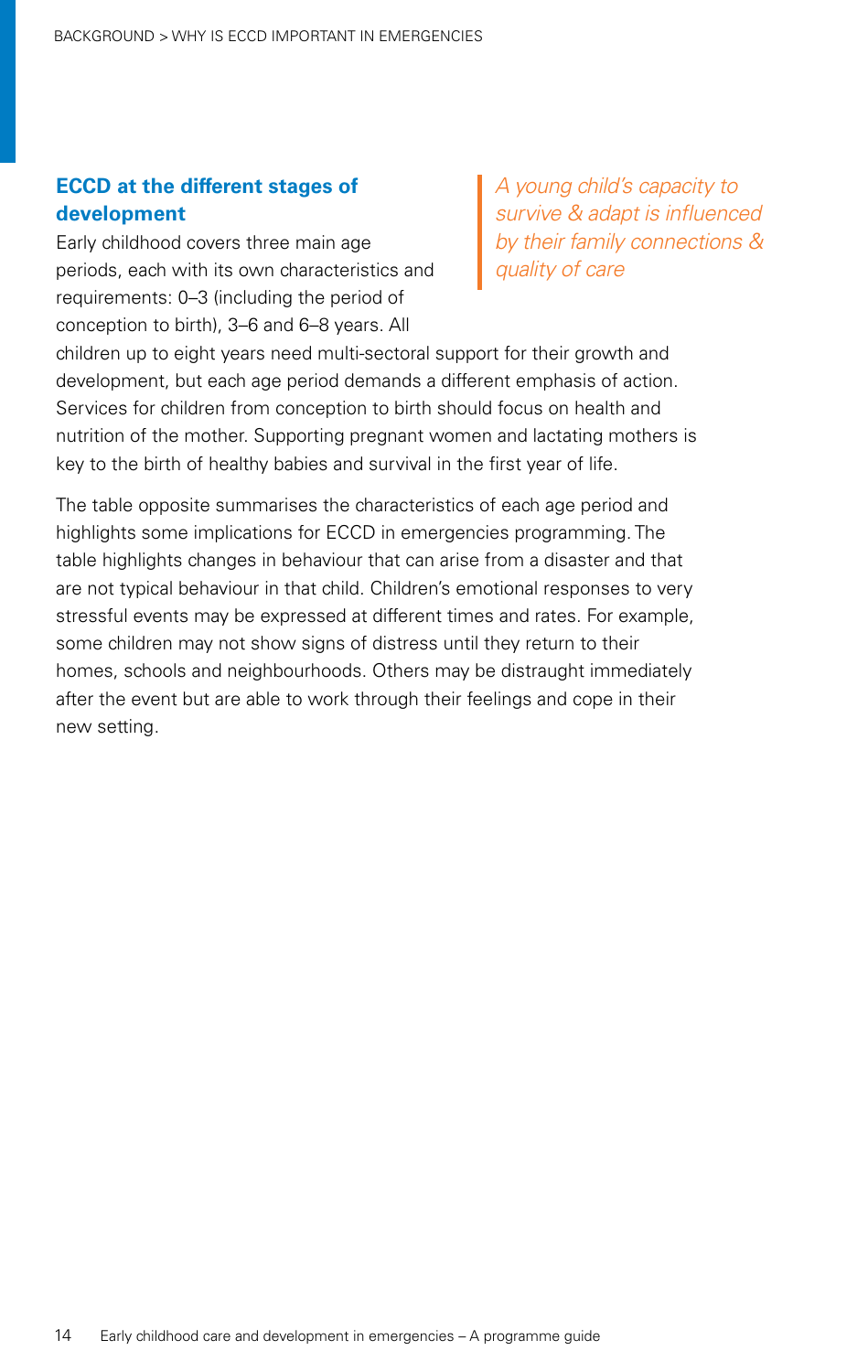### ECCD at the different stages of development

> *A young child's capacity to survive & adapt is influenced by their family connections & quality of care*

Early childhood covers three main age periods, each with its own characteristics and requirements: 0–3 (including the period of conception to birth), 3–6 and 6–8 years. All children up to eight years need multi-sectoral support for their growth and development, but each age period demands a different emphasis of action. Services for children from conception to birth should focus on health and nutrition of the mother. Supporting pregnant women and lactating mothers is key to the birth of healthy babies and survival in the first year of life.

The table opposite summarises the characteristics of each age period and highlights some implications for ECCD in emergencies programming. The table highlights changes in behaviour that can arise from a disaster and that are not typical behaviour in that child. Children's emotional responses to very stressful events may be expressed at different times and rates. For example, some children may not show signs of distress until they return to their homes, schools and neighbourhoods. Others may be distraught immediately after the event but are able to work through their feelings and cope in their new setting.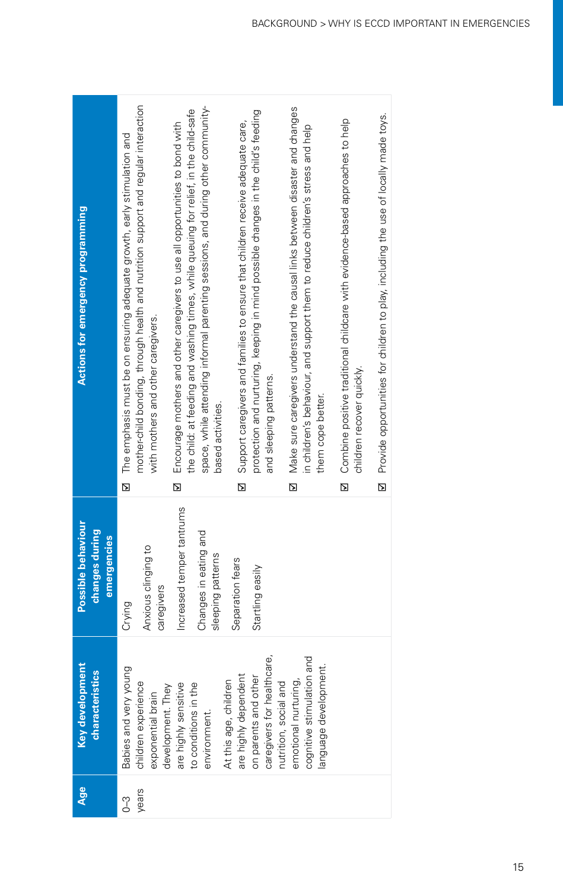| Age | Key development characteristics | Possible behaviour changes during emergencies | Actions for emergency programming |
| --- | --- | --- | --- |
| 0–3 years | Babies and very young children experience exponential brain development. They are highly sensitive to conditions in the environment.<br><br>At this age, children are highly dependent on parents and other caregivers for healthcare, nutrition, social and emotional nurturing, cognitive stimulation and language development. | Crying<br><br>Anxious clinging to caregivers<br><br>Increased temper tantrums<br><br>Changes in eating and sleeping patterns<br><br>Separation fears<br><br>Startling easily | ☑ The emphasis must be on ensuring adequate growth, early stimulation and mother-child bonding, through health and nutrition support and regular interaction with mothers and other caregivers.<br><br>☑ Encourage mothers and other caregivers to use all opportunities to bond with the child: at feeding and washing times, while queuing for relief, in the child-safe space, while attending informal parenting sessions, and during other community-based activities.<br><br>☑ Support caregivers and families to ensure that children receive adequate care, protection and nurturing, keeping in mind possible changes in the child's feeding and sleeping patterns.<br><br>☑ Make sure caregivers understand the causal links between disaster and changes in children's behaviour, and support them to reduce children's stress and help them cope better.<br><br>☑ Combine positive traditional childcare with evidence-based approaches to help children recover quickly.<br><br>☑ Provide opportunities for children to play, including the use of locally made toys. |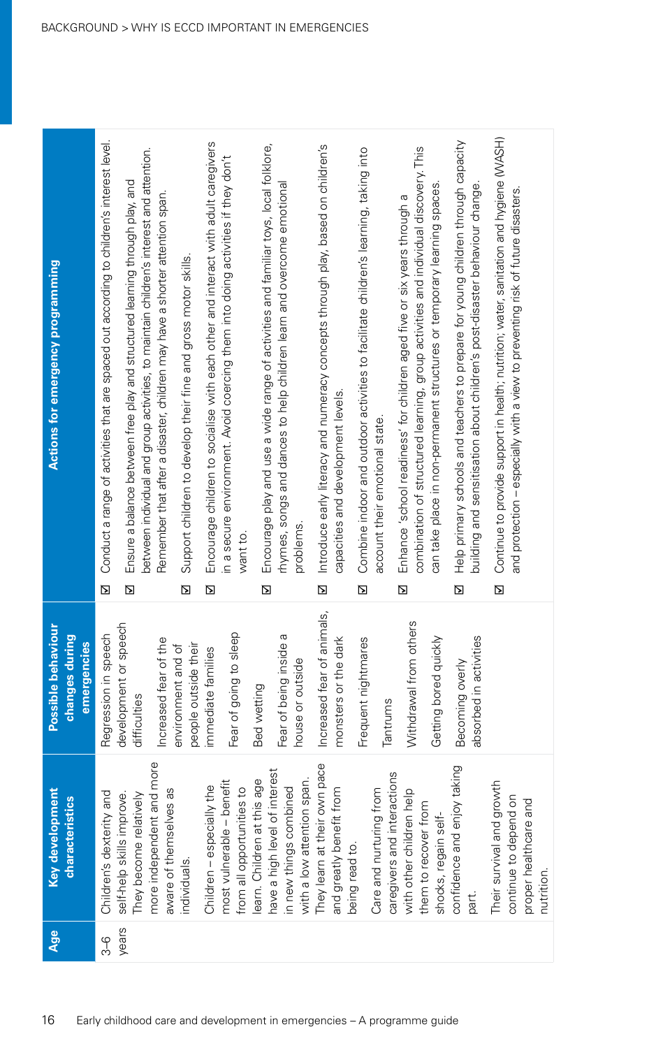| Age | Key development characteristics | Possible behaviour changes during emergencies | Actions for emergency programming |
|---|---|---|---|
| 3–6 years | Children's dexterity and self-help skills improve. They become relatively more independent and more aware of themselves as individuals.<br><br>Children – especially the most vulnerable – benefit from all opportunities to learn. Children at this age have a high level of interest in new things combined with a low attention span. They learn at their own pace and greatly benefit from being read to.<br><br>Care and nurturing from caregivers and interactions with other children help them to recover from shocks, regain self-confidence and enjoy taking part.<br><br>Their survival and growth continue to depend on proper healthcare and nutrition. | Regression in speech development or speech difficulties<br><br>Increased fear of the environment and of people outside their immediate families<br><br>Fear of going to sleep<br><br>Bed wetting<br><br>Fear of being inside a house or outside<br><br>Increased fear of animals, monsters or the dark<br><br>Frequent nightmares<br><br>Tantrums<br><br>Withdrawal from others<br><br>Getting bored quickly<br><br>Becoming overly absorbed in activities | ☑ Conduct a range of activities that are spaced out according to children's interest level.<br><br>☑ Ensure a balance between free play and structured learning through play, and between individual and group activities, to maintain children's interest and attention. Remember that after a disaster, children may have a shorter attention span.<br><br>☑ Support children to develop their fine and gross motor skills.<br><br>☑ Encourage children to socialise with each other and interact with adult caregivers in a secure environment. Avoid coercing them into doing activities if they don't want to.<br><br>☑ Encourage play and use a wide range of activities and familiar toys, local folklore, rhymes, songs and dances to help children learn and overcome emotional problems.<br><br>☑ Introduce early literacy and numeracy concepts through play, based on children's capacities and development levels.<br><br>☑ Combine indoor and outdoor activities to facilitate children's learning, taking into account their emotional state.<br><br>☑ Enhance 'school readiness' for children aged five or six years through a combination of structured learning, group activities and individual discovery. This can take place in non-permanent structures or temporary learning spaces.<br><br>☑ Help primary schools and teachers to prepare for young children through capacity building and sensitisation about children's post-disaster behaviour change.<br><br>☑ Continue to provide support in health; nutrition; water, sanitation and hygiene (WASH) and protection – especially with a view to preventing risk of future disasters. |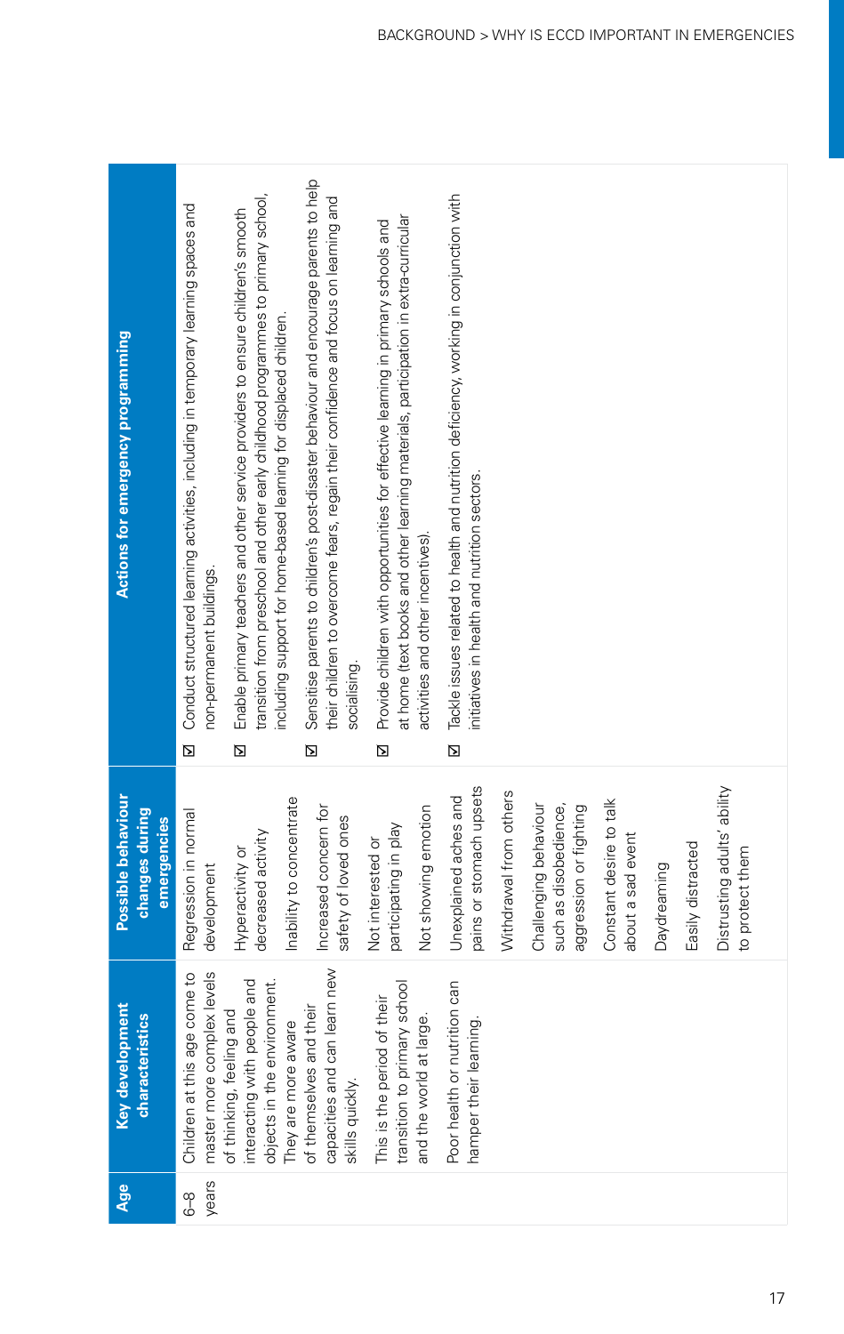| Age | Key development characteristics | Possible behaviour changes during emergencies | Actions for emergency programming |
|---|---|---|---|
| 6–8 years | Children at this age come to master more complex levels of thinking, feeling and interacting with people and objects in the environment. They are more aware of themselves and their capacities and can learn new skills quickly.<br><br>This is the period of their transition to primary school and the world at large.<br><br>Poor health or nutrition can hamper their learning. | Regression in normal development<br><br>Hyperactivity or decreased activity<br><br>Inability to concentrate<br><br>Increased concern for safety of loved ones<br><br>Not interested or participating in play<br><br>Not showing emotion<br><br>Unexplained aches and pains or stomach upsets<br><br>Withdrawal from others<br><br>Challenging behaviour such as disobedience, aggression or fighting<br><br>Constant desire to talk about a sad event<br><br>Daydreaming<br><br>Easily distracted<br><br>Distrusting adults' ability to protect them | ☑ Conduct structured learning activities, including in temporary learning spaces and non-permanent buildings.<br><br>☑ Enable primary teachers and other service providers to ensure children's smooth transition from preschool and other early childhood programmes to primary school, including support for home-based learning for displaced children.<br><br>☑ Sensitise parents to children's post-disaster behaviour and encourage parents to help their children to overcome fears, regain their confidence and focus on learning and socialising.<br><br>☑ Provide children with opportunities for effective learning in primary schools and at home (text books and other learning materials, participation in extra-curricular activities and other incentives).<br><br>☑ Tackle issues related to health and nutrition deficiency, working in conjunction with initiatives in health and nutrition sectors. |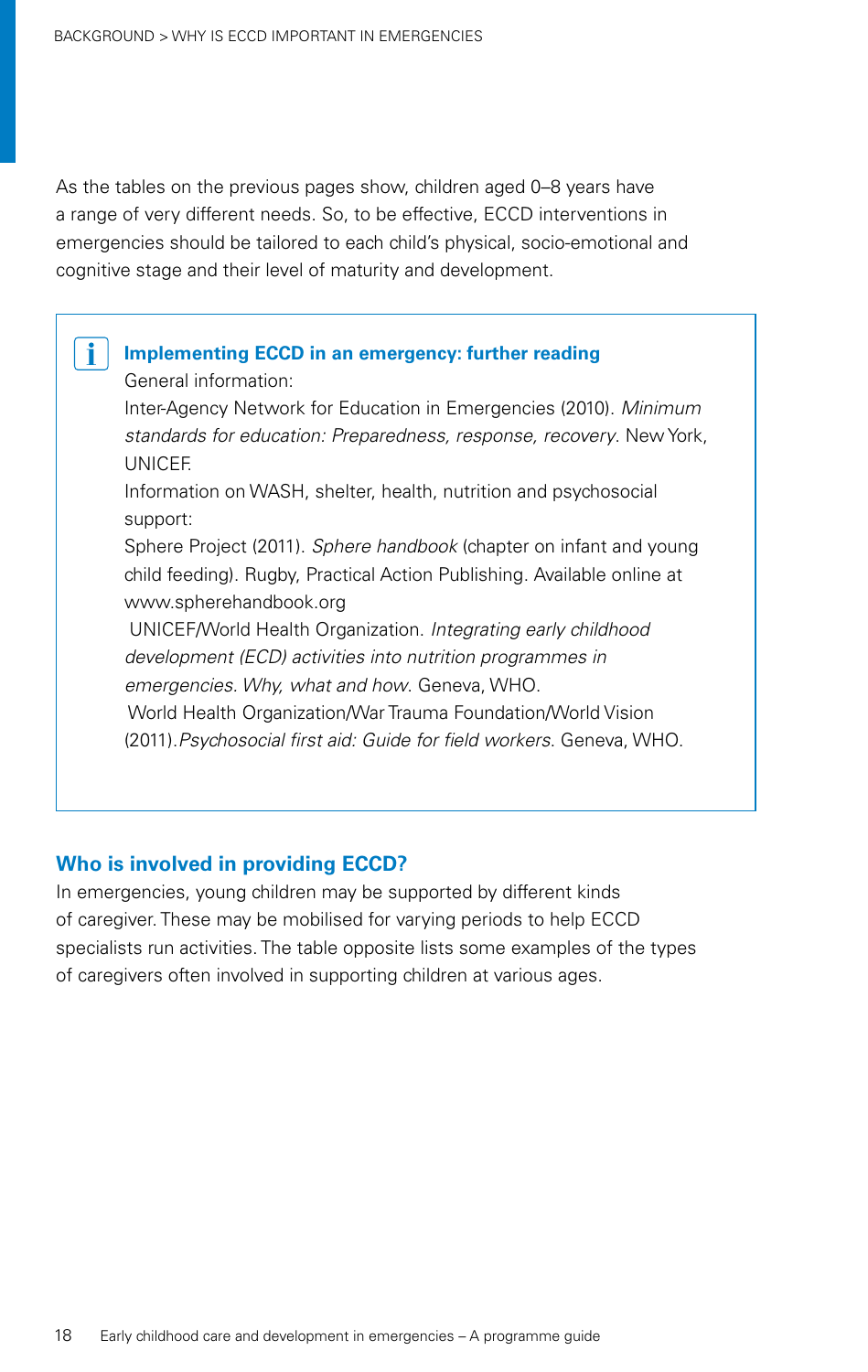As the tables on the previous pages show, children aged 0–8 years have a range of very different needs. So, to be effective, ECCD interventions in emergencies should be tailored to each child's physical, socio-emotional and cognitive stage and their level of maturity and development.

> **Implementing ECCD in an emergency: further reading**
>
> General information:
>
> Inter-Agency Network for Education in Emergencies (2010). *Minimum standards for education: Preparedness, response, recovery*. New York, UNICEF.
>
> Information on WASH, shelter, health, nutrition and psychosocial support:
>
> Sphere Project (2011). *Sphere handbook* (chapter on infant and young child feeding). Rugby, Practical Action Publishing. Available online at www.spherehandbook.org
>
> UNICEF/World Health Organization. *Integrating early childhood development (ECD) activities into nutrition programmes in emergencies. Why, what and how.* Geneva, WHO.
>
> World Health Organization/War Trauma Foundation/World Vision (2011). *Psychosocial first aid: Guide for field workers*. Geneva, WHO.

## Who is involved in providing ECCD?

In emergencies, young children may be supported by different kinds of caregiver. These may be mobilised for varying periods to help ECCD specialists run activities. The table opposite lists some examples of the types of caregivers often involved in supporting children at various ages.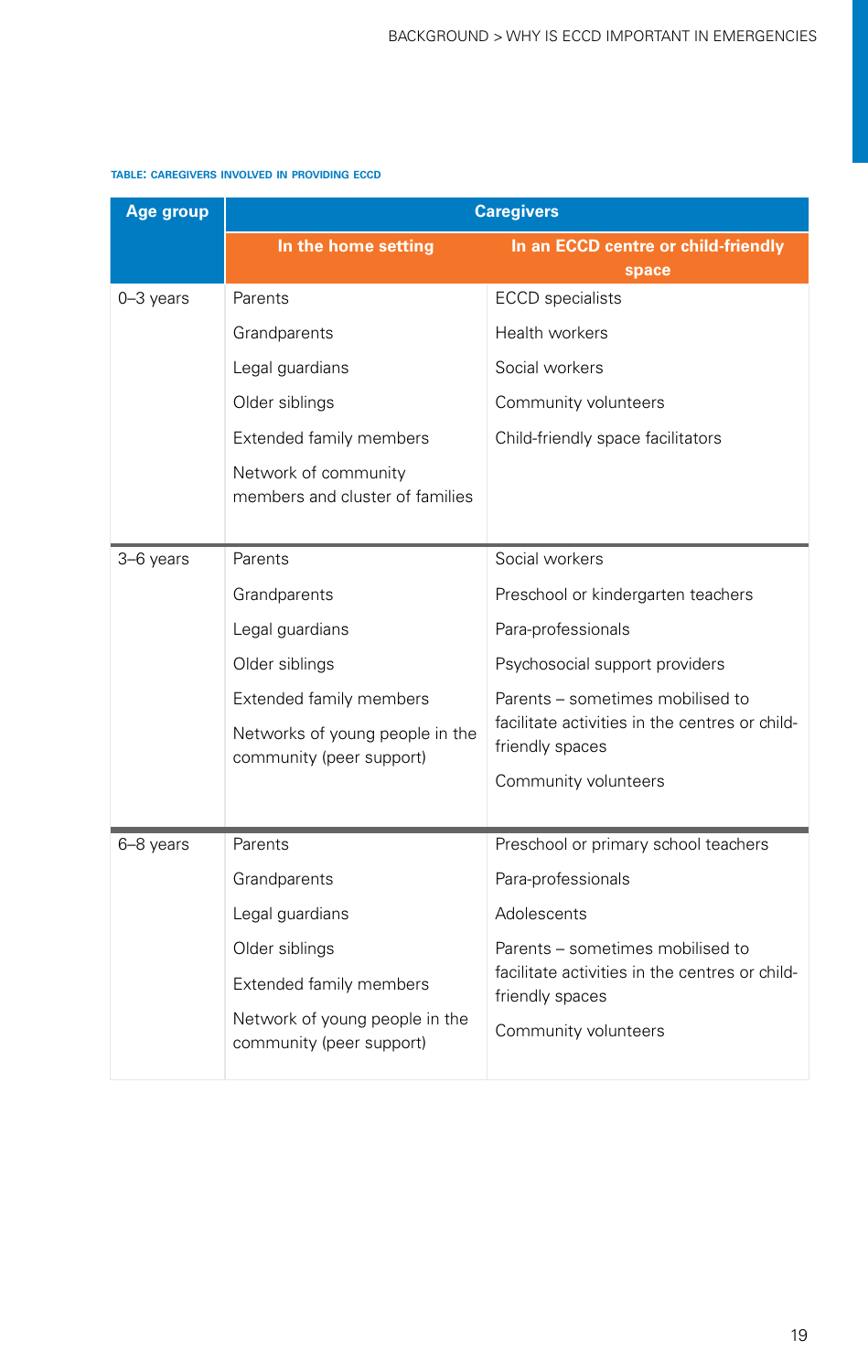**TABLE: CAREGIVERS INVOLVED IN PROVIDING ECCD**

| Age group | Caregivers | |
|---|---|---|
| | In the home setting | In an ECCD centre or child-friendly space |
| 0–3 years | Parents<br>Grandparents<br>Legal guardians<br>Older siblings<br>Extended family members<br>Network of community members and cluster of families | ECCD specialists<br>Health workers<br>Social workers<br>Community volunteers<br>Child-friendly space facilitators |
| 3–6 years | Parents<br>Grandparents<br>Legal guardians<br>Older siblings<br>Extended family members<br>Networks of young people in the community (peer support) | Social workers<br>Preschool or kindergarten teachers<br>Para-professionals<br>Psychosocial support providers<br>Parents – sometimes mobilised to facilitate activities in the centres or child-friendly spaces<br>Community volunteers |
| 6–8 years | Parents<br>Grandparents<br>Legal guardians<br>Older siblings<br>Extended family members<br>Network of young people in the community (peer support) | Preschool or primary school teachers<br>Para-professionals<br>Adolescents<br>Parents – sometimes mobilised to facilitate activities in the centres or child-friendly spaces<br>Community volunteers |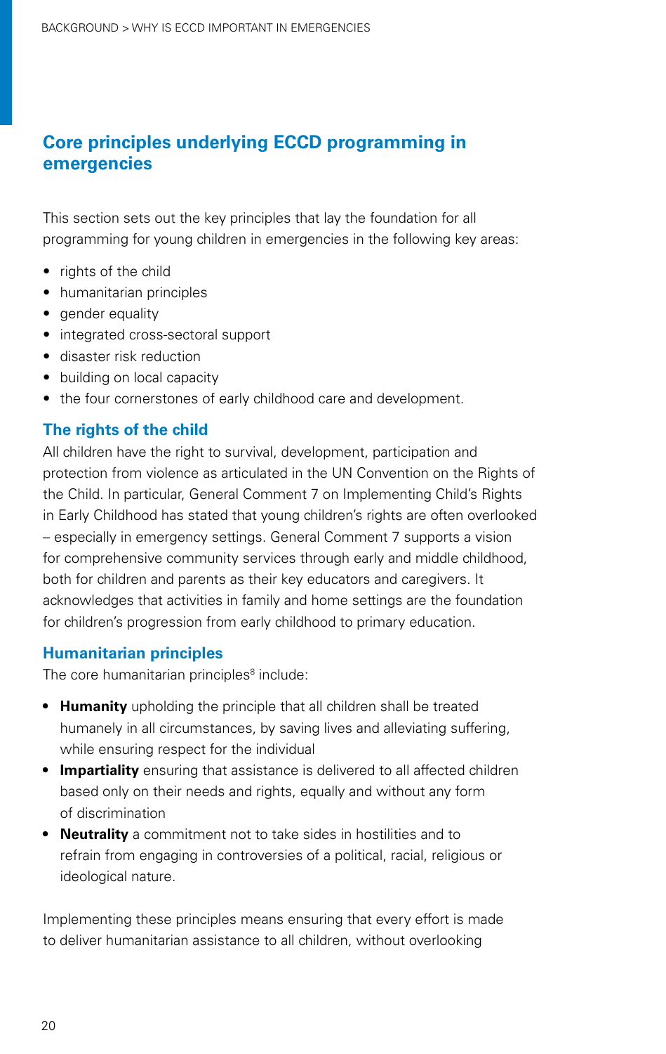## Core principles underlying ECCD programming in emergencies

This section sets out the key principles that lay the foundation for all programming for young children in emergencies in the following key areas:

- rights of the child
- humanitarian principles
- gender equality
- integrated cross-sectoral support
- disaster risk reduction
- building on local capacity
- the four cornerstones of early childhood care and development.

### The rights of the child

All children have the right to survival, development, participation and protection from violence as articulated in the UN Convention on the Rights of the Child. In particular, General Comment 7 on Implementing Child's Rights in Early Childhood has stated that young children's rights are often overlooked – especially in emergency settings. General Comment 7 supports a vision for comprehensive community services through early and middle childhood, both for children and parents as their key educators and caregivers. It acknowledges that activities in family and home settings are the foundation for children's progression from early childhood to primary education.

### Humanitarian principles

The core humanitarian principles[8] include:

- **Humanity** upholding the principle that all children shall be treated humanely in all circumstances, by saving lives and alleviating suffering, while ensuring respect for the individual
- **Impartiality** ensuring that assistance is delivered to all affected children based only on their needs and rights, equally and without any form of discrimination
- **Neutrality** a commitment not to take sides in hostilities and to refrain from engaging in controversies of a political, racial, religious or ideological nature.

Implementing these principles means ensuring that every effort is made to deliver humanitarian assistance to all children, without overlooking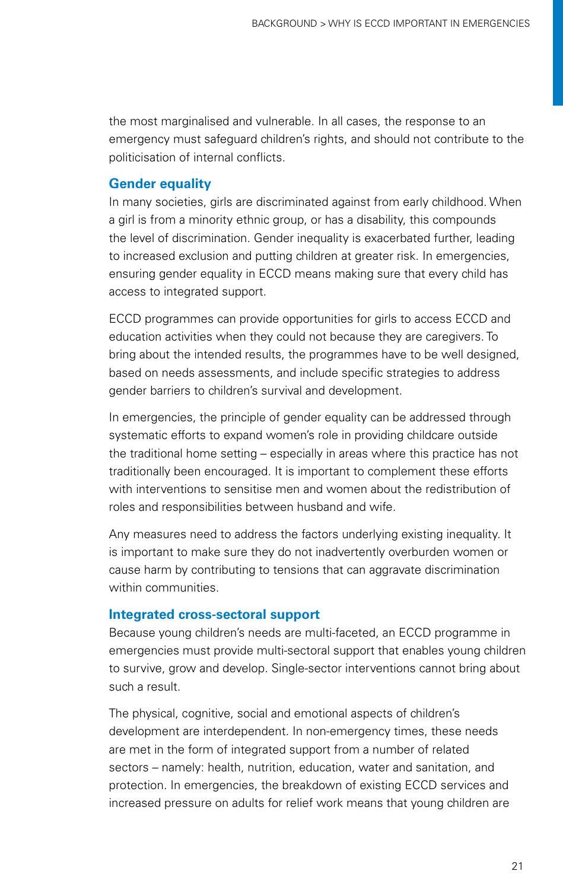the most marginalised and vulnerable. In all cases, the response to an emergency must safeguard children's rights, and should not contribute to the politicisation of internal conflicts.

### Gender equality

In many societies, girls are discriminated against from early childhood. When a girl is from a minority ethnic group, or has a disability, this compounds the level of discrimination. Gender inequality is exacerbated further, leading to increased exclusion and putting children at greater risk. In emergencies, ensuring gender equality in ECCD means making sure that every child has access to integrated support.

ECCD programmes can provide opportunities for girls to access ECCD and education activities when they could not because they are caregivers. To bring about the intended results, the programmes have to be well designed, based on needs assessments, and include specific strategies to address gender barriers to children's survival and development.

In emergencies, the principle of gender equality can be addressed through systematic efforts to expand women's role in providing childcare outside the traditional home setting – especially in areas where this practice has not traditionally been encouraged. It is important to complement these efforts with interventions to sensitise men and women about the redistribution of roles and responsibilities between husband and wife.

Any measures need to address the factors underlying existing inequality. It is important to make sure they do not inadvertently overburden women or cause harm by contributing to tensions that can aggravate discrimination within communities.

### Integrated cross-sectoral support

Because young children's needs are multi-faceted, an ECCD programme in emergencies must provide multi-sectoral support that enables young children to survive, grow and develop. Single-sector interventions cannot bring about such a result.

The physical, cognitive, social and emotional aspects of children's development are interdependent. In non-emergency times, these needs are met in the form of integrated support from a number of related sectors – namely: health, nutrition, education, water and sanitation, and protection. In emergencies, the breakdown of existing ECCD services and increased pressure on adults for relief work means that young children are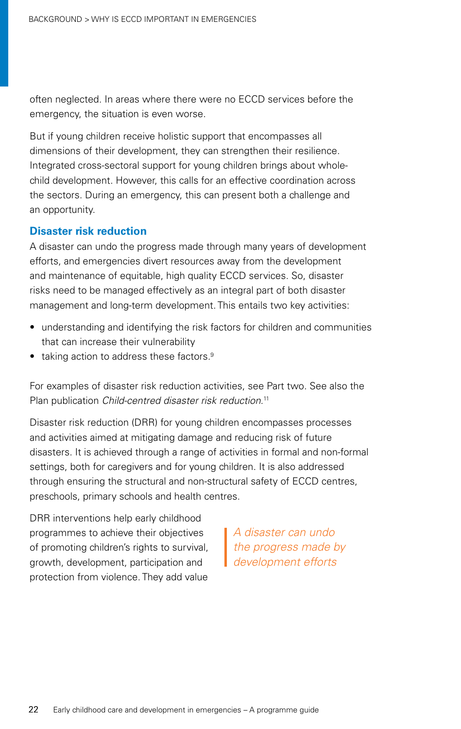often neglected. In areas where there were no ECCD services before the emergency, the situation is even worse.

But if young children receive holistic support that encompasses all dimensions of their development, they can strengthen their resilience. Integrated cross-sectoral support for young children brings about whole-child development. However, this calls for an effective coordination across the sectors. During an emergency, this can present both a challenge and an opportunity.

### Disaster risk reduction

A disaster can undo the progress made through many years of development efforts, and emergencies divert resources away from the development and maintenance of equitable, high quality ECCD services. So, disaster risks need to be managed effectively as an integral part of both disaster management and long-term development. This entails two key activities:

- understanding and identifying the risk factors for children and communities that can increase their vulnerability
- taking action to address these factors.[9]

For examples of disaster risk reduction activities, see Part two. See also the Plan publication *Child-centred disaster risk reduction*.[11]

Disaster risk reduction (DRR) for young children encompasses processes and activities aimed at mitigating damage and reducing risk of future disasters. It is achieved through a range of activities in formal and non-formal settings, both for caregivers and for young children. It is also addressed through ensuring the structural and non-structural safety of ECCD centres, preschools, primary schools and health centres.

DRR interventions help early childhood programmes to achieve their objectives of promoting children's rights to survival, growth, development, participation and protection from violence. They add value

> *A disaster can undo the progress made by development efforts*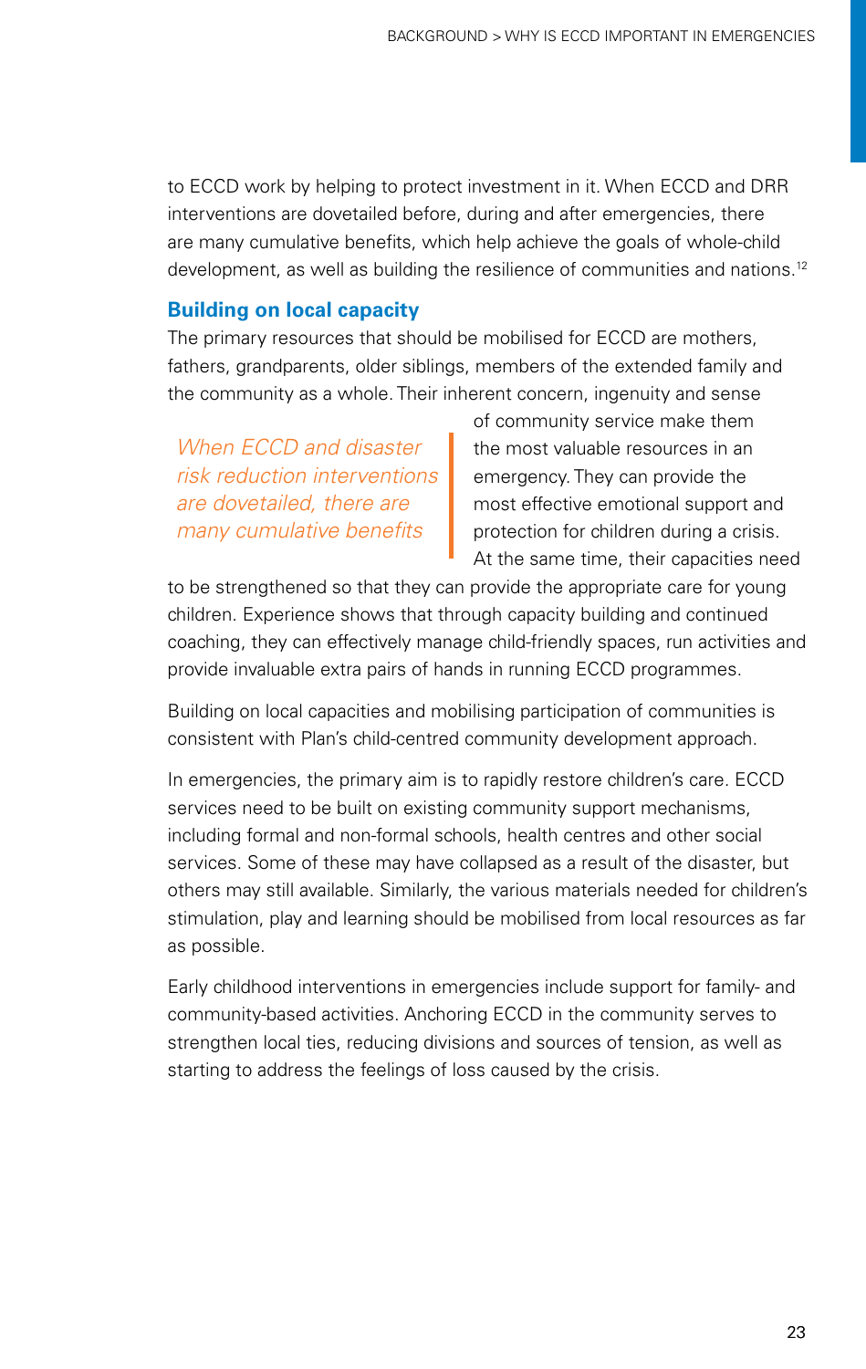to ECCD work by helping to protect investment in it. When ECCD and DRR interventions are dovetailed before, during and after emergencies, there are many cumulative benefits, which help achieve the goals of whole-child development, as well as building the resilience of communities and nations.[12]

### Building on local capacity

The primary resources that should be mobilised for ECCD are mothers, fathers, grandparents, older siblings, members of the extended family and the community as a whole. Their inherent concern, ingenuity and sense of community service make them the most valuable resources in an emergency. They can provide the most effective emotional support and protection for children during a crisis. At the same time, their capacities need to be strengthened so that they can provide the appropriate care for young children. Experience shows that through capacity building and continued coaching, they can effectively manage child-friendly spaces, run activities and provide invaluable extra pairs of hands in running ECCD programmes.

> *When ECCD and disaster risk reduction interventions are dovetailed, there are many cumulative benefits*

Building on local capacities and mobilising participation of communities is consistent with Plan's child-centred community development approach.

In emergencies, the primary aim is to rapidly restore children's care. ECCD services need to be built on existing community support mechanisms, including formal and non-formal schools, health centres and other social services. Some of these may have collapsed as a result of the disaster, but others may still available. Similarly, the various materials needed for children's stimulation, play and learning should be mobilised from local resources as far as possible.

Early childhood interventions in emergencies include support for family- and community-based activities. Anchoring ECCD in the community serves to strengthen local ties, reducing divisions and sources of tension, as well as starting to address the feelings of loss caused by the crisis.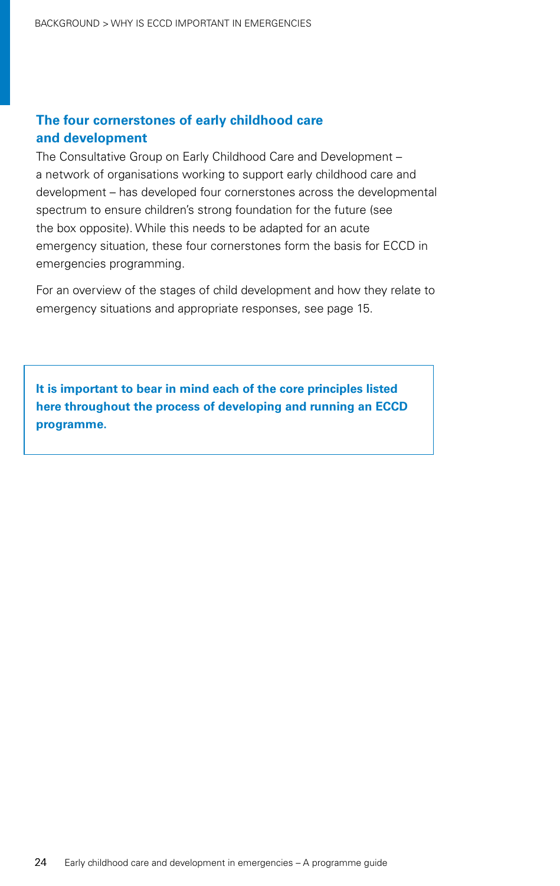## The four cornerstones of early childhood care and development

The Consultative Group on Early Childhood Care and Development – a network of organisations working to support early childhood care and development – has developed four cornerstones across the developmental spectrum to ensure children's strong foundation for the future (see the box opposite). While this needs to be adapted for an acute emergency situation, these four cornerstones form the basis for ECCD in emergencies programming.

For an overview of the stages of child development and how they relate to emergency situations and appropriate responses, see page 15.

> **It is important to bear in mind each of the core principles listed here throughout the process of developing and running an ECCD programme.**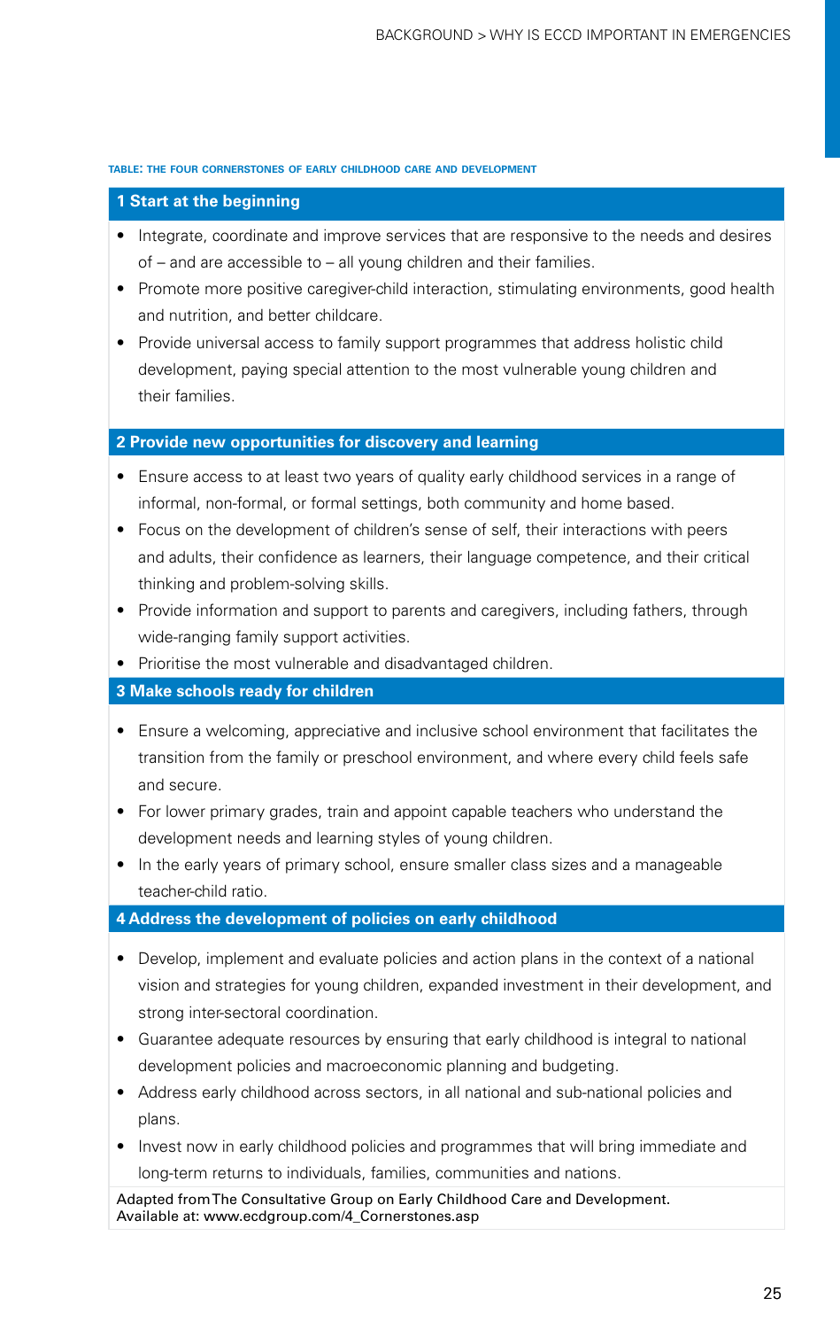**TABLE: THE FOUR CORNERSTONES OF EARLY CHILDHOOD CARE AND DEVELOPMENT**

### 1 Start at the beginning

- Integrate, coordinate and improve services that are responsive to the needs and desires of – and are accessible to – all young children and their families.
- Promote more positive caregiver-child interaction, stimulating environments, good health and nutrition, and better childcare.
- Provide universal access to family support programmes that address holistic child development, paying special attention to the most vulnerable young children and their families.

### 2 Provide new opportunities for discovery and learning

- Ensure access to at least two years of quality early childhood services in a range of informal, non-formal, or formal settings, both community and home based.
- Focus on the development of children's sense of self, their interactions with peers and adults, their confidence as learners, their language competence, and their critical thinking and problem-solving skills.
- Provide information and support to parents and caregivers, including fathers, through wide-ranging family support activities.
- Prioritise the most vulnerable and disadvantaged children.

### 3 Make schools ready for children

- Ensure a welcoming, appreciative and inclusive school environment that facilitates the transition from the family or preschool environment, and where every child feels safe and secure.
- For lower primary grades, train and appoint capable teachers who understand the development needs and learning styles of young children.
- In the early years of primary school, ensure smaller class sizes and a manageable teacher-child ratio.

### 4 Address the development of policies on early childhood

- Develop, implement and evaluate policies and action plans in the context of a national vision and strategies for young children, expanded investment in their development, and strong inter-sectoral coordination.
- Guarantee adequate resources by ensuring that early childhood is integral to national development policies and macroeconomic planning and budgeting.
- Address early childhood across sectors, in all national and sub-national policies and plans.
- Invest now in early childhood policies and programmes that will bring immediate and long-term returns to individuals, families, communities and nations.

Adapted from The Consultative Group on Early Childhood Care and Development. Available at: www.ecdgroup.com/4_Cornerstones.asp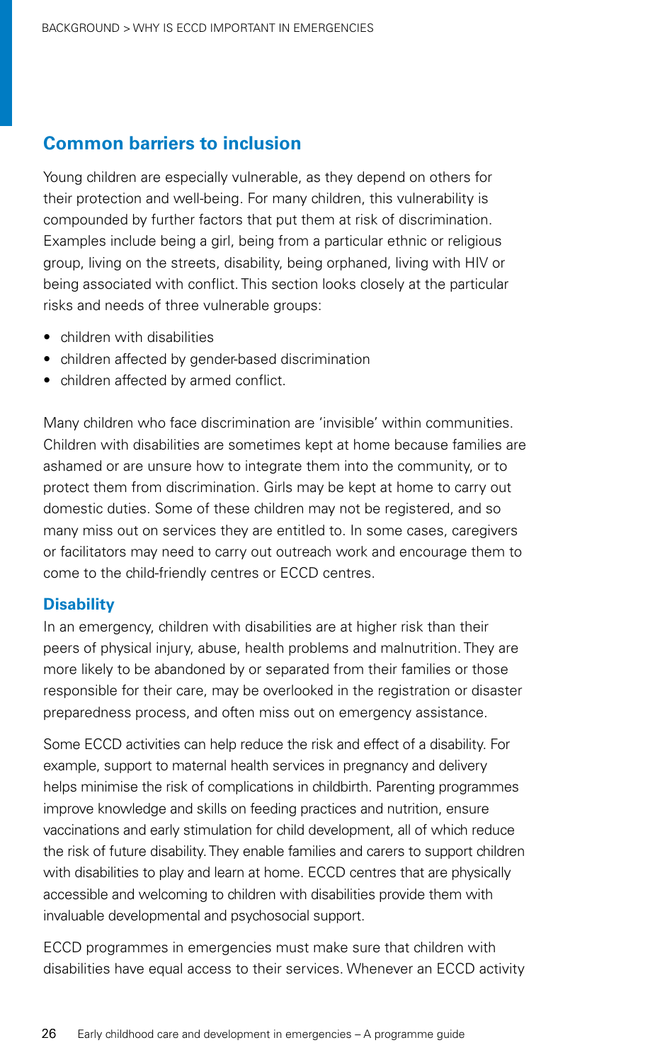## Common barriers to inclusion

Young children are especially vulnerable, as they depend on others for their protection and well-being. For many children, this vulnerability is compounded by further factors that put them at risk of discrimination. Examples include being a girl, being from a particular ethnic or religious group, living on the streets, disability, being orphaned, living with HIV or being associated with conflict. This section looks closely at the particular risks and needs of three vulnerable groups:

- children with disabilities
- children affected by gender-based discrimination
- children affected by armed conflict.

Many children who face discrimination are 'invisible' within communities. Children with disabilities are sometimes kept at home because families are ashamed or are unsure how to integrate them into the community, or to protect them from discrimination. Girls may be kept at home to carry out domestic duties. Some of these children may not be registered, and so many miss out on services they are entitled to. In some cases, caregivers or facilitators may need to carry out outreach work and encourage them to come to the child-friendly centres or ECCD centres.

### Disability

In an emergency, children with disabilities are at higher risk than their peers of physical injury, abuse, health problems and malnutrition. They are more likely to be abandoned by or separated from their families or those responsible for their care, may be overlooked in the registration or disaster preparedness process, and often miss out on emergency assistance.

Some ECCD activities can help reduce the risk and effect of a disability. For example, support to maternal health services in pregnancy and delivery helps minimise the risk of complications in childbirth. Parenting programmes improve knowledge and skills on feeding practices and nutrition, ensure vaccinations and early stimulation for child development, all of which reduce the risk of future disability. They enable families and carers to support children with disabilities to play and learn at home. ECCD centres that are physically accessible and welcoming to children with disabilities provide them with invaluable developmental and psychosocial support.

ECCD programmes in emergencies must make sure that children with disabilities have equal access to their services. Whenever an ECCD activity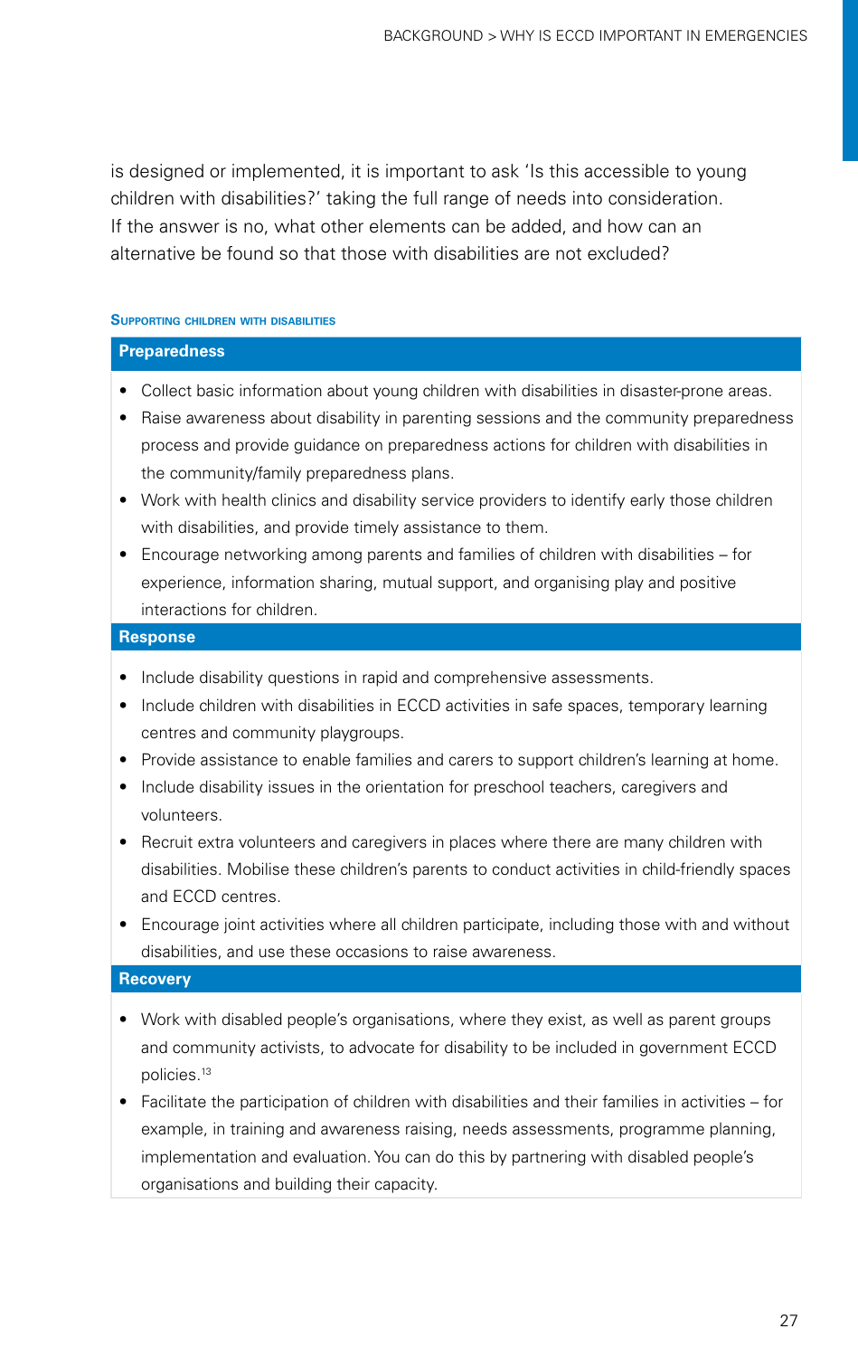is designed or implemented, it is important to ask 'Is this accessible to young children with disabilities?' taking the full range of needs into consideration. If the answer is no, what other elements can be added, and how can an alternative be found so that those with disabilities are not excluded?

**Supporting children with disabilities**

**Preparedness**

- Collect basic information about young children with disabilities in disaster-prone areas.
- Raise awareness about disability in parenting sessions and the community preparedness process and provide guidance on preparedness actions for children with disabilities in the community/family preparedness plans.
- Work with health clinics and disability service providers to identify early those children with disabilities, and provide timely assistance to them.
- Encourage networking among parents and families of children with disabilities – for experience, information sharing, mutual support, and organising play and positive interactions for children.

**Response**

- Include disability questions in rapid and comprehensive assessments.
- Include children with disabilities in ECCD activities in safe spaces, temporary learning centres and community playgroups.
- Provide assistance to enable families and carers to support children's learning at home.
- Include disability issues in the orientation for preschool teachers, caregivers and volunteers.
- Recruit extra volunteers and caregivers in places where there are many children with disabilities. Mobilise these children's parents to conduct activities in child-friendly spaces and ECCD centres.
- Encourage joint activities where all children participate, including those with and without disabilities, and use these occasions to raise awareness.

**Recovery**

- Work with disabled people's organisations, where they exist, as well as parent groups and community activists, to advocate for disability to be included in government ECCD policies.[13]
- Facilitate the participation of children with disabilities and their families in activities – for example, in training and awareness raising, needs assessments, programme planning, implementation and evaluation. You can do this by partnering with disabled people's organisations and building their capacity.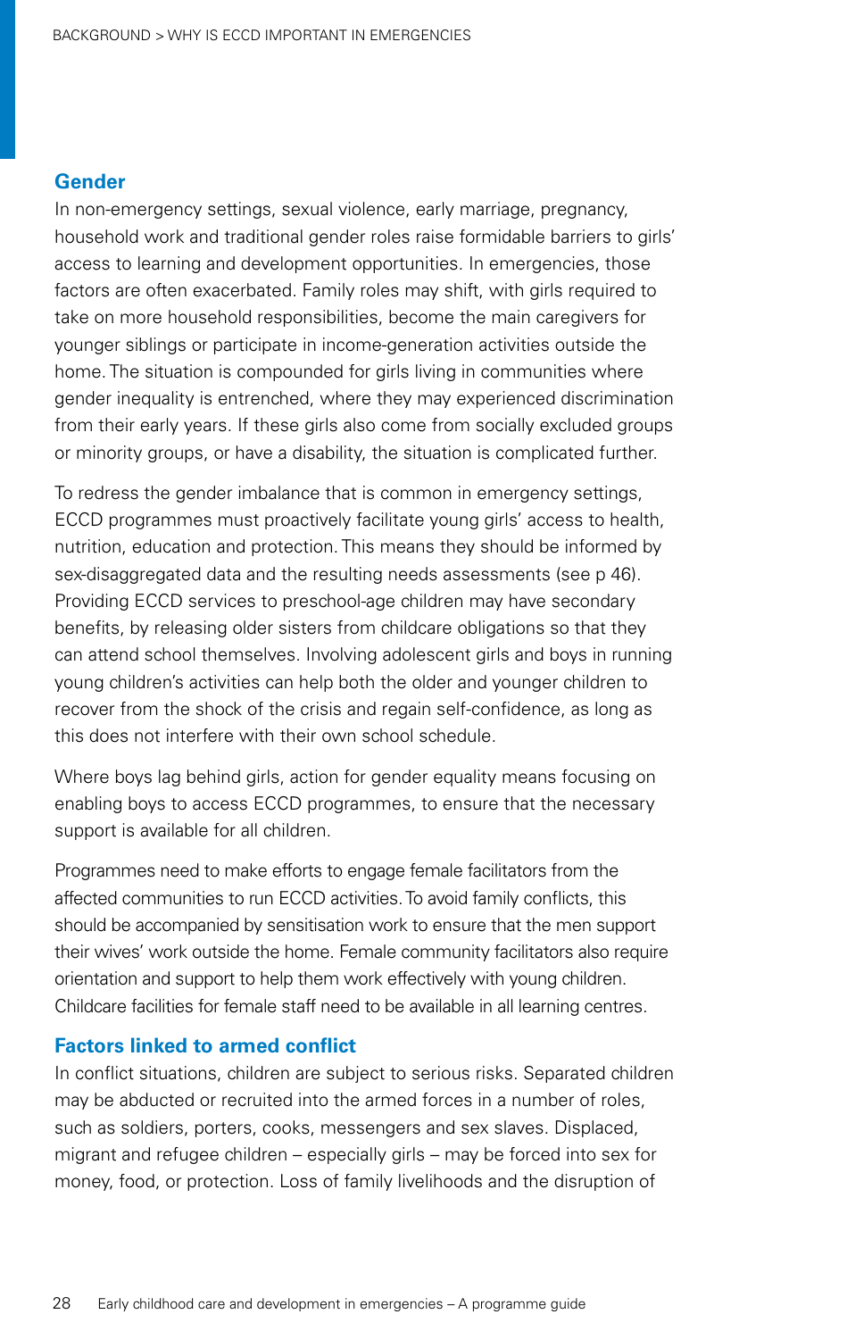### Gender

In non-emergency settings, sexual violence, early marriage, pregnancy, household work and traditional gender roles raise formidable barriers to girls' access to learning and development opportunities. In emergencies, those factors are often exacerbated. Family roles may shift, with girls required to take on more household responsibilities, become the main caregivers for younger siblings or participate in income-generation activities outside the home. The situation is compounded for girls living in communities where gender inequality is entrenched, where they may experienced discrimination from their early years. If these girls also come from socially excluded groups or minority groups, or have a disability, the situation is complicated further.

To redress the gender imbalance that is common in emergency settings, ECCD programmes must proactively facilitate young girls' access to health, nutrition, education and protection. This means they should be informed by sex-disaggregated data and the resulting needs assessments (see p 46). Providing ECCD services to preschool-age children may have secondary benefits, by releasing older sisters from childcare obligations so that they can attend school themselves. Involving adolescent girls and boys in running young children's activities can help both the older and younger children to recover from the shock of the crisis and regain self-confidence, as long as this does not interfere with their own school schedule.

Where boys lag behind girls, action for gender equality means focusing on enabling boys to access ECCD programmes, to ensure that the necessary support is available for all children.

Programmes need to make efforts to engage female facilitators from the affected communities to run ECCD activities. To avoid family conflicts, this should be accompanied by sensitisation work to ensure that the men support their wives' work outside the home. Female community facilitators also require orientation and support to help them work effectively with young children. Childcare facilities for female staff need to be available in all learning centres.

### Factors linked to armed conflict

In conflict situations, children are subject to serious risks. Separated children may be abducted or recruited into the armed forces in a number of roles, such as soldiers, porters, cooks, messengers and sex slaves. Displaced, migrant and refugee children – especially girls – may be forced into sex for money, food, or protection. Loss of family livelihoods and the disruption of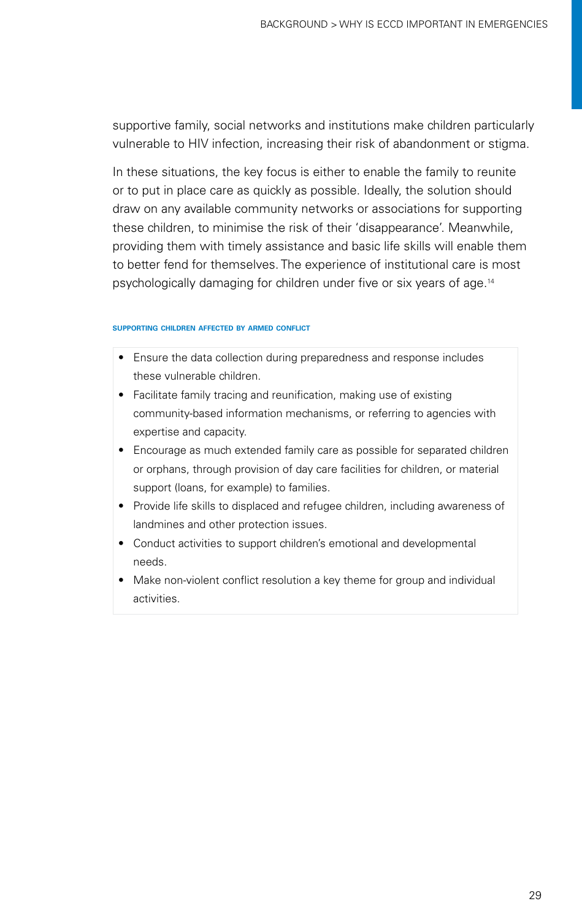supportive family, social networks and institutions make children particularly vulnerable to HIV infection, increasing their risk of abandonment or stigma.

In these situations, the key focus is either to enable the family to reunite or to put in place care as quickly as possible. Ideally, the solution should draw on any available community networks or associations for supporting these children, to minimise the risk of their 'disappearance'. Meanwhile, providing them with timely assistance and basic life skills will enable them to better fend for themselves. The experience of institutional care is most psychologically damaging for children under five or six years of age.[14]

#### SUPPORTING CHILDREN AFFECTED BY ARMED CONFLICT

- Ensure the data collection during preparedness and response includes these vulnerable children.
- Facilitate family tracing and reunification, making use of existing community-based information mechanisms, or referring to agencies with expertise and capacity.
- Encourage as much extended family care as possible for separated children or orphans, through provision of day care facilities for children, or material support (loans, for example) to families.
- Provide life skills to displaced and refugee children, including awareness of landmines and other protection issues.
- Conduct activities to support children's emotional and developmental needs.
- Make non-violent conflict resolution a key theme for group and individual activities.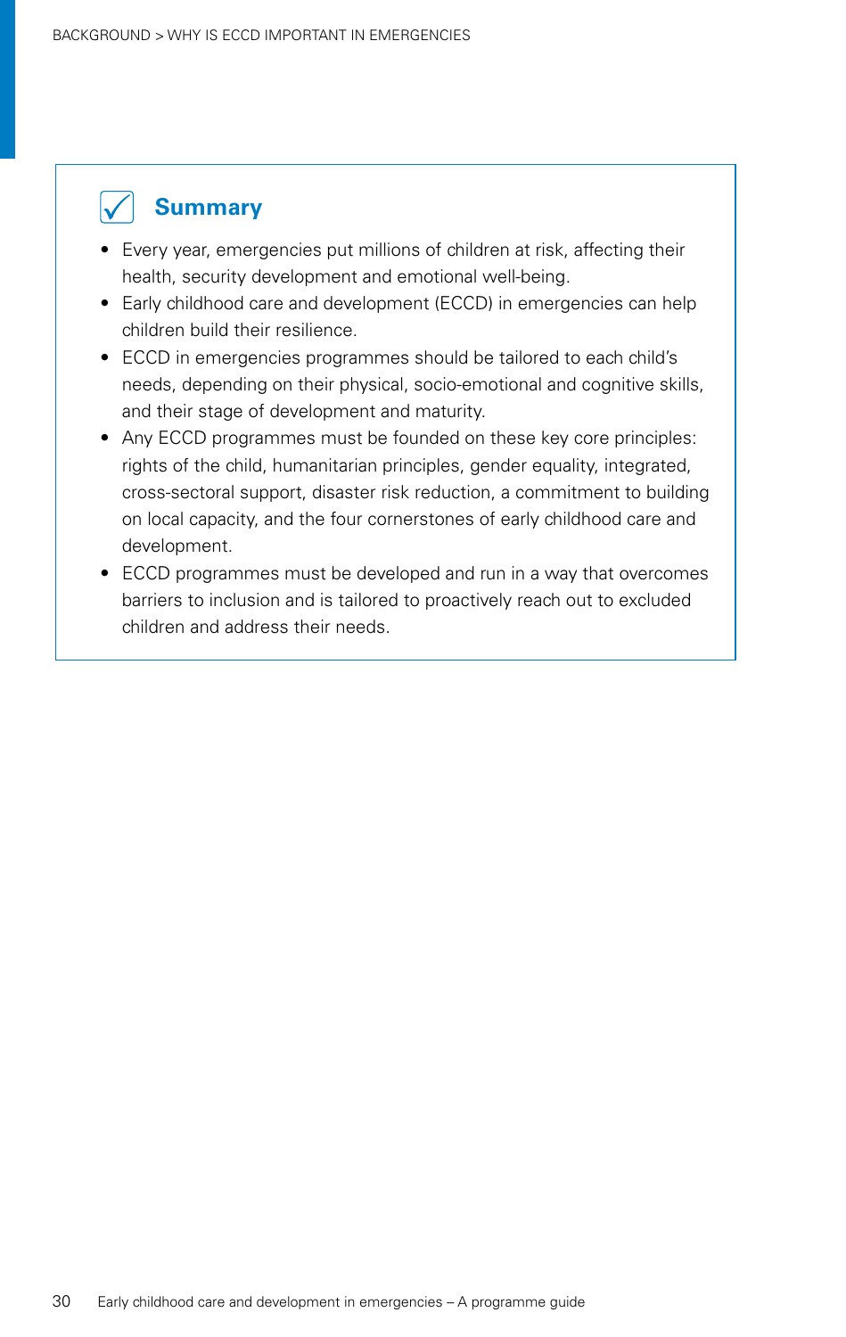## Summary

- Every year, emergencies put millions of children at risk, affecting their health, security development and emotional well-being.
- Early childhood care and development (ECCD) in emergencies can help children build their resilience.
- ECCD in emergencies programmes should be tailored to each child's needs, depending on their physical, socio-emotional and cognitive skills, and their stage of development and maturity.
- Any ECCD programmes must be founded on these key core principles: rights of the child, humanitarian principles, gender equality, integrated, cross-sectoral support, disaster risk reduction, a commitment to building on local capacity, and the four cornerstones of early childhood care and development.
- ECCD programmes must be developed and run in a way that overcomes barriers to inclusion and is tailored to proactively reach out to excluded children and address their needs.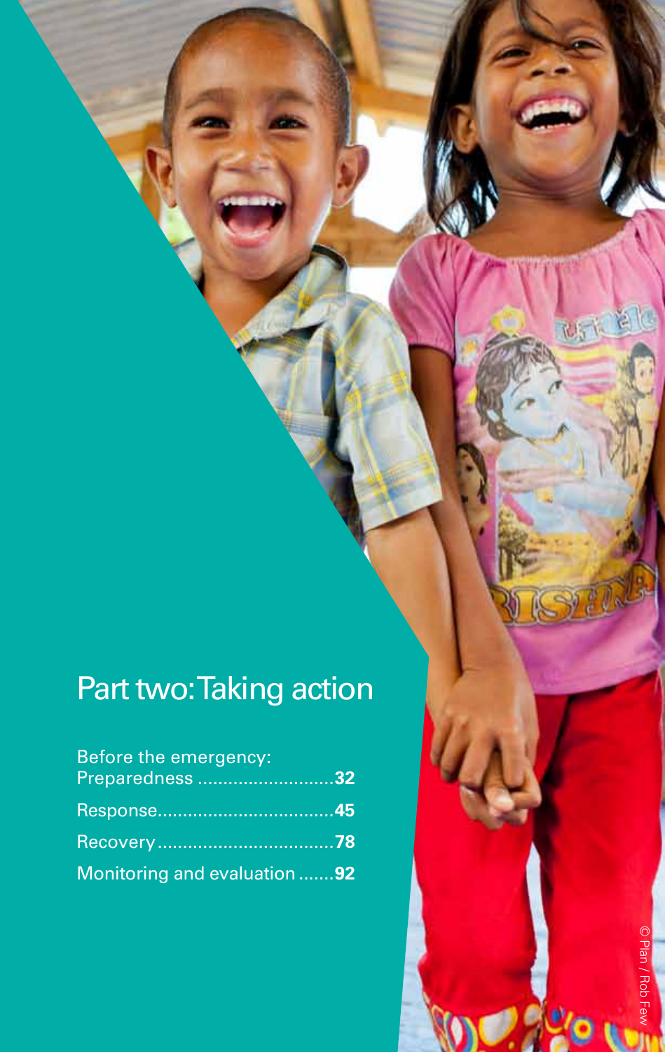# Part two: Taking action

Before the emergency: Preparedness ............................32

Response...................................45

Recovery...................................78

Monitoring and evaluation .......92

© Plan / Rob Few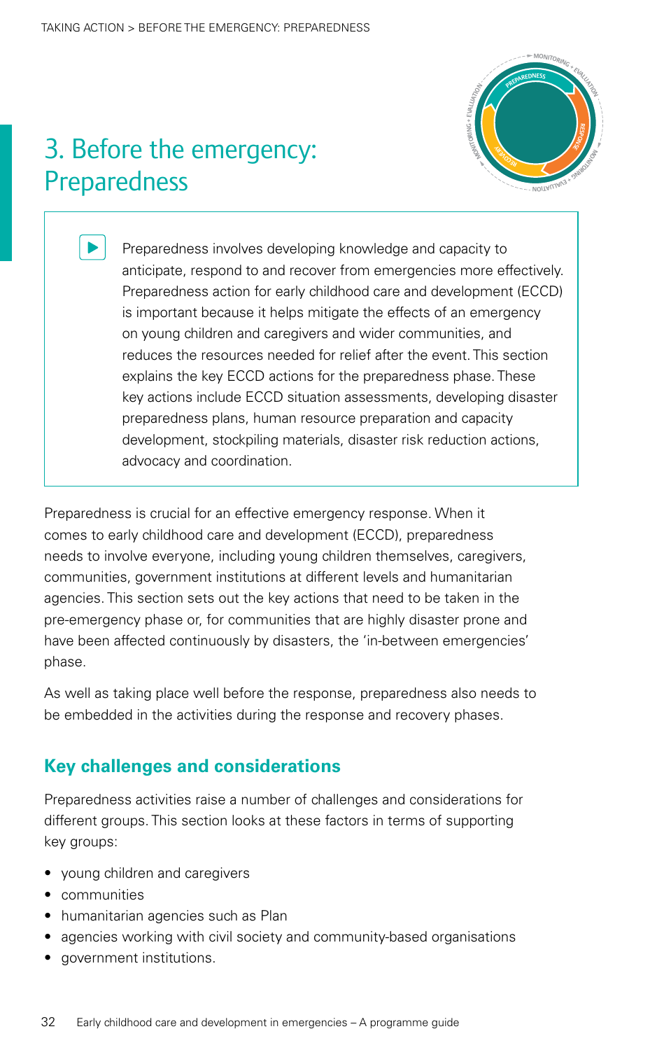# 3. Before the emergency: Preparedness

> Preparedness involves developing knowledge and capacity to anticipate, respond to and recover from emergencies more effectively. Preparedness action for early childhood care and development (ECCD) is important because it helps mitigate the effects of an emergency on young children and caregivers and wider communities, and reduces the resources needed for relief after the event. This section explains the key ECCD actions for the preparedness phase. These key actions include ECCD situation assessments, developing disaster preparedness plans, human resource preparation and capacity development, stockpiling materials, disaster risk reduction actions, advocacy and coordination.

Preparedness is crucial for an effective emergency response. When it comes to early childhood care and development (ECCD), preparedness needs to involve everyone, including young children themselves, caregivers, communities, government institutions at different levels and humanitarian agencies. This section sets out the key actions that need to be taken in the pre-emergency phase or, for communities that are highly disaster prone and have been affected continuously by disasters, the 'in-between emergencies' phase.

As well as taking place well before the response, preparedness also needs to be embedded in the activities during the response and recovery phases.

## Key challenges and considerations

Preparedness activities raise a number of challenges and considerations for different groups. This section looks at these factors in terms of supporting key groups:

- young children and caregivers
- communities
- humanitarian agencies such as Plan
- agencies working with civil society and community-based organisations
- government institutions.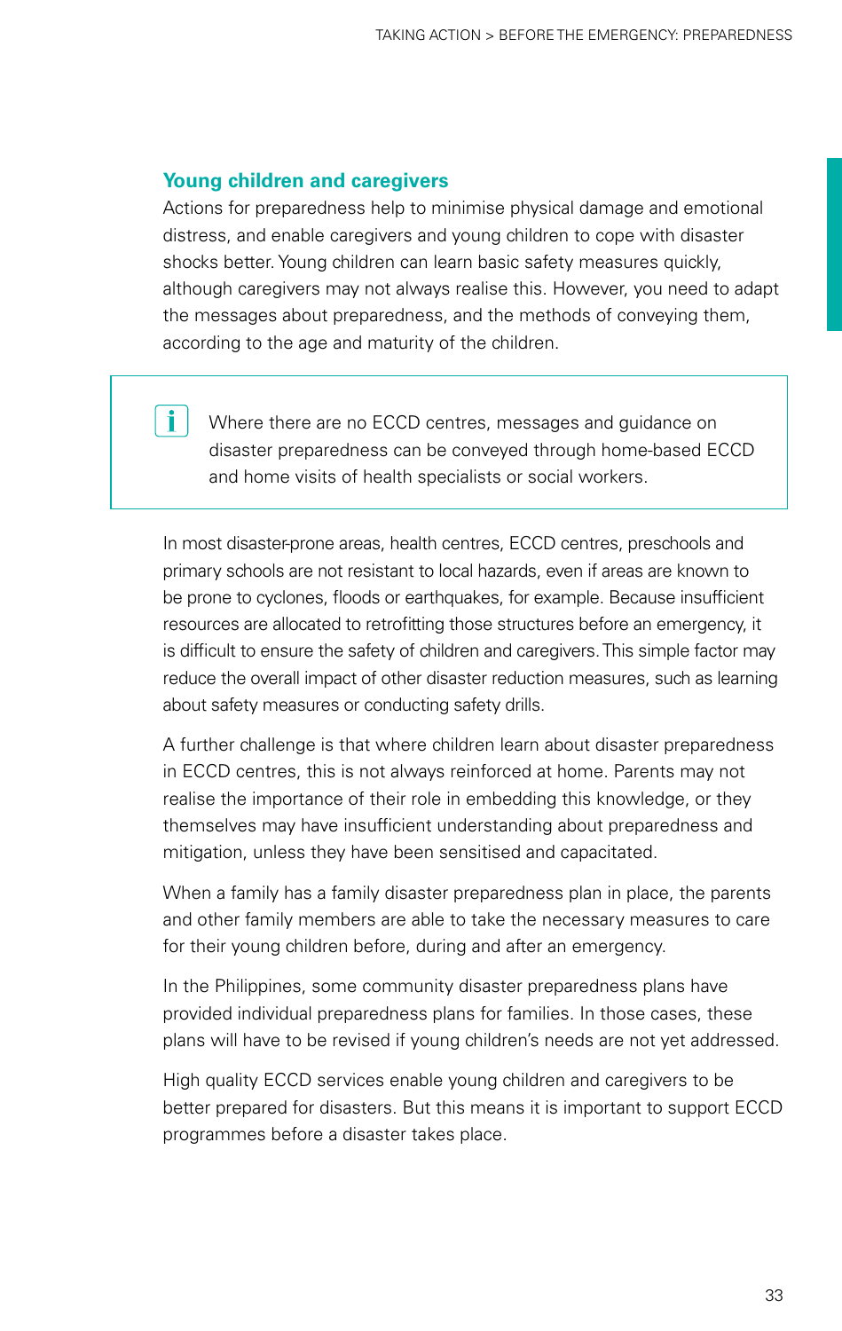### Young children and caregivers

Actions for preparedness help to minimise physical damage and emotional distress, and enable caregivers and young children to cope with disaster shocks better. Young children can learn basic safety measures quickly, although caregivers may not always realise this. However, you need to adapt the messages about preparedness, and the methods of conveying them, according to the age and maturity of the children.

> Where there are no ECCD centres, messages and guidance on disaster preparedness can be conveyed through home-based ECCD and home visits of health specialists or social workers.

In most disaster-prone areas, health centres, ECCD centres, preschools and primary schools are not resistant to local hazards, even if areas are known to be prone to cyclones, floods or earthquakes, for example. Because insufficient resources are allocated to retrofitting those structures before an emergency, it is difficult to ensure the safety of children and caregivers. This simple factor may reduce the overall impact of other disaster reduction measures, such as learning about safety measures or conducting safety drills.

A further challenge is that where children learn about disaster preparedness in ECCD centres, this is not always reinforced at home. Parents may not realise the importance of their role in embedding this knowledge, or they themselves may have insufficient understanding about preparedness and mitigation, unless they have been sensitised and capacitated.

When a family has a family disaster preparedness plan in place, the parents and other family members are able to take the necessary measures to care for their young children before, during and after an emergency.

In the Philippines, some community disaster preparedness plans have provided individual preparedness plans for families. In those cases, these plans will have to be revised if young children's needs are not yet addressed.

High quality ECCD services enable young children and caregivers to be better prepared for disasters. But this means it is important to support ECCD programmes before a disaster takes place.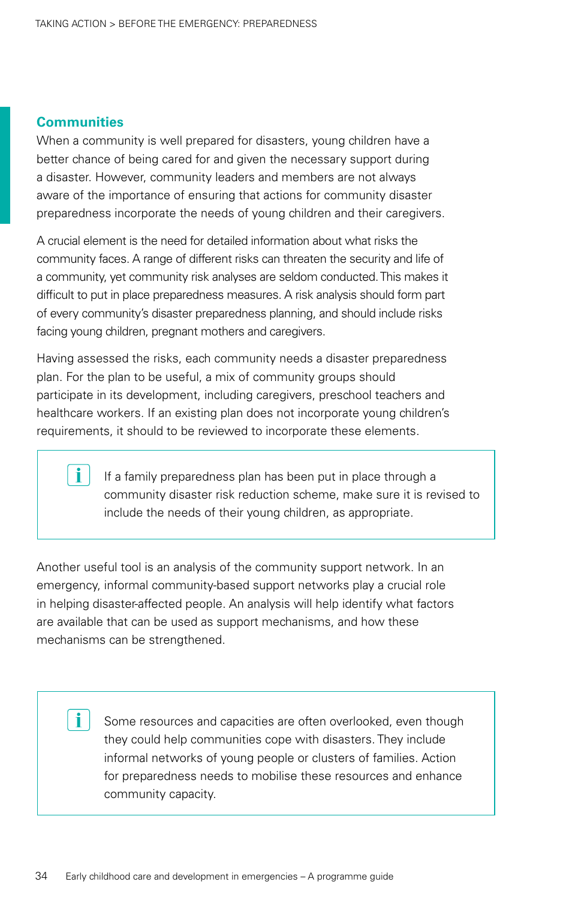## Communities

When a community is well prepared for disasters, young children have a better chance of being cared for and given the necessary support during a disaster. However, community leaders and members are not always aware of the importance of ensuring that actions for community disaster preparedness incorporate the needs of young children and their caregivers.

A crucial element is the need for detailed information about what risks the community faces. A range of different risks can threaten the security and life of a community, yet community risk analyses are seldom conducted. This makes it difficult to put in place preparedness measures. A risk analysis should form part of every community's disaster preparedness planning, and should include risks facing young children, pregnant mothers and caregivers.

Having assessed the risks, each community needs a disaster preparedness plan. For the plan to be useful, a mix of community groups should participate in its development, including caregivers, preschool teachers and healthcare workers. If an existing plan does not incorporate young children's requirements, it should to be reviewed to incorporate these elements.

> **i** If a family preparedness plan has been put in place through a community disaster risk reduction scheme, make sure it is revised to include the needs of their young children, as appropriate.

Another useful tool is an analysis of the community support network. In an emergency, informal community-based support networks play a crucial role in helping disaster-affected people. An analysis will help identify what factors are available that can be used as support mechanisms, and how these mechanisms can be strengthened.

> **i** Some resources and capacities are often overlooked, even though they could help communities cope with disasters. They include informal networks of young people or clusters of families. Action for preparedness needs to mobilise these resources and enhance community capacity.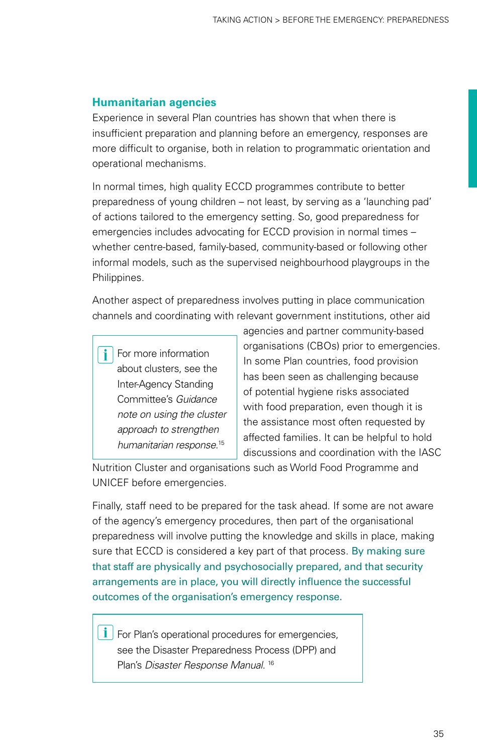### Humanitarian agencies

Experience in several Plan countries has shown that when there is insufficient preparation and planning before an emergency, responses are more difficult to organise, both in relation to programmatic orientation and operational mechanisms.

In normal times, high quality ECCD programmes contribute to better preparedness of young children – not least, by serving as a 'launching pad' of actions tailored to the emergency setting. So, good preparedness for emergencies includes advocating for ECCD provision in normal times – whether centre-based, family-based, community-based or following other informal models, such as the supervised neighbourhood playgroups in the Philippines.

Another aspect of preparedness involves putting in place communication channels and coordinating with relevant government institutions, other aid agencies and partner community-based organisations (CBOs) prior to emergencies. In some Plan countries, food provision has been seen as challenging because of potential hygiene risks associated with food preparation, even though it is the assistance most often requested by affected families. It can be helpful to hold discussions and coordination with the IASC Nutrition Cluster and organisations such as World Food Programme and UNICEF before emergencies.

> For more information about clusters, see the Inter-Agency Standing Committee's *Guidance note on using the cluster approach to strengthen humanitarian response.*[15]

Finally, staff need to be prepared for the task ahead. If some are not aware of the agency's emergency procedures, then part of the organisational preparedness will involve putting the knowledge and skills in place, making sure that ECCD is considered a key part of that process. By making sure that staff are physically and psychosocially prepared, and that security arrangements are in place, you will directly influence the successful outcomes of the organisation's emergency response.

> For Plan's operational procedures for emergencies, see the Disaster Preparedness Process (DPP) and Plan's *Disaster Response Manual.*[16]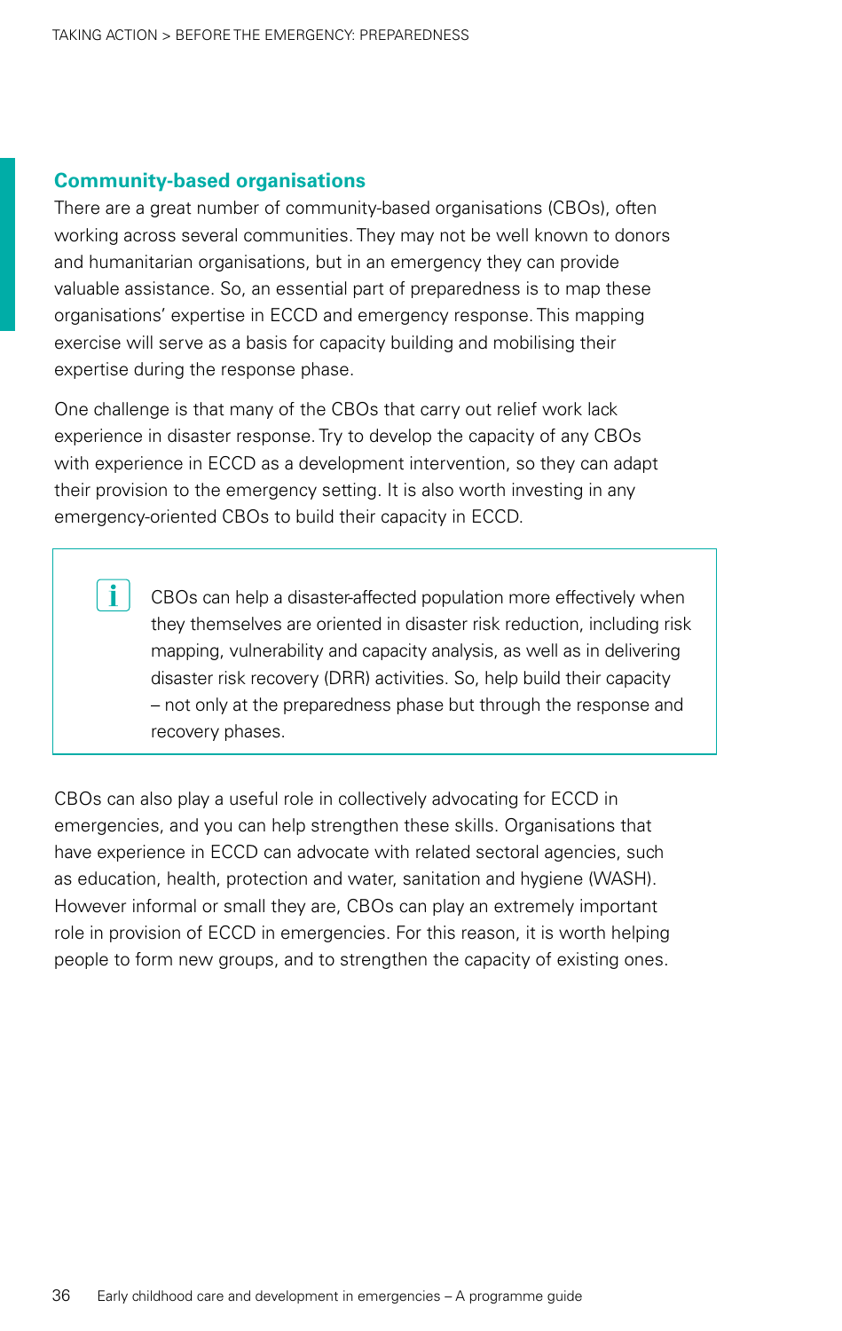## Community-based organisations

There are a great number of community-based organisations (CBOs), often working across several communities. They may not be well known to donors and humanitarian organisations, but in an emergency they can provide valuable assistance. So, an essential part of preparedness is to map these organisations' expertise in ECCD and emergency response. This mapping exercise will serve as a basis for capacity building and mobilising their expertise during the response phase.

One challenge is that many of the CBOs that carry out relief work lack experience in disaster response. Try to develop the capacity of any CBOs with experience in ECCD as a development intervention, so they can adapt their provision to the emergency setting. It is also worth investing in any emergency-oriented CBOs to build their capacity in ECCD.

> CBOs can help a disaster-affected population more effectively when they themselves are oriented in disaster risk reduction, including risk mapping, vulnerability and capacity analysis, as well as in delivering disaster risk recovery (DRR) activities. So, help build their capacity – not only at the preparedness phase but through the response and recovery phases.

CBOs can also play a useful role in collectively advocating for ECCD in emergencies, and you can help strengthen these skills. Organisations that have experience in ECCD can advocate with related sectoral agencies, such as education, health, protection and water, sanitation and hygiene (WASH). However informal or small they are, CBOs can play an extremely important role in provision of ECCD in emergencies. For this reason, it is worth helping people to form new groups, and to strengthen the capacity of existing ones.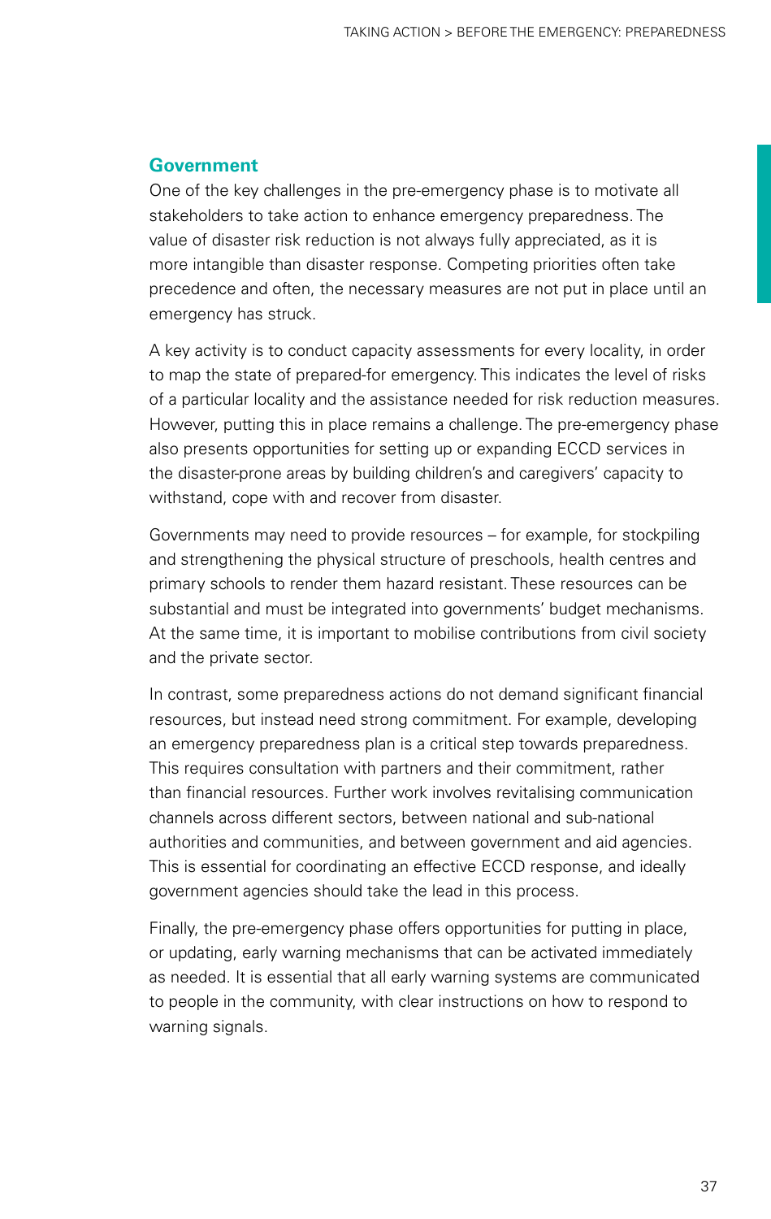## Government

One of the key challenges in the pre-emergency phase is to motivate all stakeholders to take action to enhance emergency preparedness. The value of disaster risk reduction is not always fully appreciated, as it is more intangible than disaster response. Competing priorities often take precedence and often, the necessary measures are not put in place until an emergency has struck.

A key activity is to conduct capacity assessments for every locality, in order to map the state of prepared-for emergency. This indicates the level of risks of a particular locality and the assistance needed for risk reduction measures. However, putting this in place remains a challenge. The pre-emergency phase also presents opportunities for setting up or expanding ECCD services in the disaster-prone areas by building children's and caregivers' capacity to withstand, cope with and recover from disaster.

Governments may need to provide resources – for example, for stockpiling and strengthening the physical structure of preschools, health centres and primary schools to render them hazard resistant. These resources can be substantial and must be integrated into governments' budget mechanisms. At the same time, it is important to mobilise contributions from civil society and the private sector.

In contrast, some preparedness actions do not demand significant financial resources, but instead need strong commitment. For example, developing an emergency preparedness plan is a critical step towards preparedness. This requires consultation with partners and their commitment, rather than financial resources. Further work involves revitalising communication channels across different sectors, between national and sub-national authorities and communities, and between government and aid agencies. This is essential for coordinating an effective ECCD response, and ideally government agencies should take the lead in this process.

Finally, the pre-emergency phase offers opportunities for putting in place, or updating, early warning mechanisms that can be activated immediately as needed. It is essential that all early warning systems are communicated to people in the community, with clear instructions on how to respond to warning signals.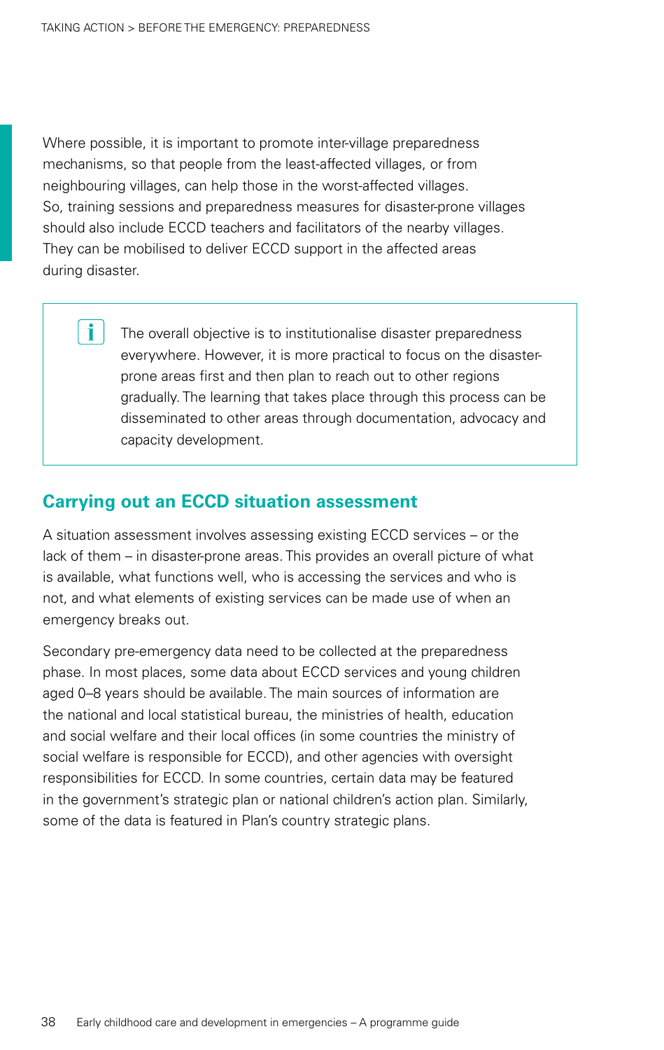Where possible, it is important to promote inter-village preparedness mechanisms, so that people from the least-affected villages, or from neighbouring villages, can help those in the worst-affected villages. So, training sessions and preparedness measures for disaster-prone villages should also include ECCD teachers and facilitators of the nearby villages. They can be mobilised to deliver ECCD support in the affected areas during disaster.

> The overall objective is to institutionalise disaster preparedness everywhere. However, it is more practical to focus on the disaster-prone areas first and then plan to reach out to other regions gradually. The learning that takes place through this process can be disseminated to other areas through documentation, advocacy and capacity development.

## Carrying out an ECCD situation assessment

A situation assessment involves assessing existing ECCD services – or the lack of them – in disaster-prone areas. This provides an overall picture of what is available, what functions well, who is accessing the services and who is not, and what elements of existing services can be made use of when an emergency breaks out.

Secondary pre-emergency data need to be collected at the preparedness phase. In most places, some data about ECCD services and young children aged 0–8 years should be available. The main sources of information are the national and local statistical bureau, the ministries of health, education and social welfare and their local offices (in some countries the ministry of social welfare is responsible for ECCD), and other agencies with oversight responsibilities for ECCD. In some countries, certain data may be featured in the government's strategic plan or national children's action plan. Similarly, some of the data is featured in Plan's country strategic plans.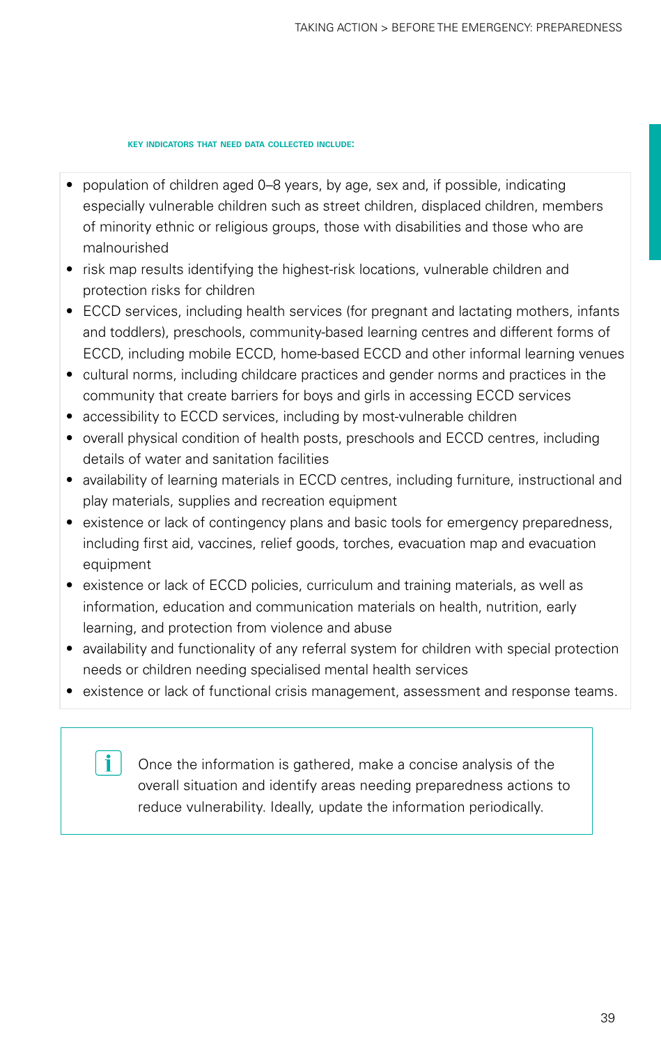**KEY INDICATORS THAT NEED DATA COLLECTED INCLUDE:**

- population of children aged 0–8 years, by age, sex and, if possible, indicating especially vulnerable children such as street children, displaced children, members of minority ethnic or religious groups, those with disabilities and those who are malnourished
- risk map results identifying the highest-risk locations, vulnerable children and protection risks for children
- ECCD services, including health services (for pregnant and lactating mothers, infants and toddlers), preschools, community-based learning centres and different forms of ECCD, including mobile ECCD, home-based ECCD and other informal learning venues
- cultural norms, including childcare practices and gender norms and practices in the community that create barriers for boys and girls in accessing ECCD services
- accessibility to ECCD services, including by most-vulnerable children
- overall physical condition of health posts, preschools and ECCD centres, including details of water and sanitation facilities
- availability of learning materials in ECCD centres, including furniture, instructional and play materials, supplies and recreation equipment
- existence or lack of contingency plans and basic tools for emergency preparedness, including first aid, vaccines, relief goods, torches, evacuation map and evacuation equipment
- existence or lack of ECCD policies, curriculum and training materials, as well as information, education and communication materials on health, nutrition, early learning, and protection from violence and abuse
- availability and functionality of any referral system for children with special protection needs or children needing specialised mental health services
- existence or lack of functional crisis management, assessment and response teams.

Once the information is gathered, make a concise analysis of the overall situation and identify areas needing preparedness actions to reduce vulnerability. Ideally, update the information periodically.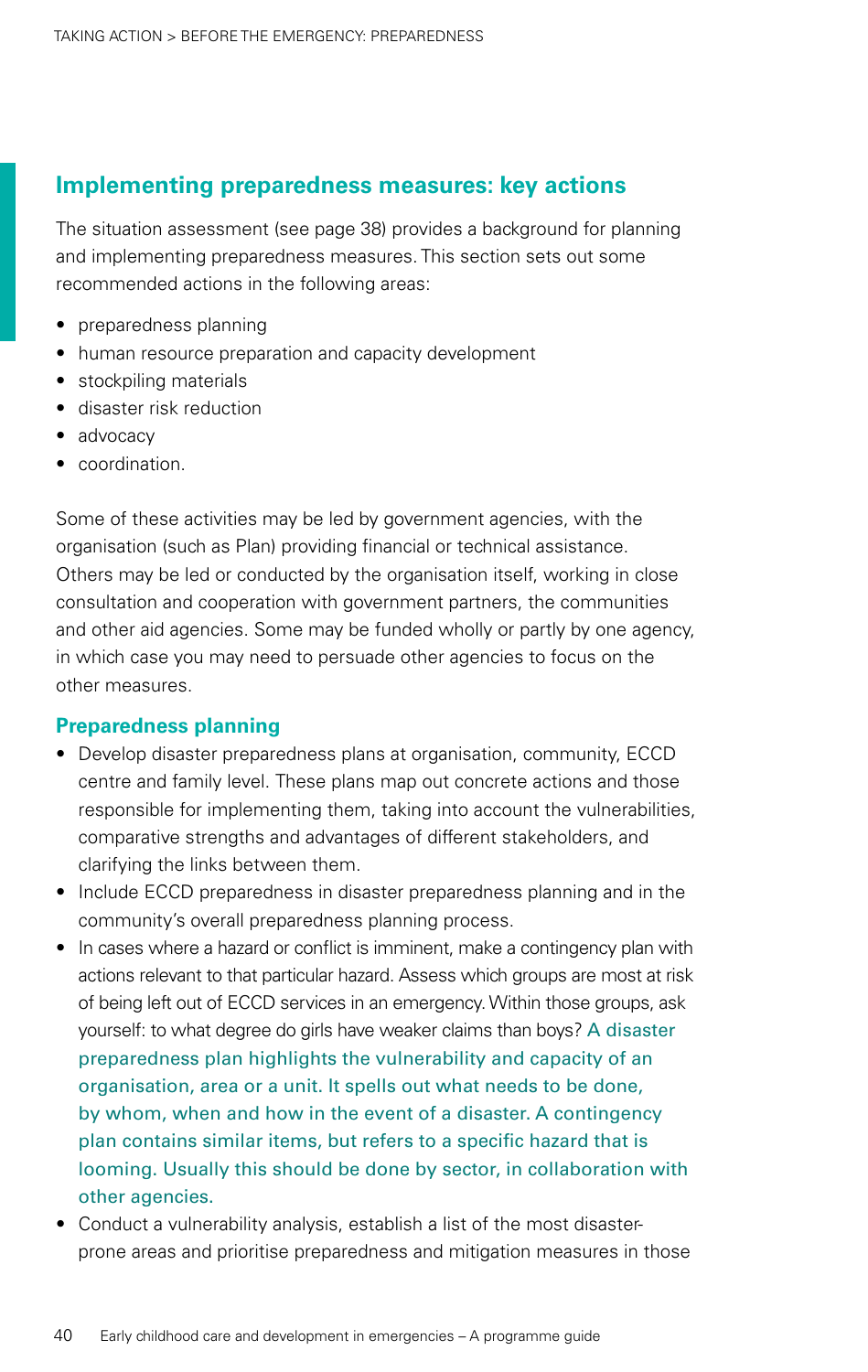## Implementing preparedness measures: key actions

The situation assessment (see page 38) provides a background for planning and implementing preparedness measures. This section sets out some recommended actions in the following areas:

- preparedness planning
- human resource preparation and capacity development
- stockpiling materials
- disaster risk reduction
- advocacy
- coordination.

Some of these activities may be led by government agencies, with the organisation (such as Plan) providing financial or technical assistance. Others may be led or conducted by the organisation itself, working in close consultation and cooperation with government partners, the communities and other aid agencies. Some may be funded wholly or partly by one agency, in which case you may need to persuade other agencies to focus on the other measures.

### Preparedness planning

- Develop disaster preparedness plans at organisation, community, ECCD centre and family level. These plans map out concrete actions and those responsible for implementing them, taking into account the vulnerabilities, comparative strengths and advantages of different stakeholders, and clarifying the links between them.
- Include ECCD preparedness in disaster preparedness planning and in the community's overall preparedness planning process.
- In cases where a hazard or conflict is imminent, make a contingency plan with actions relevant to that particular hazard. Assess which groups are most at risk of being left out of ECCD services in an emergency. Within those groups, ask yourself: to what degree do girls have weaker claims than boys? A disaster preparedness plan highlights the vulnerability and capacity of an organisation, area or a unit. It spells out what needs to be done, by whom, when and how in the event of a disaster. A contingency plan contains similar items, but refers to a specific hazard that is looming. Usually this should be done by sector, in collaboration with other agencies.
- Conduct a vulnerability analysis, establish a list of the most disaster-prone areas and prioritise preparedness and mitigation measures in those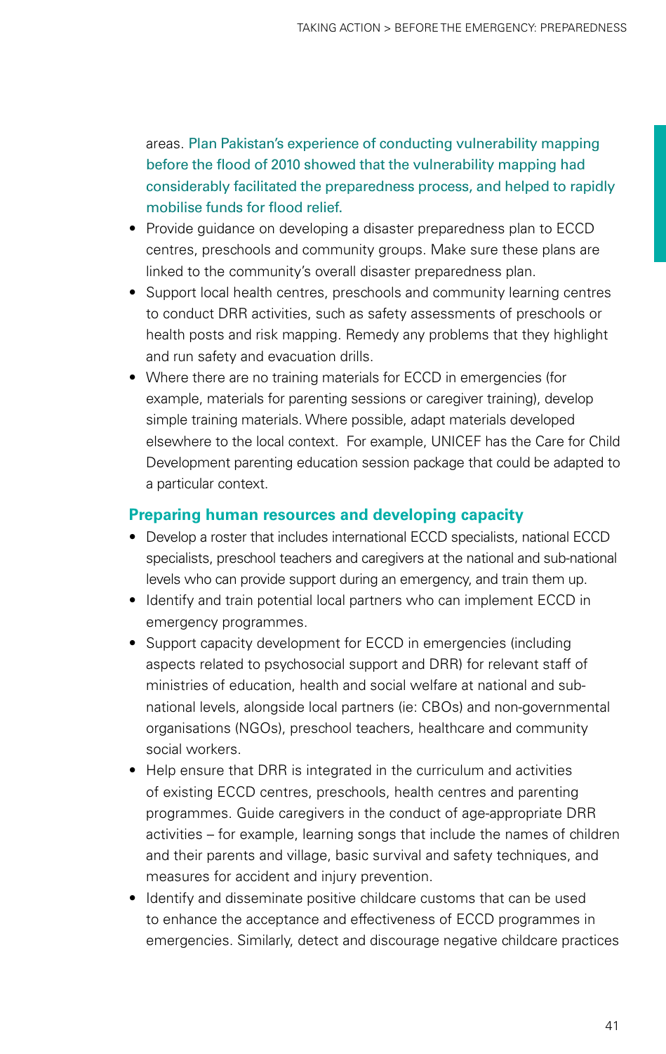areas. Plan Pakistan's experience of conducting vulnerability mapping before the flood of 2010 showed that the vulnerability mapping had considerably facilitated the preparedness process, and helped to rapidly mobilise funds for flood relief.

- Provide guidance on developing a disaster preparedness plan to ECCD centres, preschools and community groups. Make sure these plans are linked to the community's overall disaster preparedness plan.
- Support local health centres, preschools and community learning centres to conduct DRR activities, such as safety assessments of preschools or health posts and risk mapping. Remedy any problems that they highlight and run safety and evacuation drills.
- Where there are no training materials for ECCD in emergencies (for example, materials for parenting sessions or caregiver training), develop simple training materials. Where possible, adapt materials developed elsewhere to the local context. For example, UNICEF has the Care for Child Development parenting education session package that could be adapted to a particular context.

### Preparing human resources and developing capacity

- Develop a roster that includes international ECCD specialists, national ECCD specialists, preschool teachers and caregivers at the national and sub-national levels who can provide support during an emergency, and train them up.
- Identify and train potential local partners who can implement ECCD in emergency programmes.
- Support capacity development for ECCD in emergencies (including aspects related to psychosocial support and DRR) for relevant staff of ministries of education, health and social welfare at national and sub-national levels, alongside local partners (ie: CBOs) and non-governmental organisations (NGOs), preschool teachers, healthcare and community social workers.
- Help ensure that DRR is integrated in the curriculum and activities of existing ECCD centres, preschools, health centres and parenting programmes. Guide caregivers in the conduct of age-appropriate DRR activities – for example, learning songs that include the names of children and their parents and village, basic survival and safety techniques, and measures for accident and injury prevention.
- Identify and disseminate positive childcare customs that can be used to enhance the acceptance and effectiveness of ECCD programmes in emergencies. Similarly, detect and discourage negative childcare practices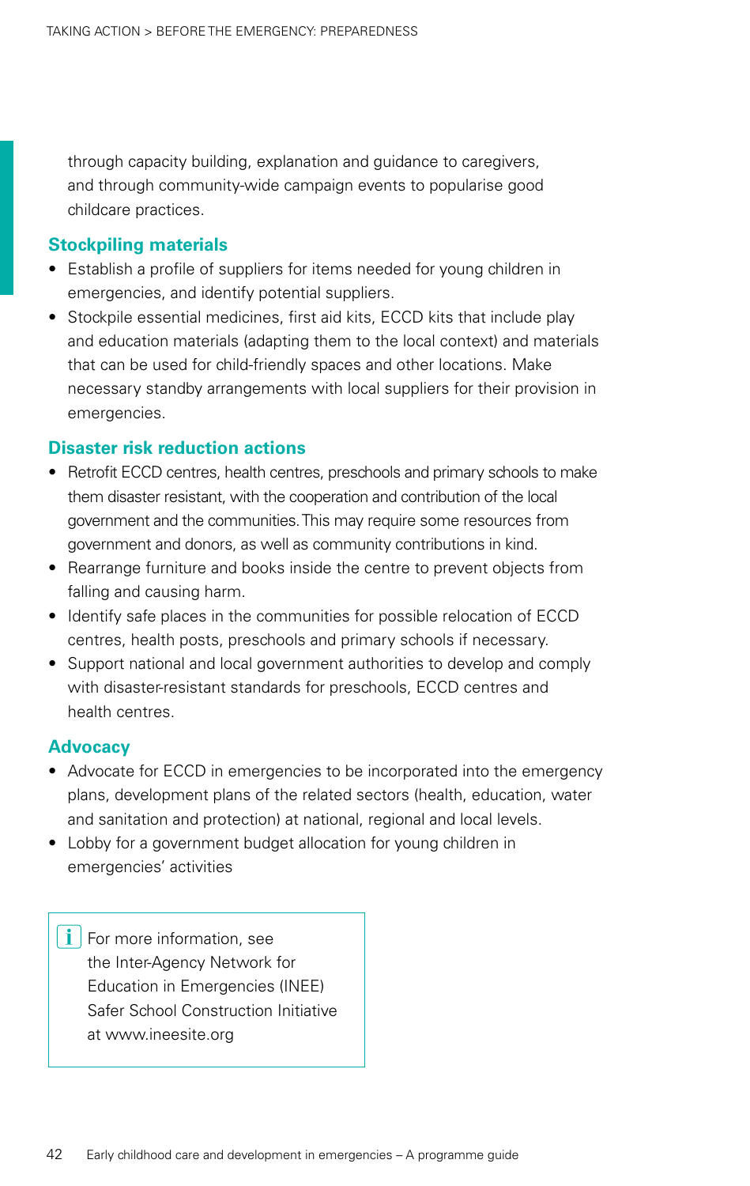through capacity building, explanation and guidance to caregivers, and through community-wide campaign events to popularise good childcare practices.

### Stockpiling materials

- Establish a profile of suppliers for items needed for young children in emergencies, and identify potential suppliers.
- Stockpile essential medicines, first aid kits, ECCD kits that include play and education materials (adapting them to the local context) and materials that can be used for child-friendly spaces and other locations. Make necessary standby arrangements with local suppliers for their provision in emergencies.

### Disaster risk reduction actions

- Retrofit ECCD centres, health centres, preschools and primary schools to make them disaster resistant, with the cooperation and contribution of the local government and the communities. This may require some resources from government and donors, as well as community contributions in kind.
- Rearrange furniture and books inside the centre to prevent objects from falling and causing harm.
- Identify safe places in the communities for possible relocation of ECCD centres, health posts, preschools and primary schools if necessary.
- Support national and local government authorities to develop and comply with disaster-resistant standards for preschools, ECCD centres and health centres.

### Advocacy

- Advocate for ECCD in emergencies to be incorporated into the emergency plans, development plans of the related sectors (health, education, water and sanitation and protection) at national, regional and local levels.
- Lobby for a government budget allocation for young children in emergencies' activities

> i For more information, see the Inter-Agency Network for Education in Emergencies (INEE) Safer School Construction Initiative at www.ineesite.org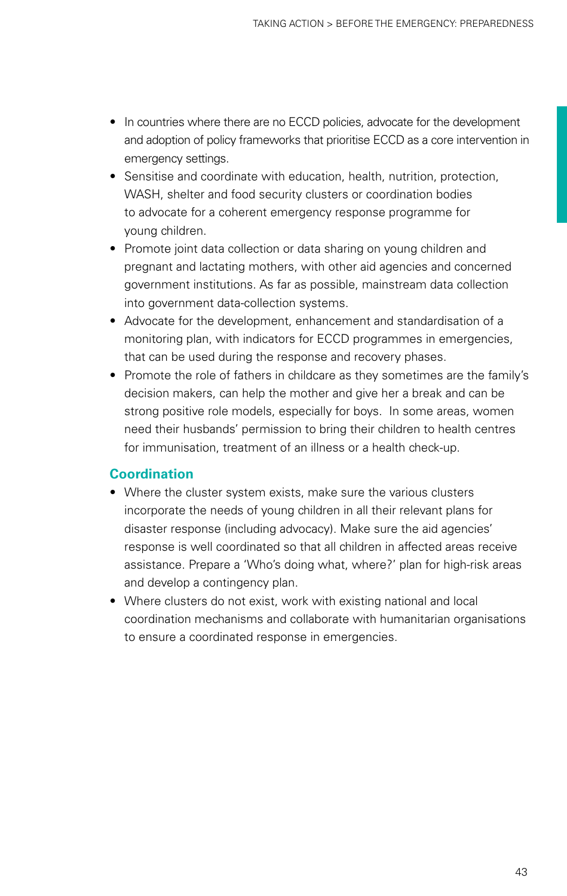- In countries where there are no ECCD policies, advocate for the development and adoption of policy frameworks that prioritise ECCD as a core intervention in emergency settings.
- Sensitise and coordinate with education, health, nutrition, protection, WASH, shelter and food security clusters or coordination bodies to advocate for a coherent emergency response programme for young children.
- Promote joint data collection or data sharing on young children and pregnant and lactating mothers, with other aid agencies and concerned government institutions. As far as possible, mainstream data collection into government data-collection systems.
- Advocate for the development, enhancement and standardisation of a monitoring plan, with indicators for ECCD programmes in emergencies, that can be used during the response and recovery phases.
- Promote the role of fathers in childcare as they sometimes are the family's decision makers, can help the mother and give her a break and can be strong positive role models, especially for boys. In some areas, women need their husbands' permission to bring their children to health centres for immunisation, treatment of an illness or a health check-up.

### Coordination

- Where the cluster system exists, make sure the various clusters incorporate the needs of young children in all their relevant plans for disaster response (including advocacy). Make sure the aid agencies' response is well coordinated so that all children in affected areas receive assistance. Prepare a 'Who's doing what, where?' plan for high-risk areas and develop a contingency plan.
- Where clusters do not exist, work with existing national and local coordination mechanisms and collaborate with humanitarian organisations to ensure a coordinated response in emergencies.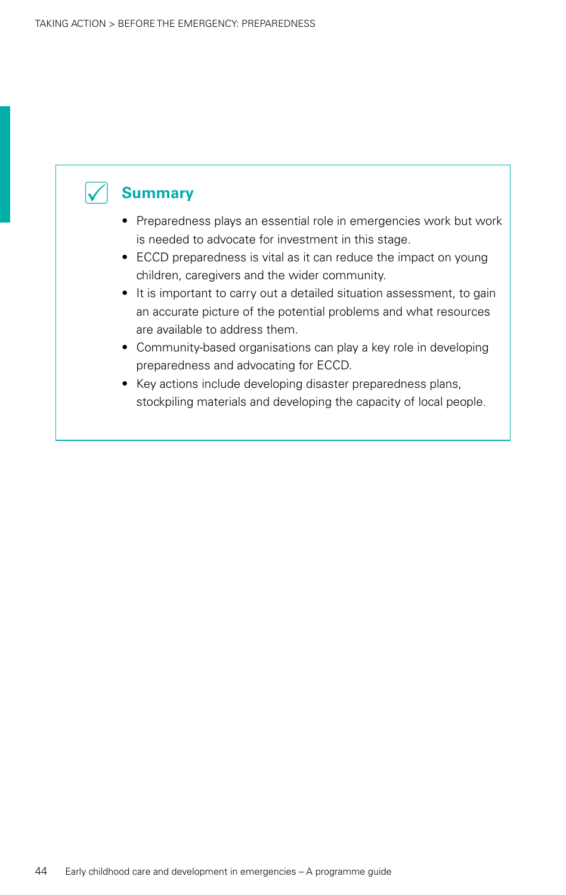## Summary

- Preparedness plays an essential role in emergencies work but work is needed to advocate for investment in this stage.
- ECCD preparedness is vital as it can reduce the impact on young children, caregivers and the wider community.
- It is important to carry out a detailed situation assessment, to gain an accurate picture of the potential problems and what resources are available to address them.
- Community-based organisations can play a key role in developing preparedness and advocating for ECCD.
- Key actions include developing disaster preparedness plans, stockpiling materials and developing the capacity of local people.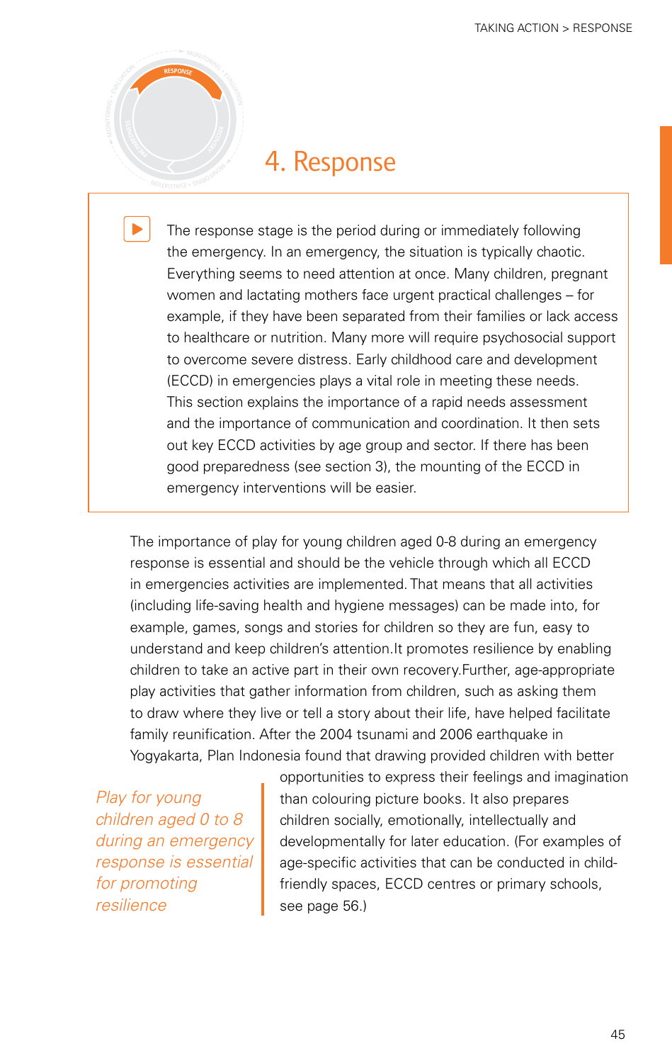# 4. Response

The response stage is the period during or immediately following the emergency. In an emergency, the situation is typically chaotic. Everything seems to need attention at once. Many children, pregnant women and lactating mothers face urgent practical challenges – for example, if they have been separated from their families or lack access to healthcare or nutrition. Many more will require psychosocial support to overcome severe distress. Early childhood care and development (ECCD) in emergencies plays a vital role in meeting these needs. This section explains the importance of a rapid needs assessment and the importance of communication and coordination. It then sets out key ECCD activities by age group and sector. If there has been good preparedness (see section 3), the mounting of the ECCD in emergency interventions will be easier.

The importance of play for young children aged 0-8 during an emergency response is essential and should be the vehicle through which all ECCD in emergencies activities are implemented. That means that all activities (including life-saving health and hygiene messages) can be made into, for example, games, songs and stories for children so they are fun, easy to understand and keep children's attention.It promotes resilience by enabling children to take an active part in their own recovery.Further, age-appropriate play activities that gather information from children, such as asking them to draw where they live or tell a story about their life, have helped facilitate family reunification. After the 2004 tsunami and 2006 earthquake in Yogyakarta, Plan Indonesia found that drawing provided children with better opportunities to express their feelings and imagination than colouring picture books. It also prepares children socially, emotionally, intellectually and developmentally for later education. (For examples of age-specific activities that can be conducted in child-friendly spaces, ECCD centres or primary schools, see page 56.)

*Play for young children aged 0 to 8 during an emergency response is essential for promoting resilience*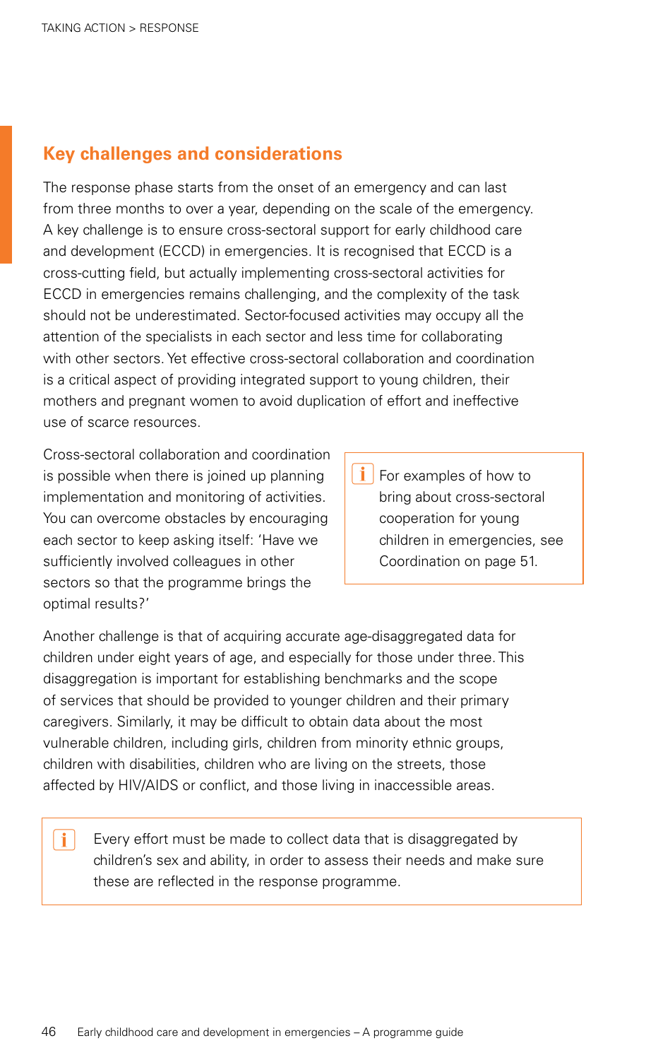## Key challenges and considerations

The response phase starts from the onset of an emergency and can last from three months to over a year, depending on the scale of the emergency. A key challenge is to ensure cross-sectoral support for early childhood care and development (ECCD) in emergencies. It is recognised that ECCD is a cross-cutting field, but actually implementing cross-sectoral activities for ECCD in emergencies remains challenging, and the complexity of the task should not be underestimated. Sector-focused activities may occupy all the attention of the specialists in each sector and less time for collaborating with other sectors. Yet effective cross-sectoral collaboration and coordination is a critical aspect of providing integrated support to young children, their mothers and pregnant women to avoid duplication of effort and ineffective use of scarce resources.

Cross-sectoral collaboration and coordination is possible when there is joined up planning implementation and monitoring of activities. You can overcome obstacles by encouraging each sector to keep asking itself: 'Have we sufficiently involved colleagues in other sectors so that the programme brings the optimal results?'

> For examples of how to bring about cross-sectoral cooperation for young children in emergencies, see Coordination on page 51.

Another challenge is that of acquiring accurate age-disaggregated data for children under eight years of age, and especially for those under three. This disaggregation is important for establishing benchmarks and the scope of services that should be provided to younger children and their primary caregivers. Similarly, it may be difficult to obtain data about the most vulnerable children, including girls, children from minority ethnic groups, children with disabilities, children who are living on the streets, those affected by HIV/AIDS or conflict, and those living in inaccessible areas.

> Every effort must be made to collect data that is disaggregated by children's sex and ability, in order to assess their needs and make sure these are reflected in the response programme.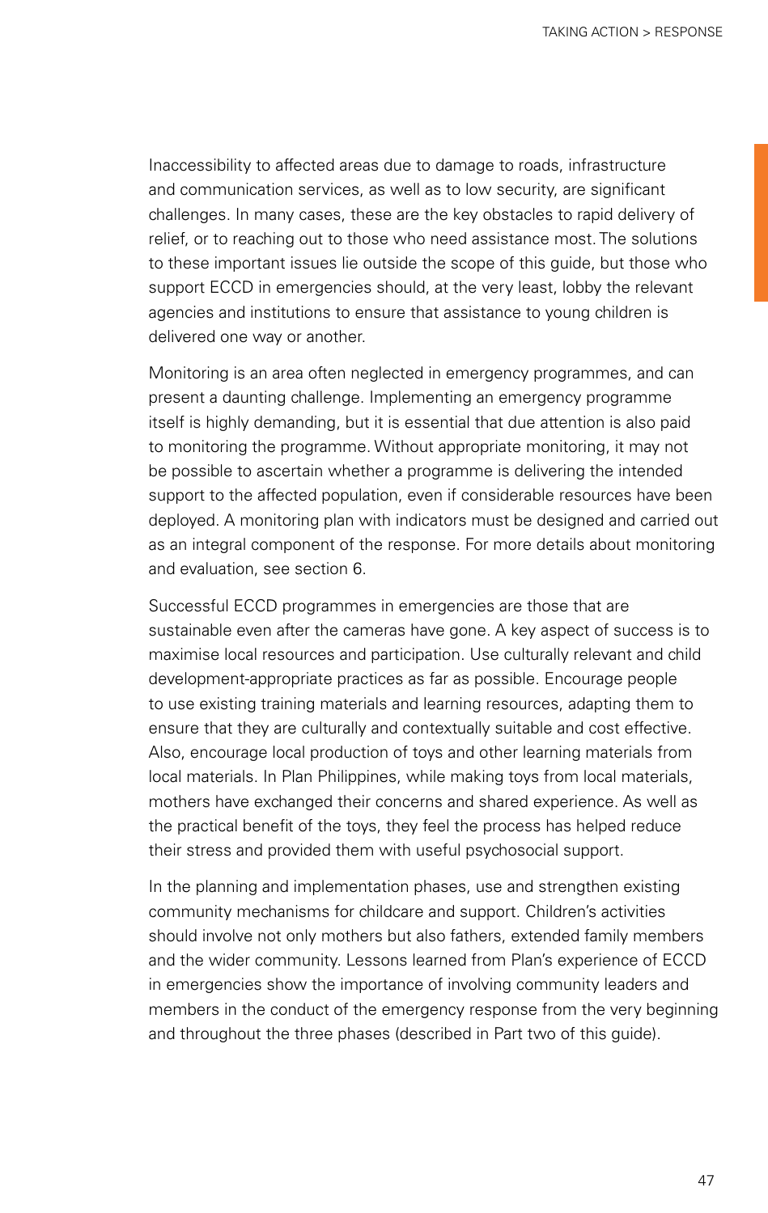Inaccessibility to affected areas due to damage to roads, infrastructure and communication services, as well as to low security, are significant challenges. In many cases, these are the key obstacles to rapid delivery of relief, or to reaching out to those who need assistance most. The solutions to these important issues lie outside the scope of this guide, but those who support ECCD in emergencies should, at the very least, lobby the relevant agencies and institutions to ensure that assistance to young children is delivered one way or another.

Monitoring is an area often neglected in emergency programmes, and can present a daunting challenge. Implementing an emergency programme itself is highly demanding, but it is essential that due attention is also paid to monitoring the programme. Without appropriate monitoring, it may not be possible to ascertain whether a programme is delivering the intended support to the affected population, even if considerable resources have been deployed. A monitoring plan with indicators must be designed and carried out as an integral component of the response. For more details about monitoring and evaluation, see section 6.

Successful ECCD programmes in emergencies are those that are sustainable even after the cameras have gone. A key aspect of success is to maximise local resources and participation. Use culturally relevant and child development-appropriate practices as far as possible. Encourage people to use existing training materials and learning resources, adapting them to ensure that they are culturally and contextually suitable and cost effective. Also, encourage local production of toys and other learning materials from local materials. In Plan Philippines, while making toys from local materials, mothers have exchanged their concerns and shared experience. As well as the practical benefit of the toys, they feel the process has helped reduce their stress and provided them with useful psychosocial support.

In the planning and implementation phases, use and strengthen existing community mechanisms for childcare and support. Children's activities should involve not only mothers but also fathers, extended family members and the wider community. Lessons learned from Plan's experience of ECCD in emergencies show the importance of involving community leaders and members in the conduct of the emergency response from the very beginning and throughout the three phases (described in Part two of this guide).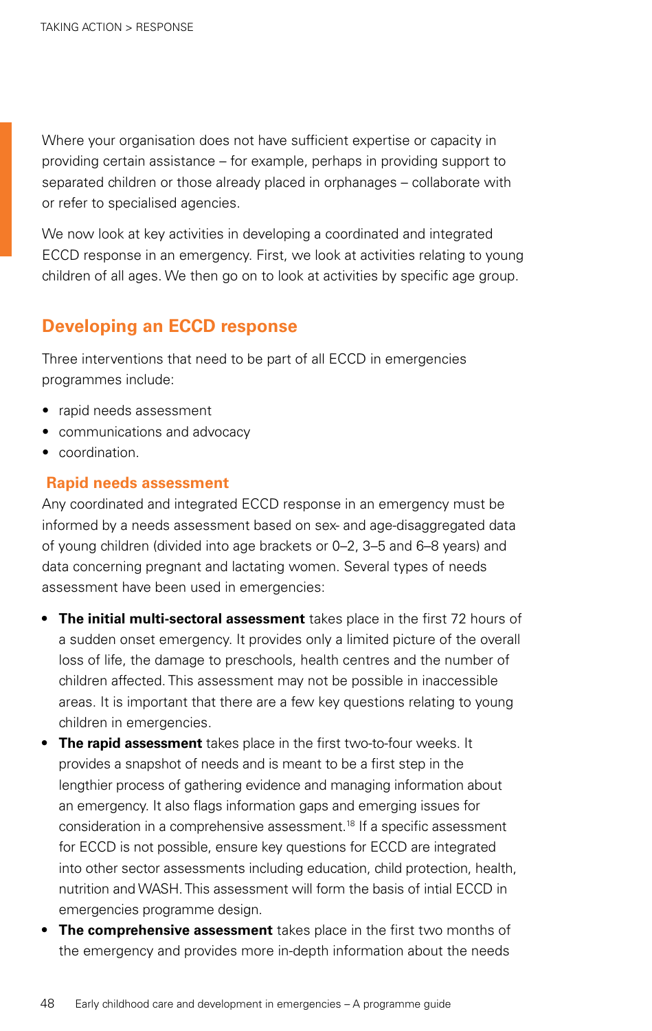Where your organisation does not have sufficient expertise or capacity in providing certain assistance – for example, perhaps in providing support to separated children or those already placed in orphanages – collaborate with or refer to specialised agencies.

We now look at key activities in developing a coordinated and integrated ECCD response in an emergency. First, we look at activities relating to young children of all ages. We then go on to look at activities by specific age group.

## Developing an ECCD response

Three interventions that need to be part of all ECCD in emergencies programmes include:

- rapid needs assessment
- communications and advocacy
- coordination.

### Rapid needs assessment

Any coordinated and integrated ECCD response in an emergency must be informed by a needs assessment based on sex- and age-disaggregated data of young children (divided into age brackets or 0–2, 3–5 and 6–8 years) and data concerning pregnant and lactating women. Several types of needs assessment have been used in emergencies:

- **The initial multi-sectoral assessment** takes place in the first 72 hours of a sudden onset emergency. It provides only a limited picture of the overall loss of life, the damage to preschools, health centres and the number of children affected. This assessment may not be possible in inaccessible areas. It is important that there are a few key questions relating to young children in emergencies.
- **The rapid assessment** takes place in the first two-to-four weeks. It provides a snapshot of needs and is meant to be a first step in the lengthier process of gathering evidence and managing information about an emergency. It also flags information gaps and emerging issues for consideration in a comprehensive assessment.[18] If a specific assessment for ECCD is not possible, ensure key questions for ECCD are integrated into other sector assessments including education, child protection, health, nutrition and WASH. This assessment will form the basis of intial ECCD in emergencies programme design.
- **The comprehensive assessment** takes place in the first two months of the emergency and provides more in-depth information about the needs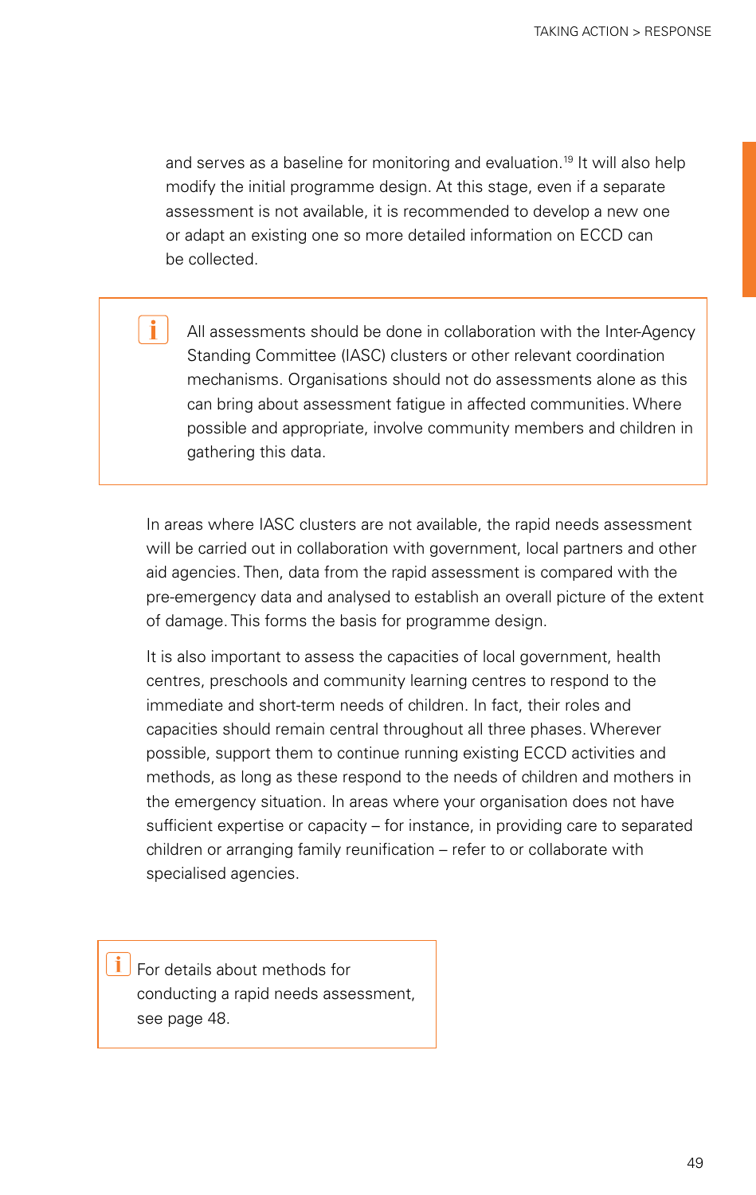and serves as a baseline for monitoring and evaluation.[19] It will also help modify the initial programme design. At this stage, even if a separate assessment is not available, it is recommended to develop a new one or adapt an existing one so more detailed information on ECCD can be collected.

> All assessments should be done in collaboration with the Inter-Agency Standing Committee (IASC) clusters or other relevant coordination mechanisms. Organisations should not do assessments alone as this can bring about assessment fatigue in affected communities. Where possible and appropriate, involve community members and children in gathering this data.

In areas where IASC clusters are not available, the rapid needs assessment will be carried out in collaboration with government, local partners and other aid agencies. Then, data from the rapid assessment is compared with the pre-emergency data and analysed to establish an overall picture of the extent of damage. This forms the basis for programme design.

It is also important to assess the capacities of local government, health centres, preschools and community learning centres to respond to the immediate and short-term needs of children. In fact, their roles and capacities should remain central throughout all three phases. Wherever possible, support them to continue running existing ECCD activities and methods, as long as these respond to the needs of children and mothers in the emergency situation. In areas where your organisation does not have sufficient expertise or capacity – for instance, in providing care to separated children or arranging family reunification – refer to or collaborate with specialised agencies.

> For details about methods for conducting a rapid needs assessment, see page 48.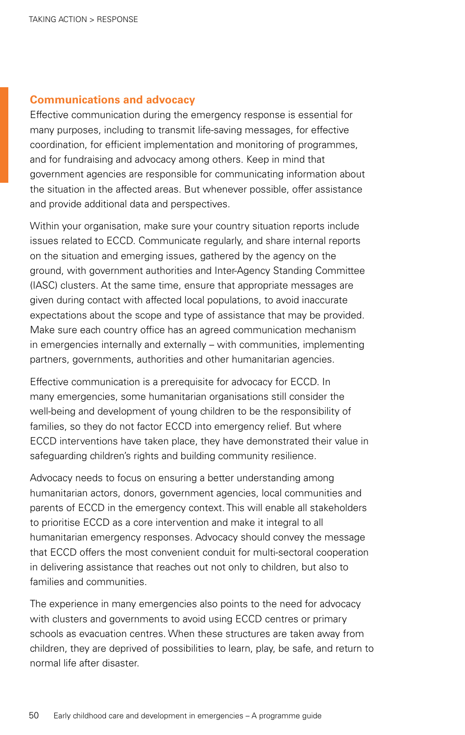## Communications and advocacy

Effective communication during the emergency response is essential for many purposes, including to transmit life-saving messages, for effective coordination, for efficient implementation and monitoring of programmes, and for fundraising and advocacy among others. Keep in mind that government agencies are responsible for communicating information about the situation in the affected areas. But whenever possible, offer assistance and provide additional data and perspectives.

Within your organisation, make sure your country situation reports include issues related to ECCD. Communicate regularly, and share internal reports on the situation and emerging issues, gathered by the agency on the ground, with government authorities and Inter-Agency Standing Committee (IASC) clusters. At the same time, ensure that appropriate messages are given during contact with affected local populations, to avoid inaccurate expectations about the scope and type of assistance that may be provided. Make sure each country office has an agreed communication mechanism in emergencies internally and externally – with communities, implementing partners, governments, authorities and other humanitarian agencies.

Effective communication is a prerequisite for advocacy for ECCD. In many emergencies, some humanitarian organisations still consider the well-being and development of young children to be the responsibility of families, so they do not factor ECCD into emergency relief. But where ECCD interventions have taken place, they have demonstrated their value in safeguarding children's rights and building community resilience.

Advocacy needs to focus on ensuring a better understanding among humanitarian actors, donors, government agencies, local communities and parents of ECCD in the emergency context. This will enable all stakeholders to prioritise ECCD as a core intervention and make it integral to all humanitarian emergency responses. Advocacy should convey the message that ECCD offers the most convenient conduit for multi-sectoral cooperation in delivering assistance that reaches out not only to children, but also to families and communities.

The experience in many emergencies also points to the need for advocacy with clusters and governments to avoid using ECCD centres or primary schools as evacuation centres. When these structures are taken away from children, they are deprived of possibilities to learn, play, be safe, and return to normal life after disaster.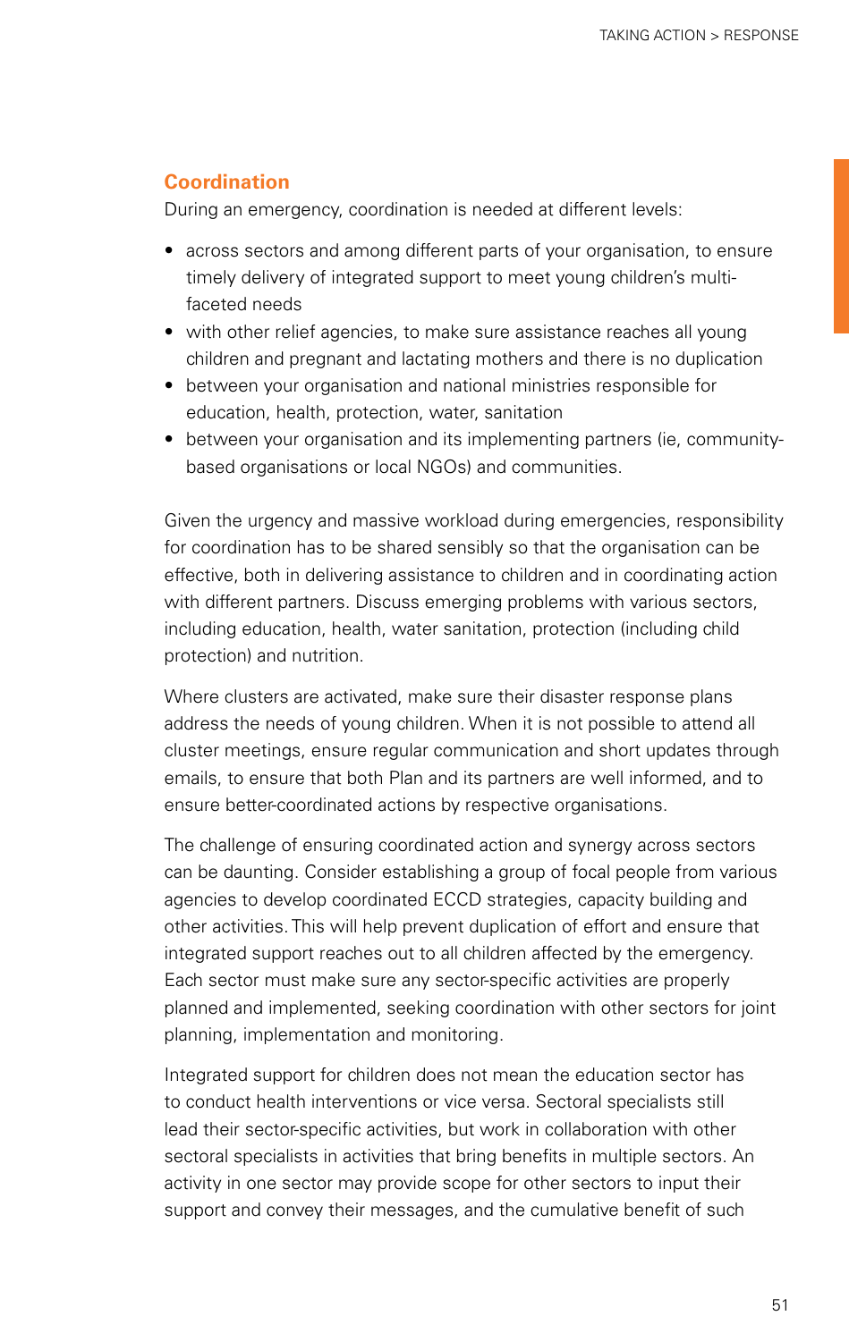## Coordination

During an emergency, coordination is needed at different levels:

- across sectors and among different parts of your organisation, to ensure timely delivery of integrated support to meet young children's multi-faceted needs
- with other relief agencies, to make sure assistance reaches all young children and pregnant and lactating mothers and there is no duplication
- between your organisation and national ministries responsible for education, health, protection, water, sanitation
- between your organisation and its implementing partners (ie, community-based organisations or local NGOs) and communities.

Given the urgency and massive workload during emergencies, responsibility for coordination has to be shared sensibly so that the organisation can be effective, both in delivering assistance to children and in coordinating action with different partners. Discuss emerging problems with various sectors, including education, health, water sanitation, protection (including child protection) and nutrition.

Where clusters are activated, make sure their disaster response plans address the needs of young children. When it is not possible to attend all cluster meetings, ensure regular communication and short updates through emails, to ensure that both Plan and its partners are well informed, and to ensure better-coordinated actions by respective organisations.

The challenge of ensuring coordinated action and synergy across sectors can be daunting. Consider establishing a group of focal people from various agencies to develop coordinated ECCD strategies, capacity building and other activities. This will help prevent duplication of effort and ensure that integrated support reaches out to all children affected by the emergency. Each sector must make sure any sector-specific activities are properly planned and implemented, seeking coordination with other sectors for joint planning, implementation and monitoring.

Integrated support for children does not mean the education sector has to conduct health interventions or vice versa. Sectoral specialists still lead their sector-specific activities, but work in collaboration with other sectoral specialists in activities that bring benefits in multiple sectors. An activity in one sector may provide scope for other sectors to input their support and convey their messages, and the cumulative benefit of such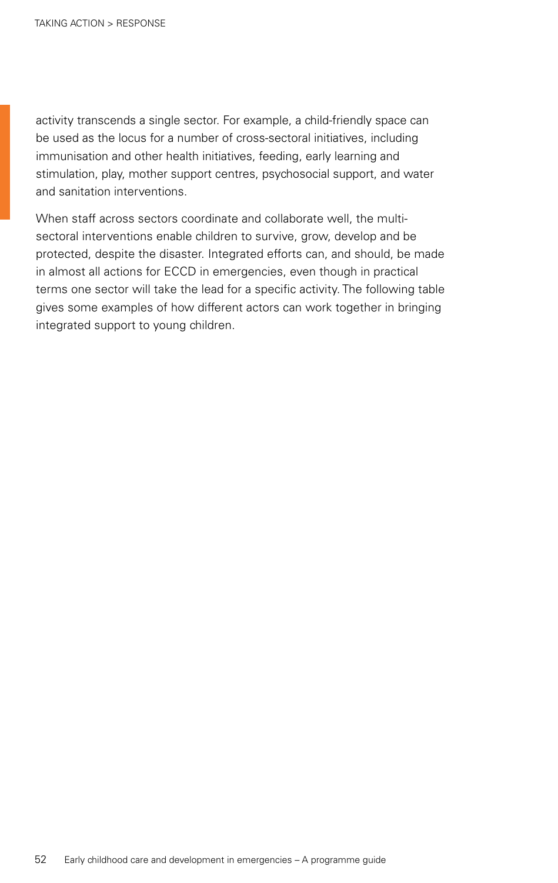activity transcends a single sector. For example, a child-friendly space can be used as the locus for a number of cross-sectoral initiatives, including immunisation and other health initiatives, feeding, early learning and stimulation, play, mother support centres, psychosocial support, and water and sanitation interventions.

When staff across sectors coordinate and collaborate well, the multi-sectoral interventions enable children to survive, grow, develop and be protected, despite the disaster. Integrated efforts can, and should, be made in almost all actions for ECCD in emergencies, even though in practical terms one sector will take the lead for a specific activity. The following table gives some examples of how different actors can work together in bringing integrated support to young children.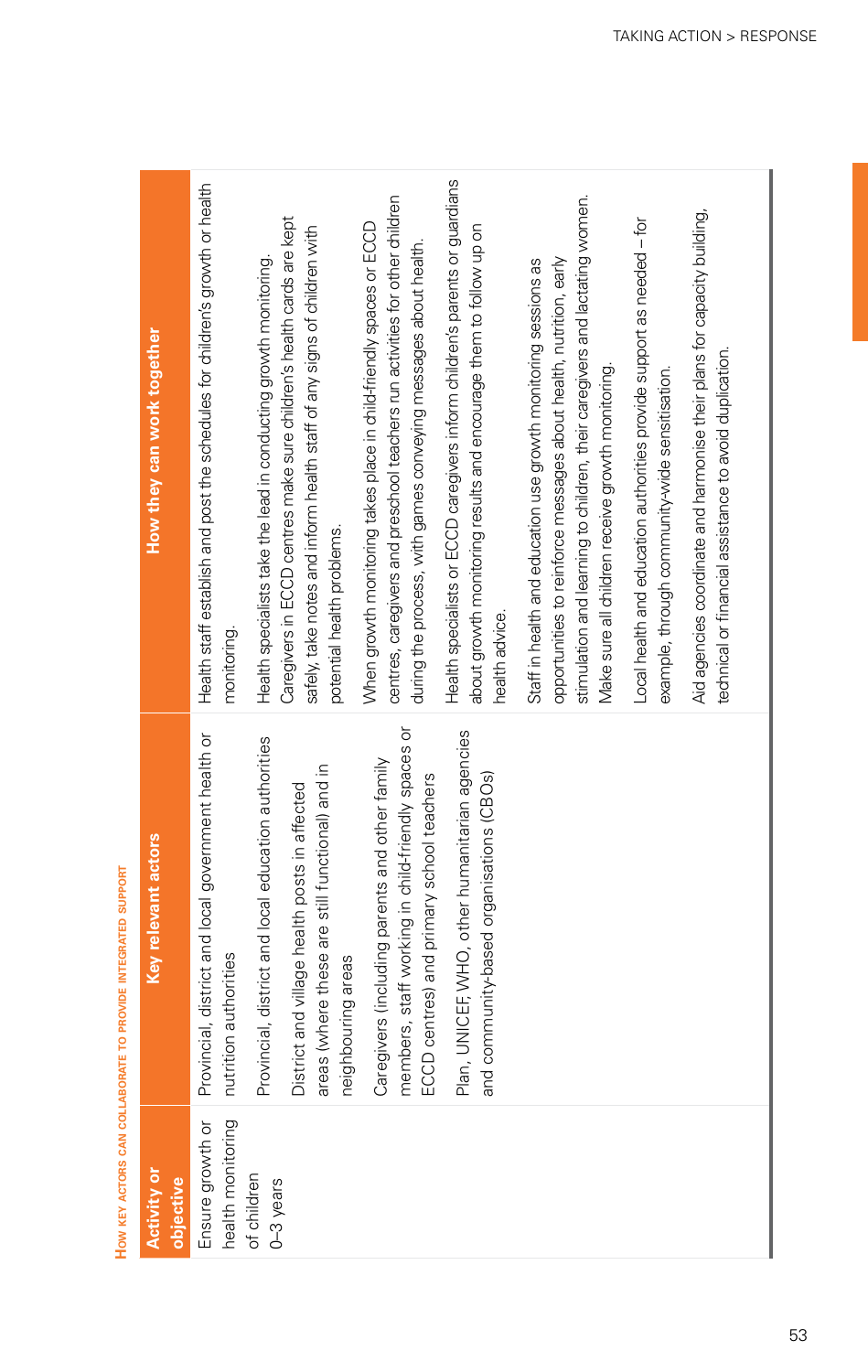**How key actors can collaborate to provide integrated support**

| Activity or objective | Key relevant actors | How they can work together |
|---|---|---|
| Ensure growth or health monitoring of children 0–3 years | Provincial, district and local government health or nutrition authorities<br><br>Provincial, district and local education authorities<br><br>District and village health posts in affected areas (where these are still functional) and in neighbouring areas<br><br>Caregivers (including parents and other family members, staff working in child-friendly spaces or ECCD centres) and primary school teachers<br><br>Plan, UNICEF, WHO, other humanitarian agencies and community-based organisations (CBOs) | Health staff establish and post the schedules for children's growth or health monitoring.<br><br>Health specialists take the lead in conducting growth monitoring.<br>Caregivers in ECCD centres make sure children's health cards are kept safely, take notes and inform health staff of any signs of children with potential health problems.<br><br>When growth monitoring takes place in child-friendly spaces or ECCD centres, caregivers and preschool teachers run activities for other children during the process, with games conveying messages about health.<br><br>Health specialists or ECCD caregivers inform children's parents or guardians about growth monitoring results and encourage them to follow up on health advice.<br><br>Staff in health and education use growth monitoring sessions as opportunities to reinforce messages about health, nutrition, early stimulation and learning to children, their caregivers and lactating women.<br>Make sure all children receive growth monitoring.<br><br>Local health and education authorities provide support as needed – for example, through community-wide sensitisation.<br><br>Aid agencies coordinate and harmonise their plans for capacity building, technical or financial assistance to avoid duplication. |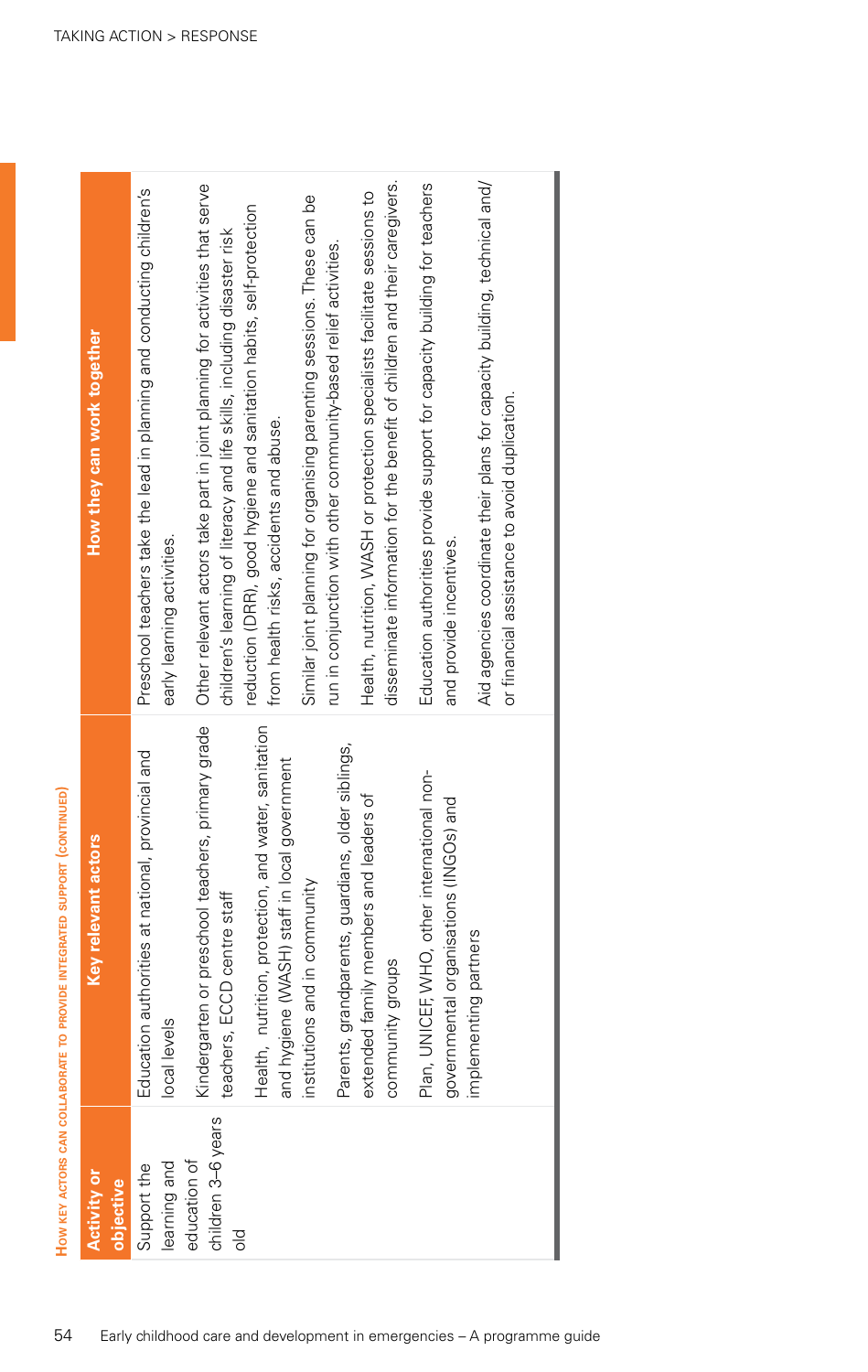**How key actors can collaborate to provide integrated support (continued)**

| Activity or objective | Key relevant actors | How they can work together |
|---|---|---|
| Support the learning and education of children 3–6 years old | Education authorities at national, provincial and local levels | Preschool teachers take the lead in planning and conducting children's early learning activities. |
| | Kindergarten or preschool teachers, primary grade teachers, ECCD centre staff | Other relevant actors take part in joint planning for activities that serve children's learning of literacy and life skills, including disaster risk reduction (DRR), good hygiene and sanitation habits, self-protection from health risks, accidents and abuse. |
| | Health, nutrition, protection, and water, sanitation and hygiene (WASH) staff in local government institutions and in community | Similar joint planning for organising parenting sessions. These can be run in conjunction with other community-based relief activities. |
| | Parents, grandparents, guardians, older siblings, extended family members and leaders of community groups | Health, nutrition, WASH or protection specialists facilitate sessions to disseminate information for the benefit of children and their caregivers. |
| | Plan, UNICEF, WHO, other international non-governmental organisations (INGOs) and implementing partners | Education authorities provide support for capacity building for teachers and provide incentives. |
| | | Aid agencies coordinate their plans for capacity building, technical and/or financial assistance to avoid duplication. |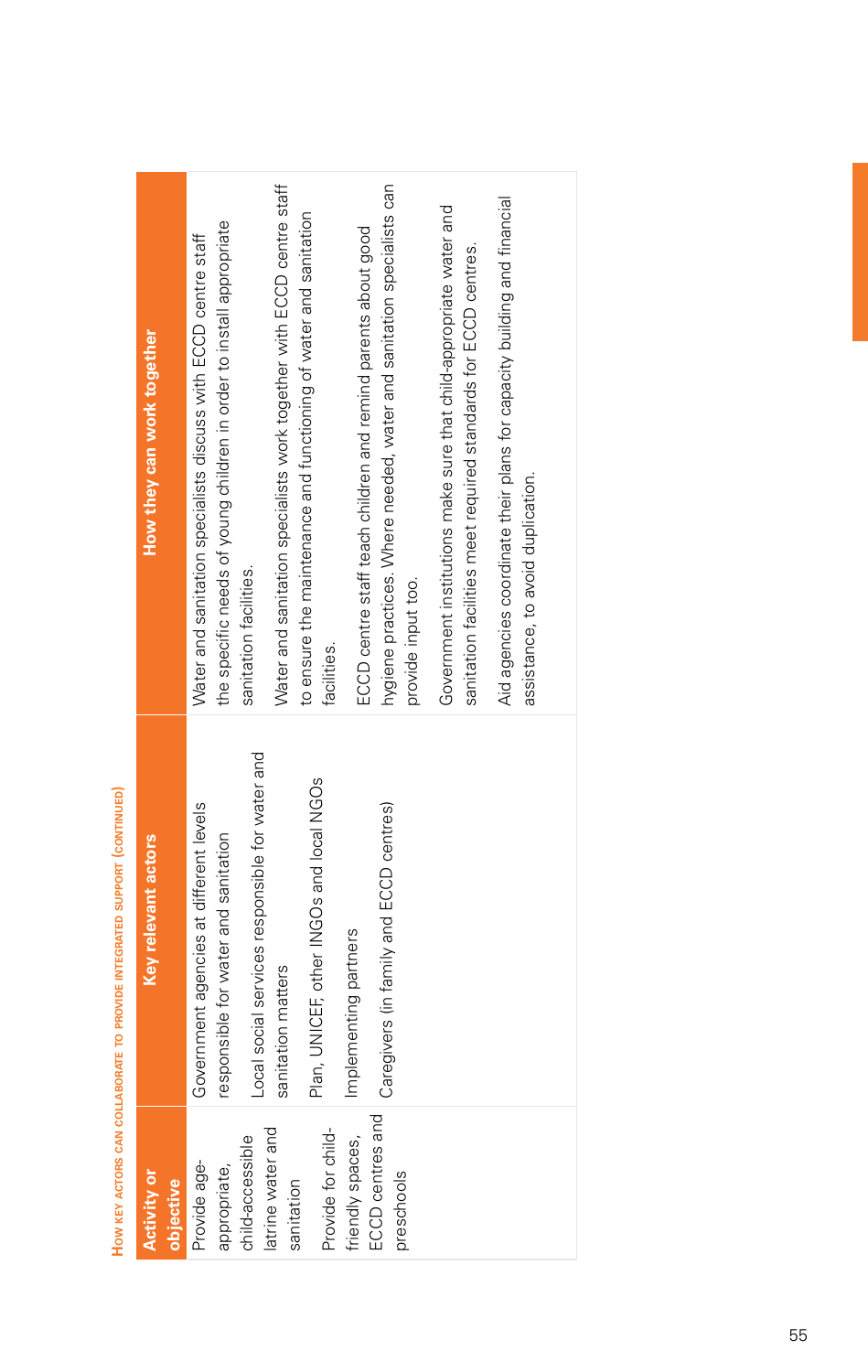**How key actors can collaborate to provide integrated support (continued)**

| Activity or objective | Key relevant actors | How they can work together |
|---|---|---|
| Provide age-appropriate, child-accessible latrine water and sanitation<br><br>Provide for child-friendly spaces, ECCD centres and preschools | Government agencies at different levels responsible for water and sanitation<br><br>Local social services responsible for water and sanitation matters<br><br>Plan, UNICEF, other INGOs and local NGOs<br><br>Implementing partners<br><br>Caregivers (in family and ECCD centres) | Water and sanitation specialists discuss with ECCD centre staff the specific needs of young children in order to install appropriate sanitation facilities.<br><br>Water and sanitation specialists work together with ECCD centre staff to ensure the maintenance and functioning of water and sanitation facilities.<br><br>ECCD centre staff teach children and remind parents about good hygiene practices. Where needed, water and sanitation specialists can provide input too.<br><br>Government institutions make sure that child-appropriate water and sanitation facilities meet required standards for ECCD centres.<br><br>Aid agencies coordinate their plans for capacity building and financial assistance, to avoid duplication. |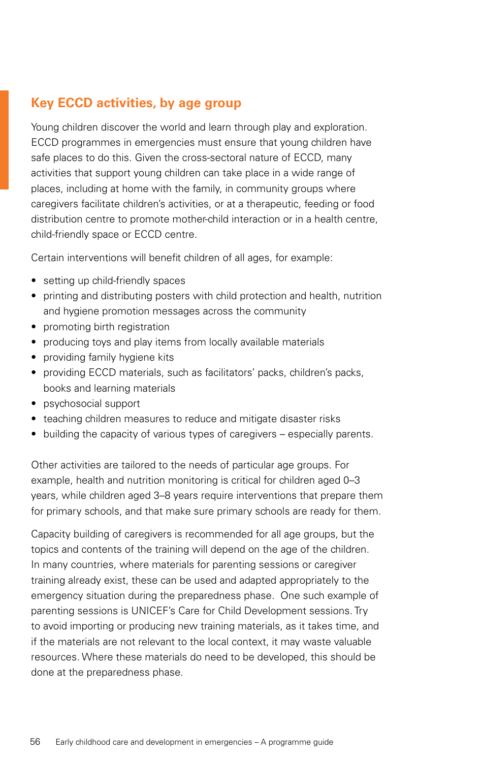## Key ECCD activities, by age group

Young children discover the world and learn through play and exploration. ECCD programmes in emergencies must ensure that young children have safe places to do this. Given the cross-sectoral nature of ECCD, many activities that support young children can take place in a wide range of places, including at home with the family, in community groups where caregivers facilitate children's activities, or at a therapeutic, feeding or food distribution centre to promote mother-child interaction or in a health centre, child-friendly space or ECCD centre.

Certain interventions will benefit children of all ages, for example:

- setting up child-friendly spaces
- printing and distributing posters with child protection and health, nutrition and hygiene promotion messages across the community
- promoting birth registration
- producing toys and play items from locally available materials
- providing family hygiene kits
- providing ECCD materials, such as facilitators' packs, children's packs, books and learning materials
- psychosocial support
- teaching children measures to reduce and mitigate disaster risks
- building the capacity of various types of caregivers – especially parents.

Other activities are tailored to the needs of particular age groups. For example, health and nutrition monitoring is critical for children aged 0–3 years, while children aged 3–8 years require interventions that prepare them for primary schools, and that make sure primary schools are ready for them.

Capacity building of caregivers is recommended for all age groups, but the topics and contents of the training will depend on the age of the children. In many countries, where materials for parenting sessions or caregiver training already exist, these can be used and adapted appropriately to the emergency situation during the preparedness phase. One such example of parenting sessions is UNICEF's Care for Child Development sessions. Try to avoid importing or producing new training materials, as it takes time, and if the materials are not relevant to the local context, it may waste valuable resources. Where these materials do need to be developed, this should be done at the preparedness phase.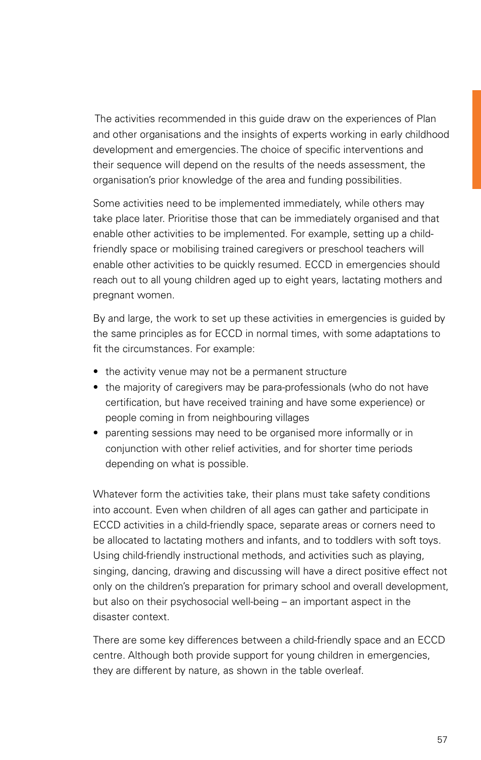The activities recommended in this guide draw on the experiences of Plan and other organisations and the insights of experts working in early childhood development and emergencies. The choice of specific interventions and their sequence will depend on the results of the needs assessment, the organisation's prior knowledge of the area and funding possibilities.

Some activities need to be implemented immediately, while others may take place later. Prioritise those that can be immediately organised and that enable other activities to be implemented. For example, setting up a child-friendly space or mobilising trained caregivers or preschool teachers will enable other activities to be quickly resumed. ECCD in emergencies should reach out to all young children aged up to eight years, lactating mothers and pregnant women.

By and large, the work to set up these activities in emergencies is guided by the same principles as for ECCD in normal times, with some adaptations to fit the circumstances. For example:

- the activity venue may not be a permanent structure
- the majority of caregivers may be para-professionals (who do not have certification, but have received training and have some experience) or people coming in from neighbouring villages
- parenting sessions may need to be organised more informally or in conjunction with other relief activities, and for shorter time periods depending on what is possible.

Whatever form the activities take, their plans must take safety conditions into account. Even when children of all ages can gather and participate in ECCD activities in a child-friendly space, separate areas or corners need to be allocated to lactating mothers and infants, and to toddlers with soft toys. Using child-friendly instructional methods, and activities such as playing, singing, dancing, drawing and discussing will have a direct positive effect not only on the children's preparation for primary school and overall development, but also on their psychosocial well-being – an important aspect in the disaster context.

There are some key differences between a child-friendly space and an ECCD centre. Although both provide support for young children in emergencies, they are different by nature, as shown in the table overleaf.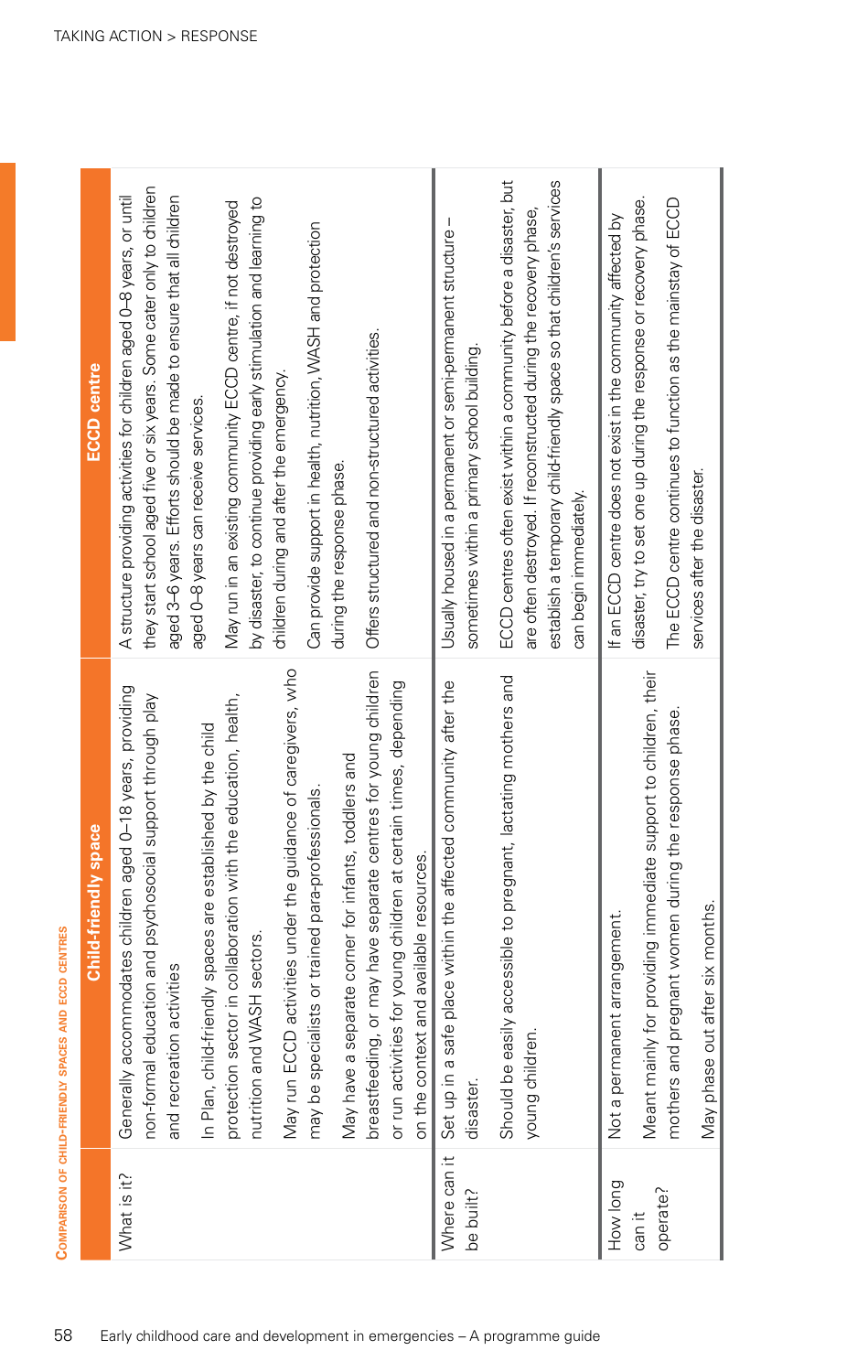**Comparison of child-friendly spaces and ECCD centres**

| | Child-friendly space | ECCD centre |
|---|---|---|
| What is it? | Generally accommodates children aged 0–18 years, providing non-formal education and psychosocial support through play and recreation activities<br><br>In Plan, child-friendly spaces are established by the child protection sector in collaboration with the education, health, nutrition and WASH sectors.<br><br>May run ECCD activities under the guidance of caregivers, who may be specialists or trained para-professionals.<br><br>May have a separate corner for infants, toddlers and breastfeeding, or may have separate centres for young children or run activities for young children at certain times, depending on the context and available resources. | A structure providing activities for children aged 0–8 years, or until they start school aged five or six years. Some cater only to children aged 3–6 years. Efforts should be made to ensure that all children aged 0–8 years can receive services.<br><br>May run in an existing community ECCD centre, if not destroyed by disaster, to continue providing early stimulation and learning to children during and after the emergency.<br><br>Can provide support in health, nutrition, WASH and protection during the response phase.<br><br>Offers structured and non-structured activities. |
| Where can it be built? | Set up in a safe place within the affected community after the disaster.<br><br>Should be easily accessible to pregnant, lactating mothers and young children. | Usually housed in a permanent or semi-permanent structure – sometimes within a primary school building.<br><br>ECCD centres often exist within a community before a disaster, but are often destroyed. If reconstructed during the recovery phase, establish a temporary child-friendly space so that children's services can begin immediately. |
| How long can it operate? | Not a permanent arrangement.<br><br>Meant mainly for providing immediate support to children, their mothers and pregnant women during the response phase.<br><br>May phase out after six months. | If an ECCD centre does not exist in the community affected by disaster, try to set one up during the response or recovery phase.<br><br>The ECCD centre continues to function as the mainstay of ECCD services after the disaster. |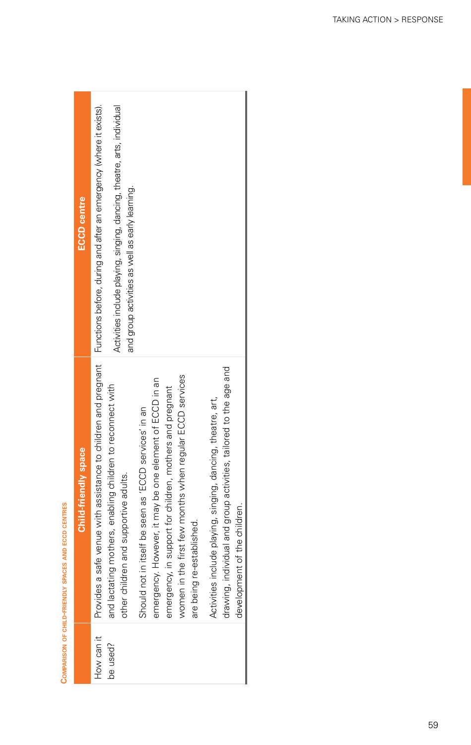**Comparison of child-friendly spaces and ECCD centres**

| | Child-friendly space | ECCD centre |
|---|---|---|
| How can it be used? | Provides a safe venue with assistance to children and pregnant and lactating mothers, enabling children to reconnect with other children and supportive adults.<br><br>Should not in itself be seen as 'ECCD services' in an emergency. However, it may be one element of ECCD in an emergency, in support for children, mothers and pregnant women in the first few months when regular ECCD services are being re-established.<br><br>Activities include playing, singing, dancing, theatre, art, drawing, individual and group activities, tailored to the age and development of the children. | Functions before, during and after an emergency (where it exists).<br><br>Activities include playing, singing, dancing, theatre, arts, individual and group activities as well as early learning. |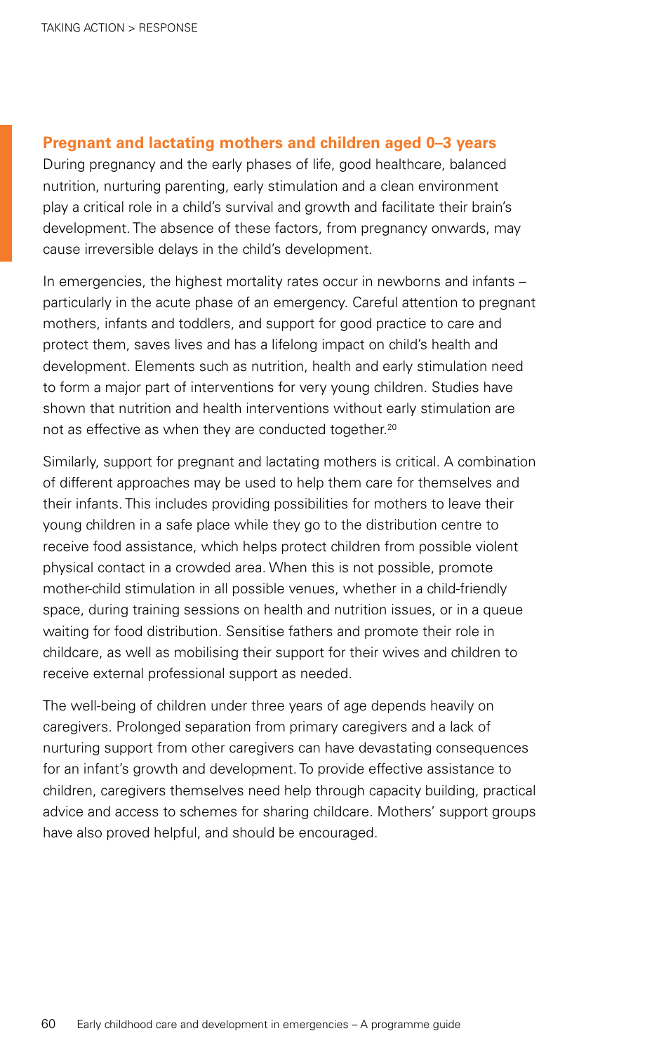### Pregnant and lactating mothers and children aged 0–3 years

During pregnancy and the early phases of life, good healthcare, balanced nutrition, nurturing parenting, early stimulation and a clean environment play a critical role in a child's survival and growth and facilitate their brain's development. The absence of these factors, from pregnancy onwards, may cause irreversible delays in the child's development.

In emergencies, the highest mortality rates occur in newborns and infants – particularly in the acute phase of an emergency. Careful attention to pregnant mothers, infants and toddlers, and support for good practice to care and protect them, saves lives and has a lifelong impact on child's health and development. Elements such as nutrition, health and early stimulation need to form a major part of interventions for very young children. Studies have shown that nutrition and health interventions without early stimulation are not as effective as when they are conducted together.[20]

Similarly, support for pregnant and lactating mothers is critical. A combination of different approaches may be used to help them care for themselves and their infants. This includes providing possibilities for mothers to leave their young children in a safe place while they go to the distribution centre to receive food assistance, which helps protect children from possible violent physical contact in a crowded area. When this is not possible, promote mother-child stimulation in all possible venues, whether in a child-friendly space, during training sessions on health and nutrition issues, or in a queue waiting for food distribution. Sensitise fathers and promote their role in childcare, as well as mobilising their support for their wives and children to receive external professional support as needed.

The well-being of children under three years of age depends heavily on caregivers. Prolonged separation from primary caregivers and a lack of nurturing support from other caregivers can have devastating consequences for an infant's growth and development. To provide effective assistance to children, caregivers themselves need help through capacity building, practical advice and access to schemes for sharing childcare. Mothers' support groups have also proved helpful, and should be encouraged.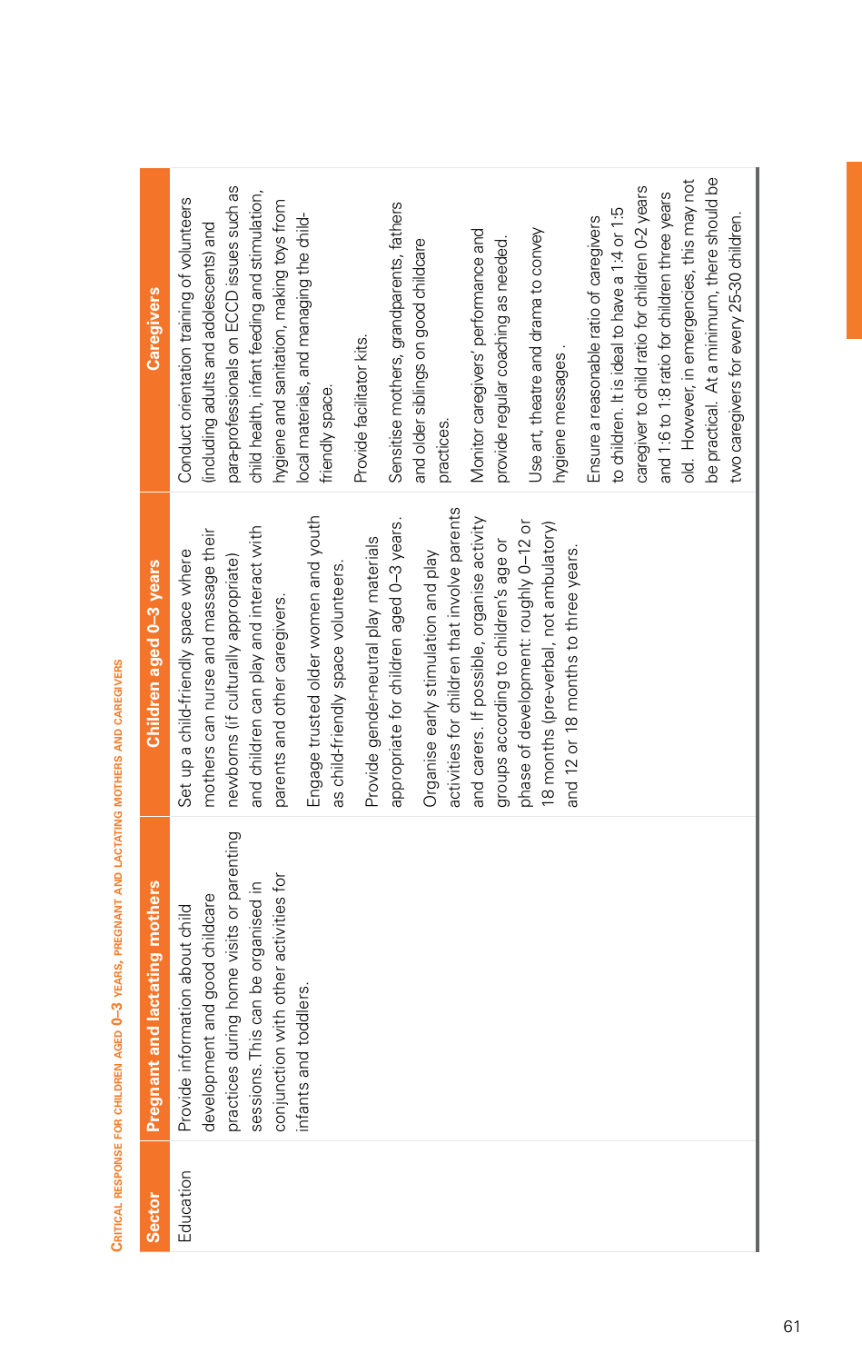Critical response for children aged 0–3 years, pregnant and lactating mothers and caregivers

| Sector | Pregnant and lactating mothers | Children aged 0–3 years | Caregivers |
|---|---|---|---|
| Education | Provide information about child development and good childcare practices during home visits or parenting sessions. This can be organised in conjunction with other activities for infants and toddlers. | Set up a child-friendly space where mothers can nurse and massage their newborns (if culturally appropriate) and children can play and interact with parents and other caregivers.<br><br>Engage trusted older women and youth as child-friendly space volunteers.<br><br>Provide gender-neutral play materials appropriate for children aged 0–3 years.<br><br>Organise early stimulation and play activities for children that involve parents and carers. If possible, organise activity groups according to children's age or phase of development: roughly 0–12 or 18 months (pre-verbal, not ambulatory) and 12 or 18 months to three years. | Conduct orientation training of volunteers (including adults and adolescents) and para-professionals on ECCD issues such as child health, infant feeding and stimulation, hygiene and sanitation, making toys from local materials, and managing the child-friendly space.<br><br>Provide facilitator kits.<br><br>Sensitise mothers, grandparents, fathers and older siblings on good childcare practices.<br><br>Monitor caregivers' performance and provide regular coaching as needed.<br><br>Use art, theatre and drama to convey hygiene messages .<br><br>Ensure a reasonable ratio of caregivers to children. It is ideal to have a 1:4 or 1:5 caregiver to child ratio for children 0-2 years and 1:6 to 1:8 ratio for children three years old. However, in emergencies, this may not be practical. At a minimum, there should be two caregivers for every 25-30 children. |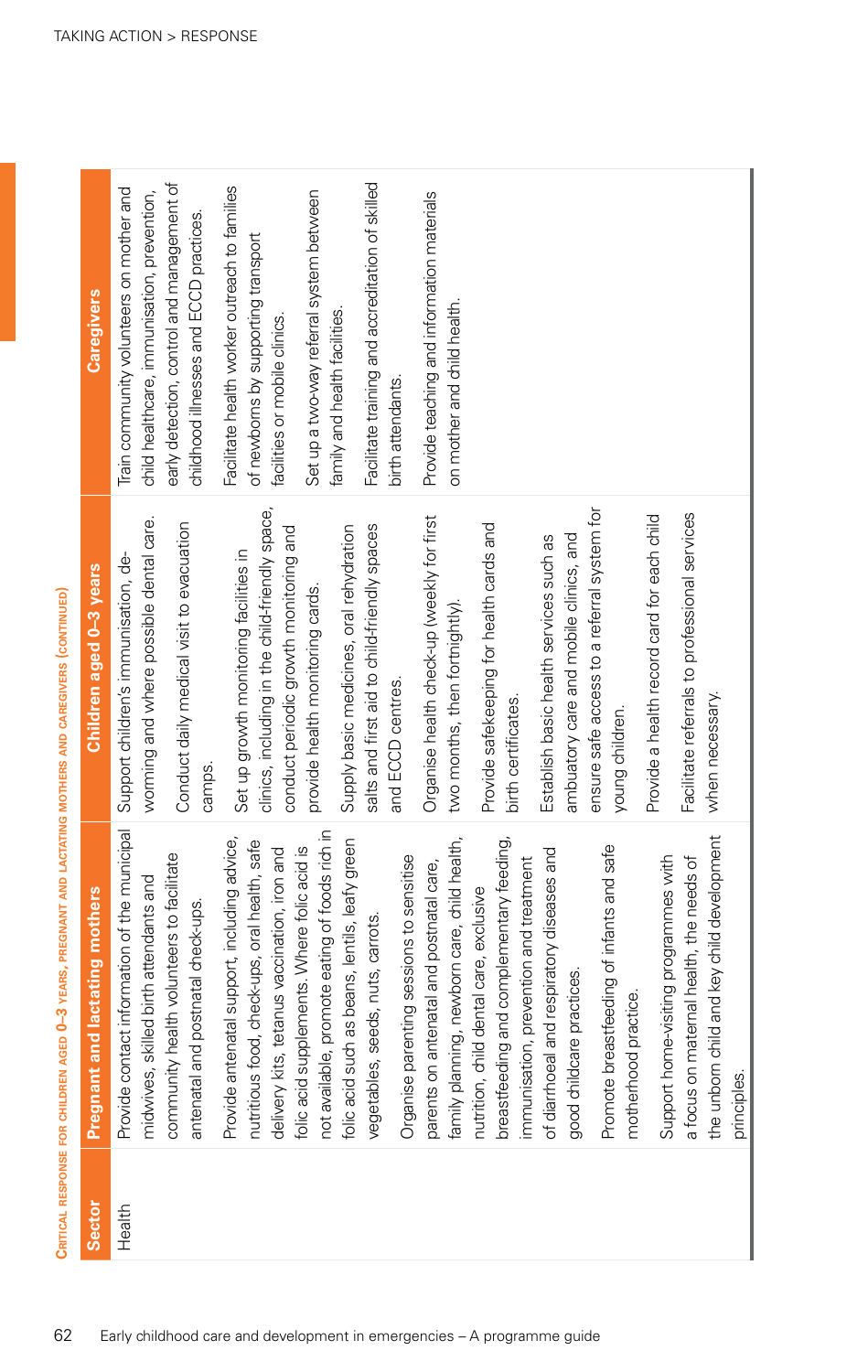**Critical response for children aged 0–3 years, pregnant and lactating mothers and caregivers (continued)**

| Sector | Pregnant and lactating mothers | Children aged 0–3 years | Caregivers |
|---|---|---|---|
| Health | Provide contact information of the municipal midwives, skilled birth attendants and community health volunteers to facilitate antenatal and postnatal check-ups.<br><br>Provide antenatal support, including advice, nutritious food, check-ups, oral health, safe delivery kits, tetanus vaccination, iron and folic acid supplements. Where folic acid is not available, promote eating of foods rich in folic acid such as beans, lentils, leafy green vegetables, seeds, nuts, carrots.<br><br>Organise parenting sessions to sensitise parents on antenatal and postnatal care, family planning, newborn care, child health, nutrition, child dental care, exclusive breastfeeding and complementary feeding, immunisation, prevention and treatment of diarrhoeal and respiratory diseases and good childcare practices.<br><br>Promote breastfeeding of infants and safe motherhood practice.<br><br>Support home-visiting programmes with a focus on maternal health, the needs of the unborn child and key child development principles. | Support children's immunisation, de-worming and where possible dental care.<br><br>Conduct daily medical visit to evacuation camps.<br><br>Set up growth monitoring facilities in clinics, including in the child-friendly space, conduct periodic growth monitoring and provide health monitoring cards.<br><br>Supply basic medicines, oral rehydration salts and first aid to child-friendly spaces and ECCD centres.<br><br>Organise health check-up (weekly for first two months, then fortnightly).<br><br>Provide safekeeping for health cards and birth certificates.<br><br>Establish basic health services such as ambuatory care and mobile clinics, and ensure safe access to a referral system for young children.<br><br>Provide a health record card for each child<br><br>Facilitate referrals to professional services when necessary. | Train community volunteers on mother and child healthcare, immunisation, prevention, early detection, control and management of childhood illnesses and ECCD practices.<br><br>Facilitate health worker outreach to families of newborns by supporting transport facilities or mobile clinics.<br><br>Set up a two-way referral system between family and health facilities.<br><br>Facilitate training and accreditation of skilled birth attendants.<br><br>Provide teaching and information materials on mother and child health. |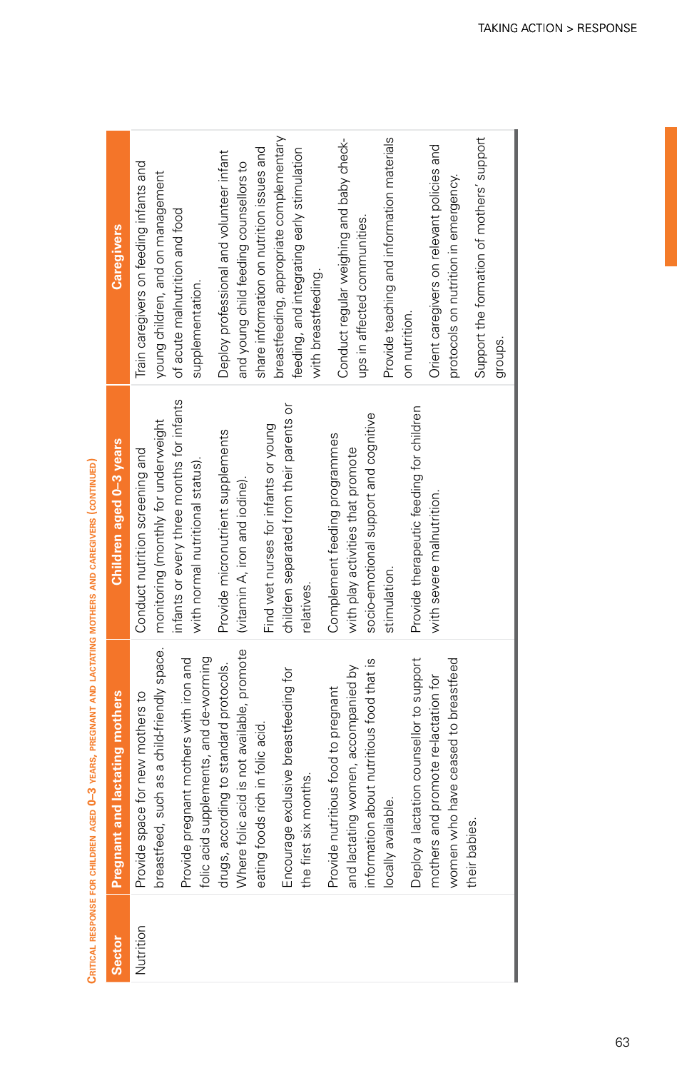Critical response for children aged 0–3 years, pregnant and lactating mothers and caregivers (continued)

| Sector | Pregnant and lactating mothers | Children aged 0–3 years | Caregivers |
|---|---|---|---|
| Nutrition | Provide space for new mothers to breastfeed, such as a child-friendly space.<br><br>Provide pregnant mothers with iron and folic acid supplements, and de-worming drugs, according to standard protocols. Where folic acid is not available, promote eating foods rich in folic acid.<br><br>Encourage exclusive breastfeeding for the first six months.<br><br>Provide nutritious food to pregnant and lactating women, accompanied by information about nutritious food that is locally available.<br><br>Deploy a lactation counsellor to support mothers and promote re-lactation for women who have ceased to breastfeed their babies. | Conduct nutrition screening and monitoring (monthly for underweight infants or every three months for infants with normal nutritional status).<br><br>Provide micronutrient supplements (vitamin A, iron and iodine).<br><br>Find wet nurses for infants or young children separated from their parents or relatives.<br><br>Complement feeding programmes with play activities that promote socio-emotional support and cognitive stimulation.<br><br>Provide therapeutic feeding for children with severe malnutrition. | Train caregivers on feeding infants and young children, and on management of acute malnutrition and food supplementation.<br><br>Deploy professional and volunteer infant and young child feeding counsellors to share information on nutrition issues and breastfeeding, appropriate complementary feeding, and integrating early stimulation with breastfeeding.<br><br>Conduct regular weighing and baby check-ups in affected communities.<br><br>Provide teaching and information materials on nutrition.<br><br>Orient caregivers on relevant policies and protocols on nutrition in emergency.<br><br>Support the formation of mothers' support groups. |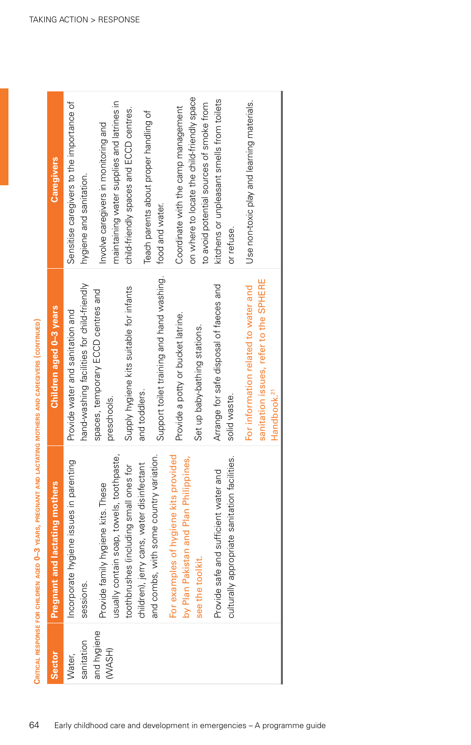**Critical response for children aged 0–3 years, pregnant and lactating mothers and caregivers (continued)**

| Sector | Pregnant and lactating mothers | Children aged 0–3 years | Caregivers |
|---|---|---|---|
| Water, sanitation and hygiene (WASH) | Incorporate hygiene issues in parenting sessions.<br><br>Provide family hygiene kits. These usually contain soap, towels, toothpaste, toothbrushes (including small ones for children), jerry cans, water disinfectant and combs, with some country variation.<br><br>For examples of hygiene kits provided by Plan Pakistan and Plan Philippines, see the toolkit.<br><br>Provide safe and sufficient water and culturally appropriate sanitation facilities. | Provide water and sanitation and hand-washing facilities for child-friendly spaces, temporary ECCD centres and preschools.<br><br>Supply hygiene kits suitable for infants and toddlers.<br><br>Support toilet training and hand washing.<br><br>Provide a potty or bucket latrine.<br><br>Set up baby-bathing stations.<br><br>Arrange for safe disposal of faeces and solid waste.<br><br>For information related to water and sanitation issues, refer to the SPHERE Handbook.[21] | Sensitise caregivers to the importance of hygiene and sanitation.<br><br>Involve caregivers in monitoring and maintaining water supplies and latrines in child-friendly spaces and ECCD centres.<br><br>Teach parents about proper handling of food and water.<br><br>Coordinate with the camp management on where to locate the child-friendly space to avoid potential sources of smoke from kitchens or unpleasant smells from toilets or refuse.<br><br>Use non-toxic play and learning materials. |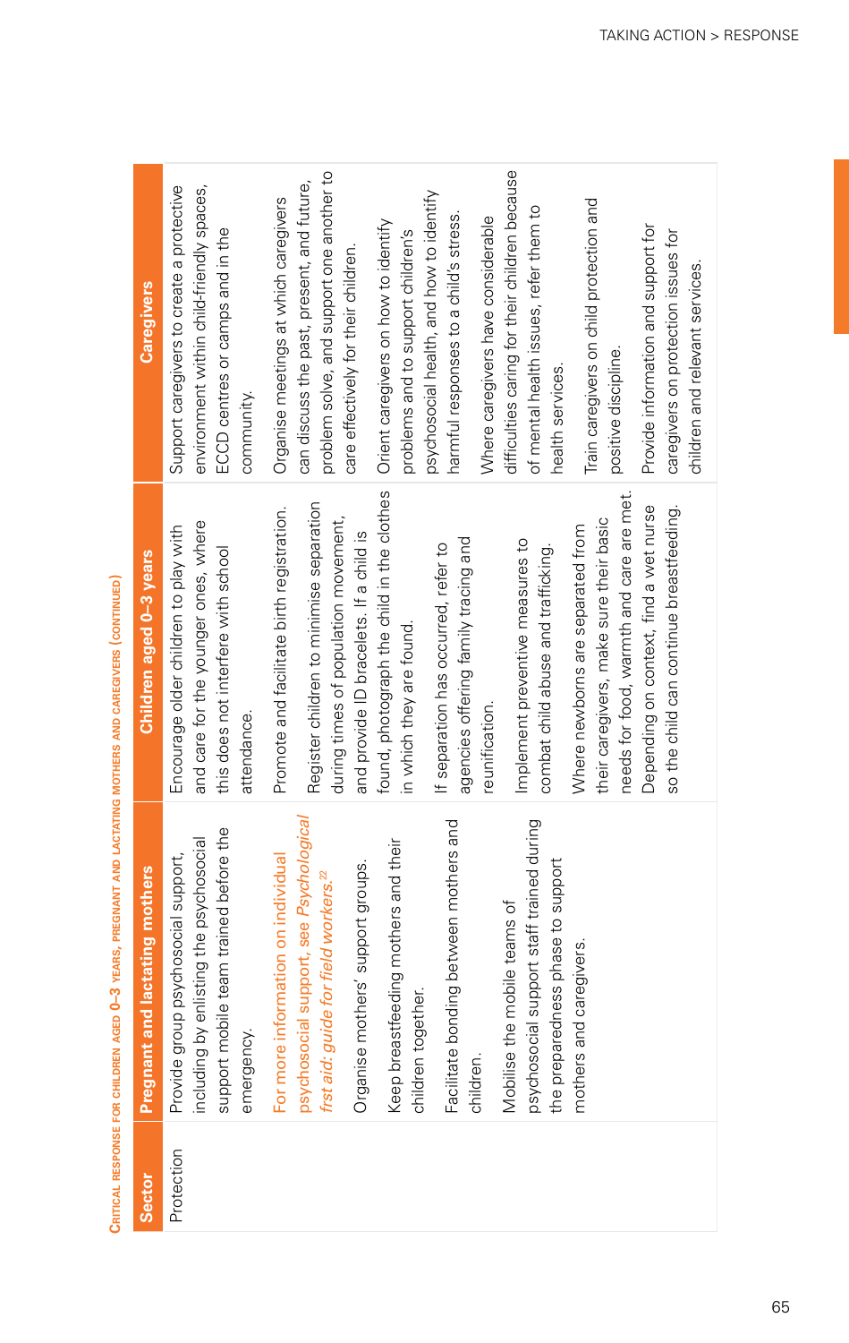CRITICAL RESPONSE FOR CHILDREN AGED 0–3 YEARS, PREGNANT AND LACTATING MOTHERS AND CAREGIVERS (CONTINUED)

| Sector | Pregnant and lactating mothers | Children aged 0–3 years | Caregivers |
|---|---|---|---|
| Protection | Provide group psychosocial support, including by enlisting the psychosocial support mobile team trained before the emergency.<br><br>For more information on individual psychosocial support, see *Psychological first aid: guide for field workers.*[22]<br><br>Organise mothers' support groups.<br><br>Keep breastfeeding mothers and their children together.<br><br>Facilitate bonding between mothers and children.<br><br>Mobilise the mobile teams of psychosocial support staff trained during the preparedness phase to support mothers and caregivers. | Encourage older children to play with and care for the younger ones, where this does not interfere with school attendance.<br><br>Promote and facilitate birth registration.<br><br>Register children to minimise separation during times of population movement, and provide ID bracelets. If a child is found, photograph the child in the clothes in which they are found.<br><br>If separation has occurred, refer to agencies offering family tracing and reunification.<br><br>Implement preventive measures to combat child abuse and trafficking.<br><br>Where newborns are separated from their caregivers, make sure their basic needs for food, warmth and care are met. Depending on context, find a wet nurse so the child can continue breastfeeding. | Support caregivers to create a protective environment within child-friendly spaces, ECCD centres or camps and in the community.<br><br>Organise meetings at which caregivers can discuss the past, present, and future, problem solve, and support one another to care effectively for their children.<br><br>Orient caregivers on how to identify problems and to support children's psychosocial health, and how to identify harmful responses to a child's stress.<br><br>Where caregivers have considerable difficulties caring for their children because of mental health issues, refer them to health services.<br><br>Train caregivers on child protection and positive discipline.<br><br>Provide information and support for caregivers on protection issues for children and relevant services. |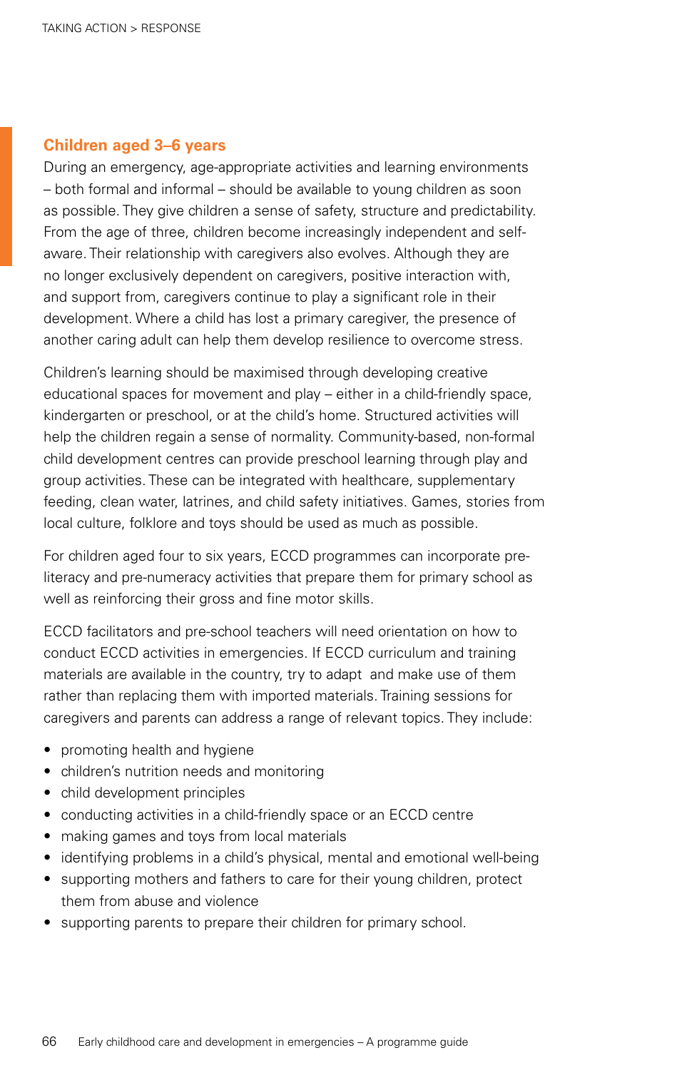### Children aged 3–6 years

During an emergency, age-appropriate activities and learning environments – both formal and informal – should be available to young children as soon as possible. They give children a sense of safety, structure and predictability. From the age of three, children become increasingly independent and self-aware. Their relationship with caregivers also evolves. Although they are no longer exclusively dependent on caregivers, positive interaction with, and support from, caregivers continue to play a significant role in their development. Where a child has lost a primary caregiver, the presence of another caring adult can help them develop resilience to overcome stress.

Children's learning should be maximised through developing creative educational spaces for movement and play – either in a child-friendly space, kindergarten or preschool, or at the child's home. Structured activities will help the children regain a sense of normality. Community-based, non-formal child development centres can provide preschool learning through play and group activities. These can be integrated with healthcare, supplementary feeding, clean water, latrines, and child safety initiatives. Games, stories from local culture, folklore and toys should be used as much as possible.

For children aged four to six years, ECCD programmes can incorporate pre-literacy and pre-numeracy activities that prepare them for primary school as well as reinforcing their gross and fine motor skills.

ECCD facilitators and pre-school teachers will need orientation on how to conduct ECCD activities in emergencies. If ECCD curriculum and training materials are available in the country, try to adapt and make use of them rather than replacing them with imported materials. Training sessions for caregivers and parents can address a range of relevant topics. They include:

- promoting health and hygiene
- children's nutrition needs and monitoring
- child development principles
- conducting activities in a child-friendly space or an ECCD centre
- making games and toys from local materials
- identifying problems in a child's physical, mental and emotional well-being
- supporting mothers and fathers to care for their young children, protect them from abuse and violence
- supporting parents to prepare their children for primary school.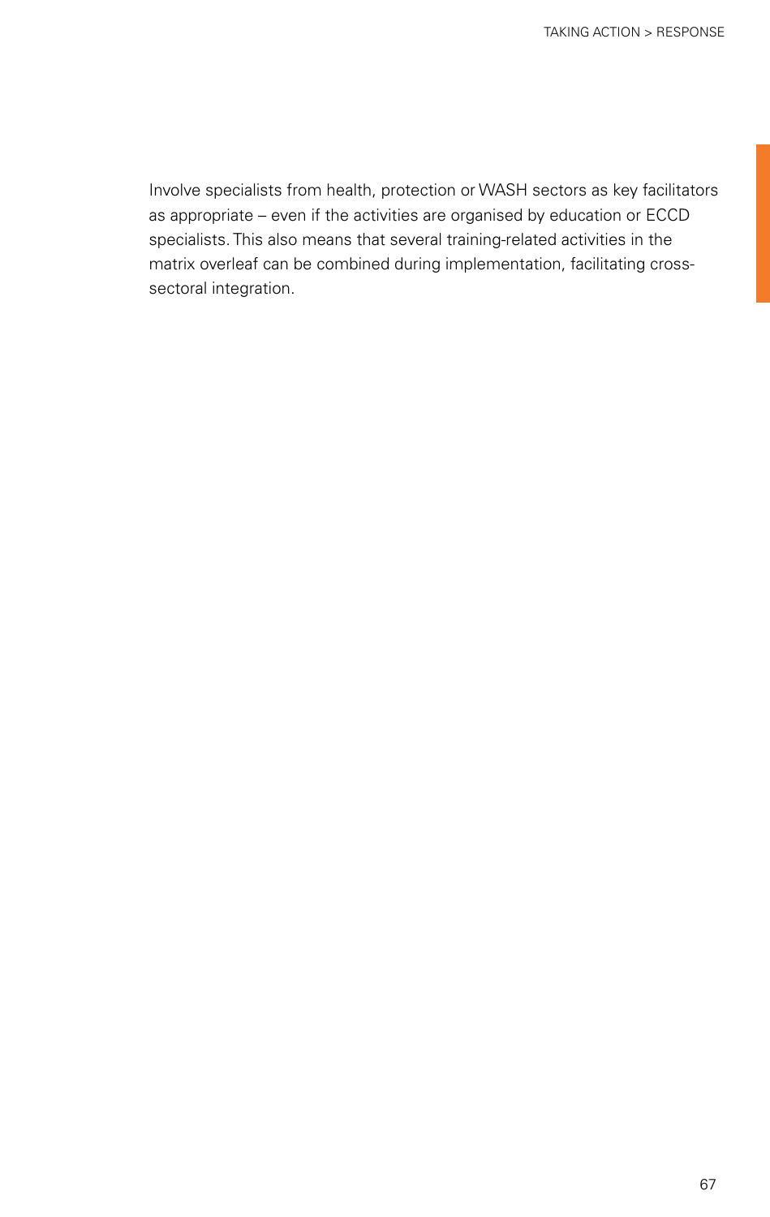Involve specialists from health, protection or WASH sectors as key facilitators as appropriate – even if the activities are organised by education or ECCD specialists. This also means that several training-related activities in the matrix overleaf can be combined during implementation, facilitating cross-sectoral integration.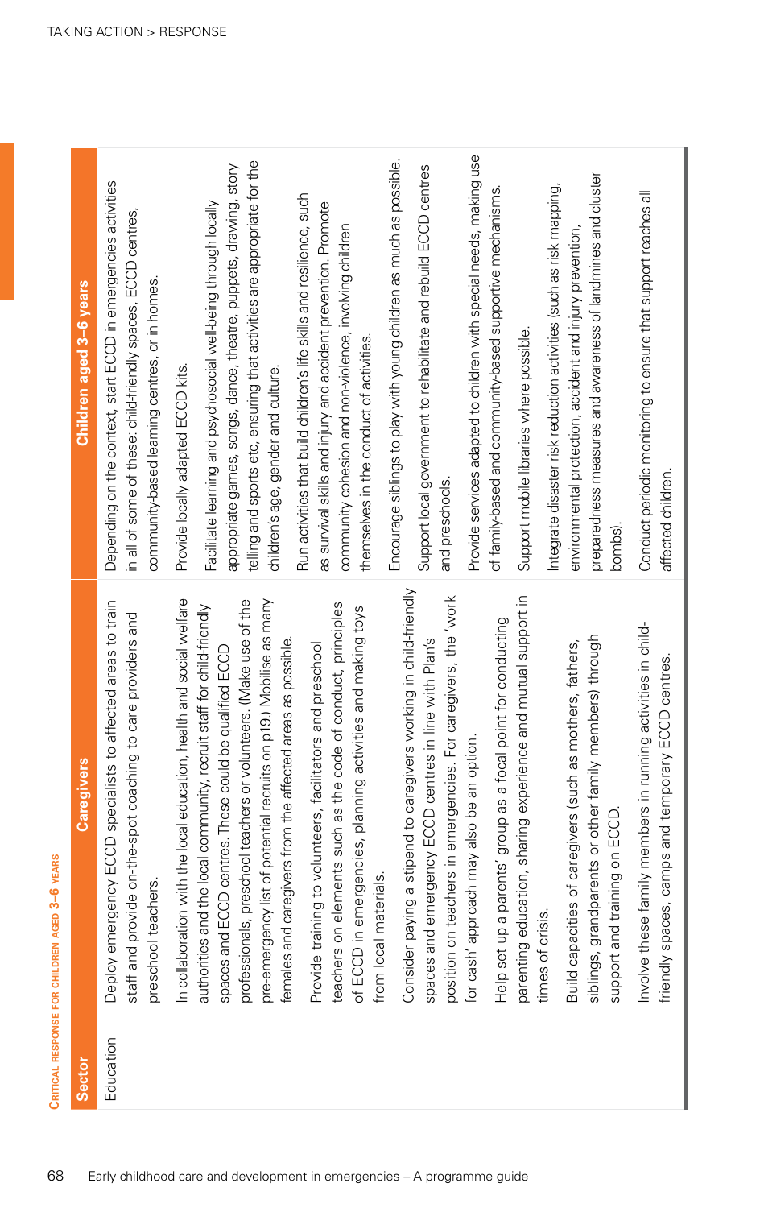Critical response for children aged 3–6 years

| Sector | Caregivers | Children aged 3–6 years |
|---|---|---|
| Education | Deploy emergency ECCD specialists to affected areas to train staff and provide on-the-spot coaching to care providers and preschool teachers.<br><br>In collaboration with the local education, health and social welfare authorities and the local community, recruit staff for child-friendly spaces and ECCD centres. These could be qualified ECCD professionals, preschool teachers or volunteers. (Make use of the pre-emergency list of potential recruits on p19.) Mobilise as many females and caregivers from the affected areas as possible.<br><br>Provide training to volunteers, facilitators and preschool teachers on elements such as the code of conduct, principles of ECCD in emergencies, planning activities and making toys from local materials.<br><br>Consider paying a stipend to caregivers working in child-friendly spaces and emergency ECCD centres in line with Plan's position on teachers in emergencies. For caregivers, the 'work for cash' approach may also be an option.<br><br>Help set up a parents' group as a focal point for conducting parenting education, sharing experience and mutual support in times of crisis.<br><br>Build capacities of caregivers (such as mothers, fathers, siblings, grandparents or other family members) through support and training on ECCD.<br><br>Involve these family members in running activities in child-friendly spaces, camps and temporary ECCD centres. | Depending on the context, start ECCD in emergencies activities in all of some of these: child-friendly spaces, ECCD centres, community-based learning centres, or in homes.<br><br>Provide locally adapted ECCD kits.<br><br>Facilitate learning and psychosocial well-being through locally appropriate games, songs, dance, theatre, puppets, drawing, story telling and sports etc, ensuring that activities are appropriate for the children's age, gender and culture.<br><br>Run activities that build children's life skills and resilience, such as survival skills and injury and accident prevention. Promote community cohesion and non-violence, involving children themselves in the conduct of activities.<br><br>Encourage siblings to play with young children as much as possible.<br><br>Support local government to rehabilitate and rebuild ECCD centres and preschools.<br><br>Provide services adapted to children with special needs, making use of family-based and community-based supportive mechanisms.<br><br>Support mobile libraries where possible.<br><br>Integrate disaster risk reduction activities (such as risk mapping, environmental protection, accident and injury prevention, preparedness measures and awareness of landmines and cluster bombs).<br><br>Conduct periodic monitoring to ensure that support reaches all affected children. |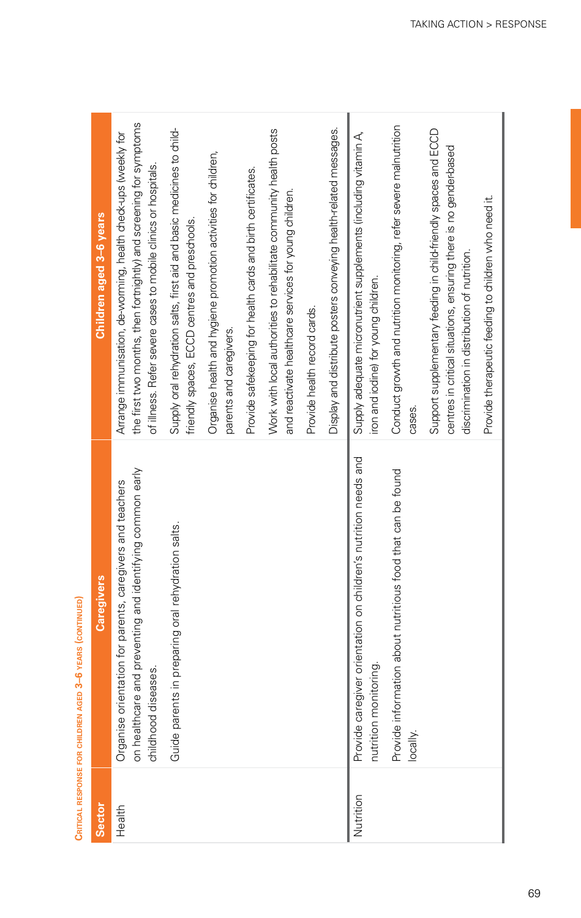**Critical response for children aged 3–6 years (continued)**

| Sector | Caregivers | Children aged 3–6 years |
|---|---|---|
| Health | Organise orientation for parents, caregivers and teachers on healthcare and preventing and identifying common early childhood diseases.<br><br>Guide parents in preparing oral rehydration salts. | Arrange immunisation, de-worming, health check-ups (weekly for the first two months, then fortnightly) and screening for symptoms of illness. Refer severe cases to mobile clinics or hospitals.<br><br>Supply oral rehydration salts, first aid and basic medicines to child-friendly spaces, ECCD centres and preschools.<br><br>Organise health and hygiene promotion activities for children, parents and caregivers.<br><br>Provide safekeeping for health cards and birth certificates.<br><br>Work with local authorities to rehabilitate community health posts and reactivate healthcare services for young children.<br><br>Provide health record cards.<br><br>Display and distribute posters conveying health-related messages. |
| Nutrition | Provide caregiver orientation on children's nutrition needs and nutrition monitoring.<br><br>Provide information about nutritious food that can be found locally. | Supply adequate micronutrient supplements (including vitamin A, iron and iodine) for young children.<br><br>Conduct growth and nutrition monitoring, refer severe malnutrition cases.<br><br>Support supplementary feeding in child-friendly spaces and ECCD centres in critical situations, ensuring there is no gender-based discrimination in distribution of nutrition.<br><br>Provide therapeutic feeding to children who need it. |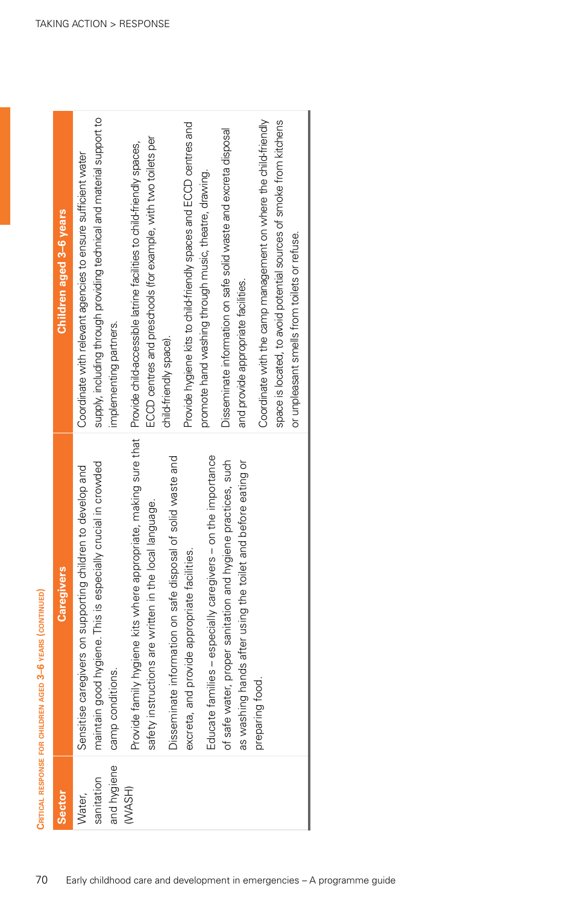**Critical response for children aged 3–6 years (continued)**

| Sector | Caregivers | Children aged 3–6 years |
|---|---|---|
| Water, sanitation and hygiene (WASH) | Sensitise caregivers on supporting children to develop and maintain good hygiene. This is especially crucial in crowded camp conditions.<br><br>Provide family hygiene kits where appropriate, making sure that safety instructions are written in the local language.<br><br>Disseminate information on safe disposal of solid waste and excreta, and provide appropriate facilities.<br><br>Educate families – especially caregivers – on the importance of safe water, proper sanitation and hygiene practices, such as washing hands after using the toilet and before eating or preparing food. | Coordinate with relevant agencies to ensure sufficient water supply, including through providing technical and material support to implementing partners.<br><br>Provide child-accessible latrine facilities to child-friendly spaces, ECCD centres and preschools (for example, with two toilets per child-friendly space).<br><br>Provide hygiene kits to child-friendly spaces and ECCD centres and promote hand washing through music, theatre, drawing.<br><br>Disseminate information on safe solid waste and excreta disposal and provide appropriate facilities.<br><br>Coordinate with the camp management on where the child-friendly space is located, to avoid potential sources of smoke from kitchens or unpleasant smells from toilets or refuse. |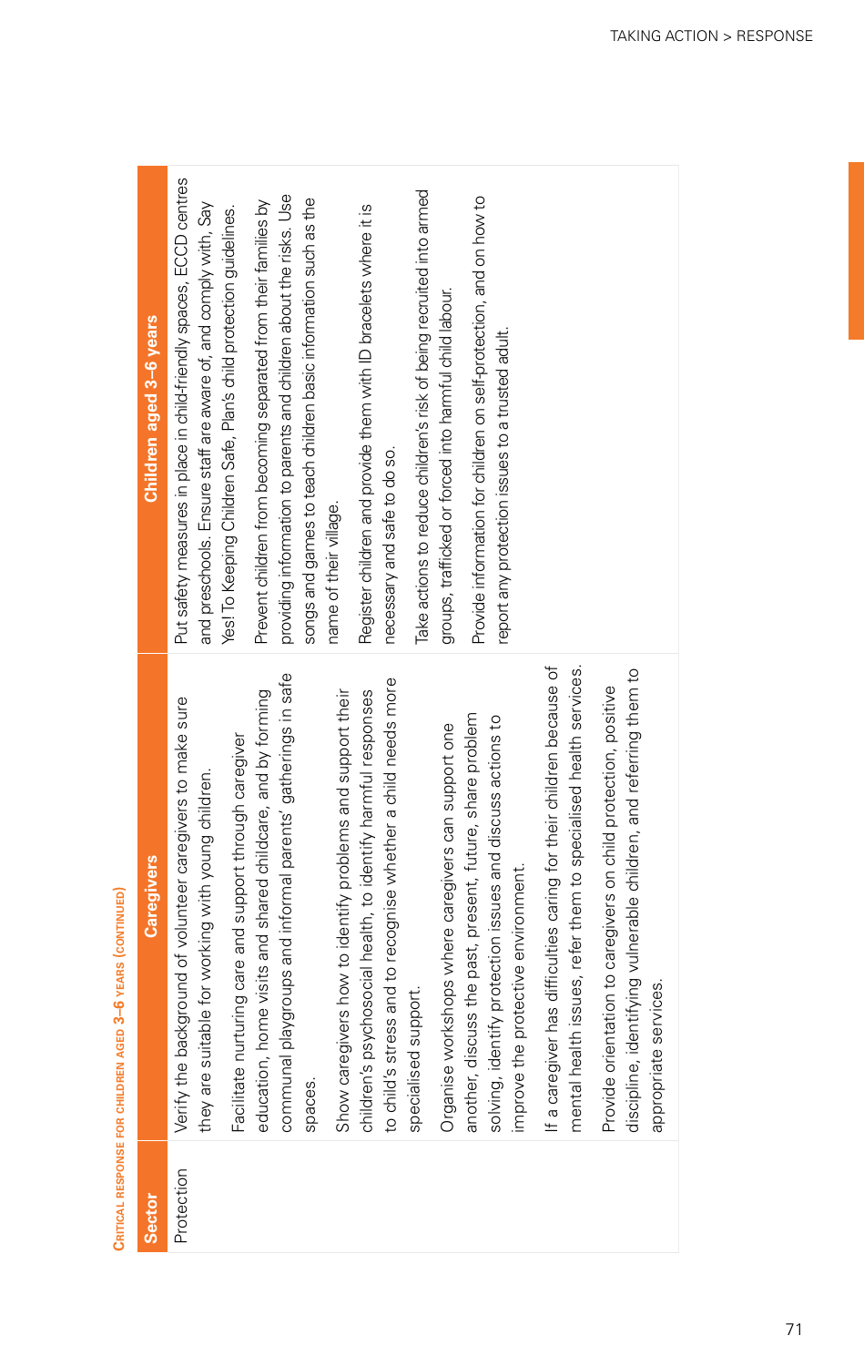**Critical response for children aged 3–6 years (continued)**

| Sector | Caregivers | Children aged 3–6 years |
|---|---|---|
| Protection | Verify the background of volunteer caregivers to make sure they are suitable for working with young children.<br><br>Facilitate nurturing care and support through caregiver education, home visits and shared childcare, and by forming communal playgroups and informal parents' gatherings in safe spaces.<br><br>Show caregivers how to identify problems and support their children's psychosocial health, to identify harmful responses to child's stress and to recognise whether a child needs more specialised support.<br><br>Organise workshops where caregivers can support one another, discuss the past, present, future, share problem solving, identify protection issues and discuss actions to improve the protective environment.<br><br>If a caregiver has difficulties caring for their children because of mental health issues, refer them to specialised health services.<br><br>Provide orientation to caregivers on child protection, positive discipline, identifying vulnerable children, and referring them to appropriate services. | Put safety measures in place in child-friendly spaces, ECCD centres and preschools. Ensure staff are aware of, and comply with, Say Yes! To Keeping Children Safe, Plan's child protection guidelines.<br><br>Prevent children from becoming separated from their families by providing information to parents and children about the risks. Use songs and games to teach children basic information such as the name of their village.<br><br>Register children and provide them with ID bracelets where it is necessary and safe to do so.<br><br>Take actions to reduce children's risk of being recruited into armed groups, trafficked or forced into harmful child labour.<br><br>Provide information for children on self-protection, and on how to report any protection issues to a trusted adult. |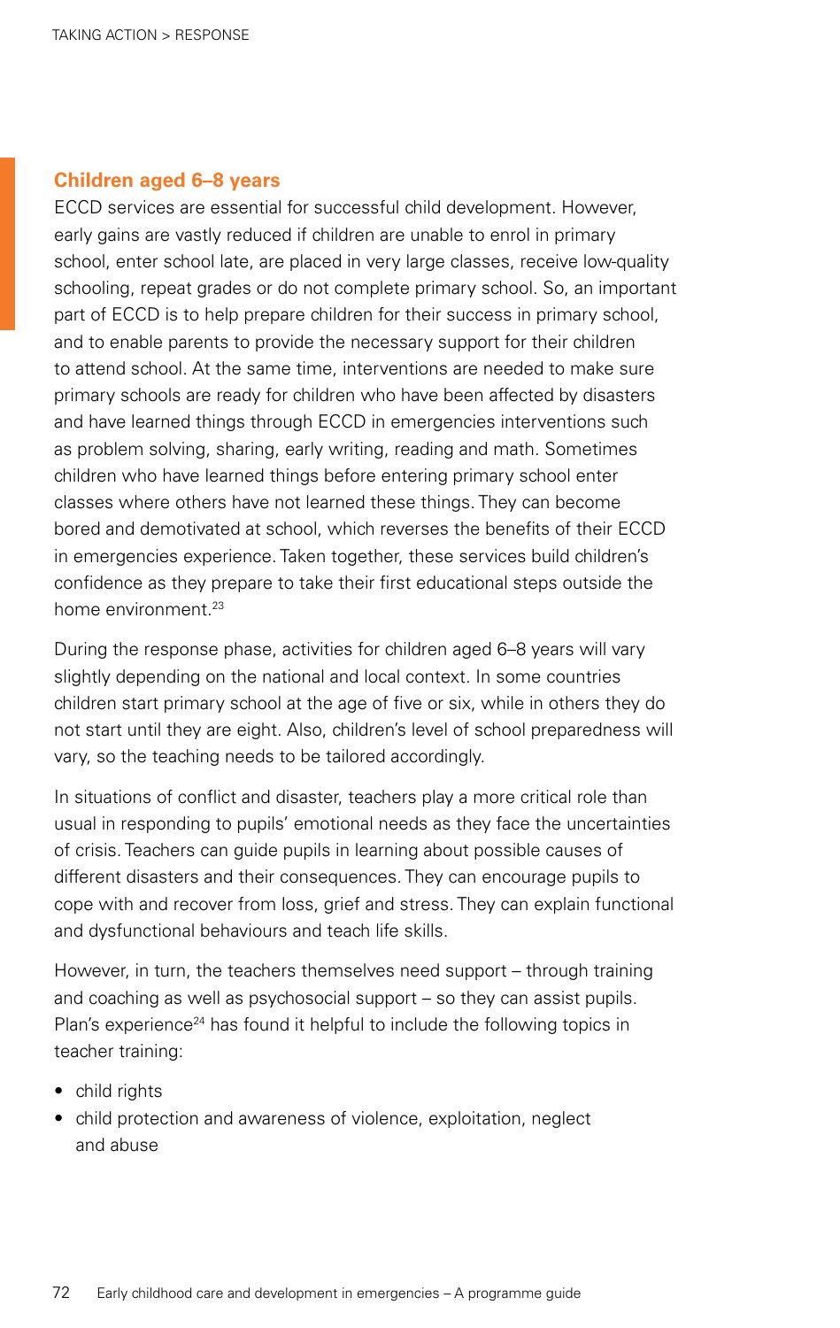## Children aged 6–8 years

ECCD services are essential for successful child development. However, early gains are vastly reduced if children are unable to enrol in primary school, enter school late, are placed in very large classes, receive low-quality schooling, repeat grades or do not complete primary school. So, an important part of ECCD is to help prepare children for their success in primary school, and to enable parents to provide the necessary support for their children to attend school. At the same time, interventions are needed to make sure primary schools are ready for children who have been affected by disasters and have learned things through ECCD in emergencies interventions such as problem solving, sharing, early writing, reading and math. Sometimes children who have learned things before entering primary school enter classes where others have not learned these things. They can become bored and demotivated at school, which reverses the benefits of their ECCD in emergencies experience. Taken together, these services build children's confidence as they prepare to take their first educational steps outside the home environment.[23]

During the response phase, activities for children aged 6–8 years will vary slightly depending on the national and local context. In some countries children start primary school at the age of five or six, while in others they do not start until they are eight. Also, children's level of school preparedness will vary, so the teaching needs to be tailored accordingly.

In situations of conflict and disaster, teachers play a more critical role than usual in responding to pupils' emotional needs as they face the uncertainties of crisis. Teachers can guide pupils in learning about possible causes of different disasters and their consequences. They can encourage pupils to cope with and recover from loss, grief and stress. They can explain functional and dysfunctional behaviours and teach life skills.

However, in turn, the teachers themselves need support – through training and coaching as well as psychosocial support – so they can assist pupils. Plan's experience[24] has found it helpful to include the following topics in teacher training:

- child rights
- child protection and awareness of violence, exploitation, neglect and abuse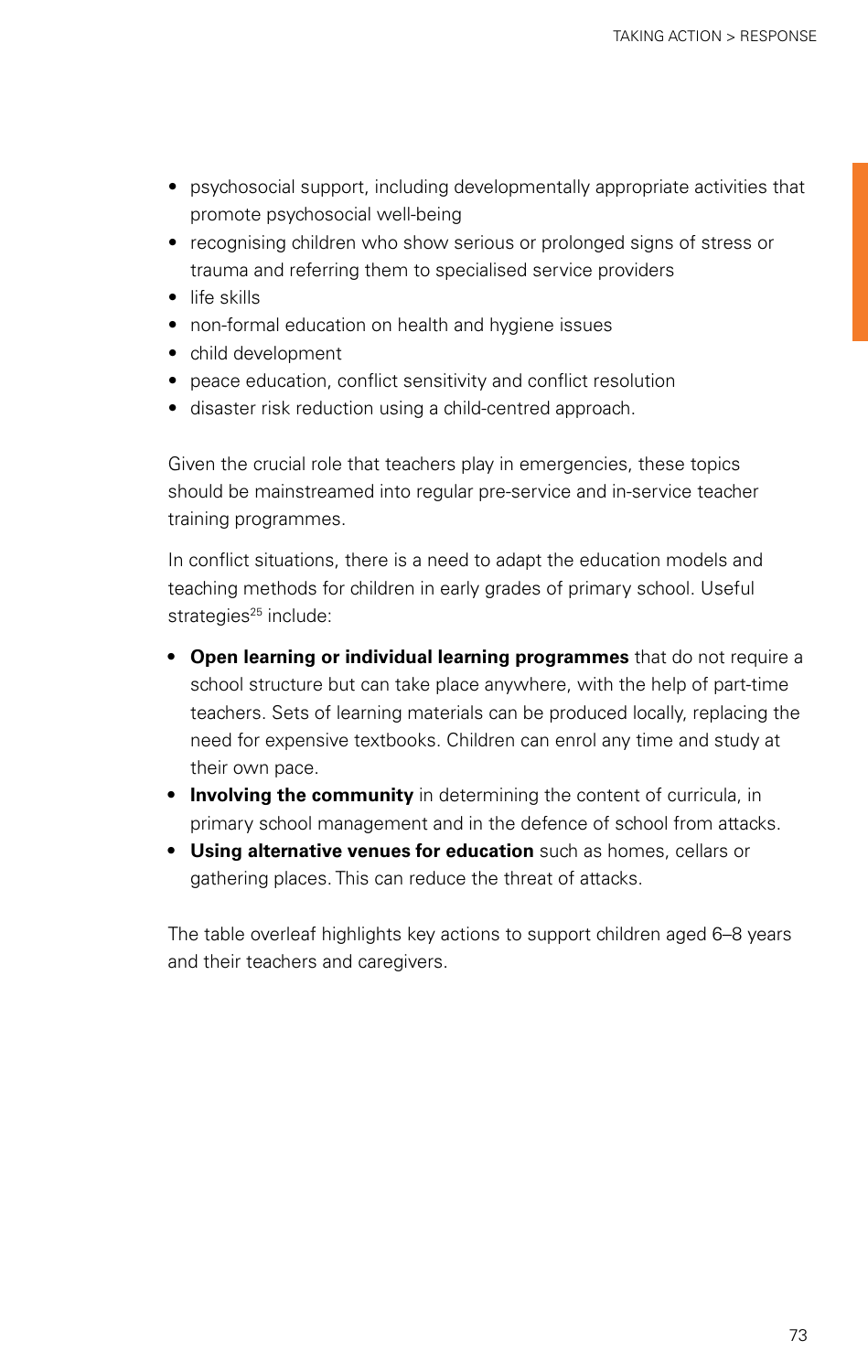- psychosocial support, including developmentally appropriate activities that promote psychosocial well-being
- recognising children who show serious or prolonged signs of stress or trauma and referring them to specialised service providers
- life skills
- non-formal education on health and hygiene issues
- child development
- peace education, conflict sensitivity and conflict resolution
- disaster risk reduction using a child-centred approach.

Given the crucial role that teachers play in emergencies, these topics should be mainstreamed into regular pre-service and in-service teacher training programmes.

In conflict situations, there is a need to adapt the education models and teaching methods for children in early grades of primary school. Useful strategies[25] include:

- **Open learning or individual learning programmes** that do not require a school structure but can take place anywhere, with the help of part-time teachers. Sets of learning materials can be produced locally, replacing the need for expensive textbooks. Children can enrol any time and study at their own pace.
- **Involving the community** in determining the content of curricula, in primary school management and in the defence of school from attacks.
- **Using alternative venues for education** such as homes, cellars or gathering places. This can reduce the threat of attacks.

The table overleaf highlights key actions to support children aged 6–8 years and their teachers and caregivers.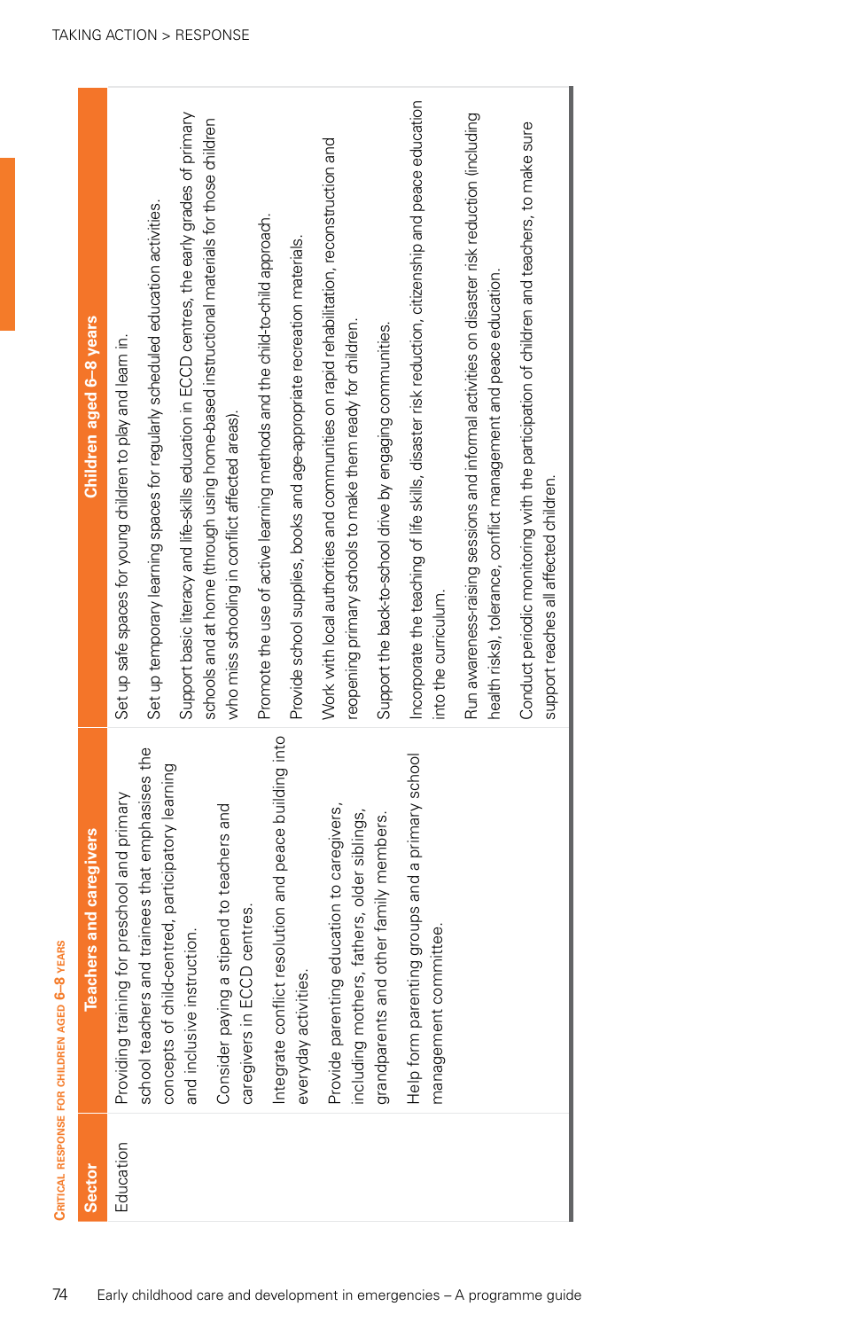Critical response for children aged 6–8 years

| Sector | Teachers and caregivers | Children aged 6–8 years |
|---|---|---|
| Education | Providing training for preschool and primary school teachers and trainees that emphasises the concepts of child-centred, participatory learning and inclusive instruction.<br><br>Consider paying a stipend to teachers and caregivers in ECCD centres.<br><br>Integrate conflict resolution and peace building into everyday activities.<br><br>Provide parenting education to caregivers, including mothers, fathers, older siblings, grandparents and other family members.<br><br>Help form parenting groups and a primary school management committee. | Set up safe spaces for young children to play and learn in.<br><br>Set up temporary learning spaces for regularly scheduled education activities.<br><br>Support basic literacy and life-skills education in ECCD centres, the early grades of primary schools and at home (through using home-based instructional materials for those children who miss schooling in conflict affected areas).<br><br>Promote the use of active learning methods and the child-to-child approach.<br><br>Provide school supplies, books and age-appropriate recreation materials.<br><br>Work with local authorities and communities on rapid rehabilitation, reconstruction and reopening primary schools to make them ready for children.<br><br>Support the back-to-school drive by engaging communities.<br><br>Incorporate the teaching of life skills, disaster risk reduction, citizenship and peace education into the curriculum.<br><br>Run awareness-raising sessions and informal activities on disaster risk reduction (including health risks), tolerance, conflict management and peace education.<br><br>Conduct periodic monitoring with the participation of children and teachers, to make sure support reaches all affected children. |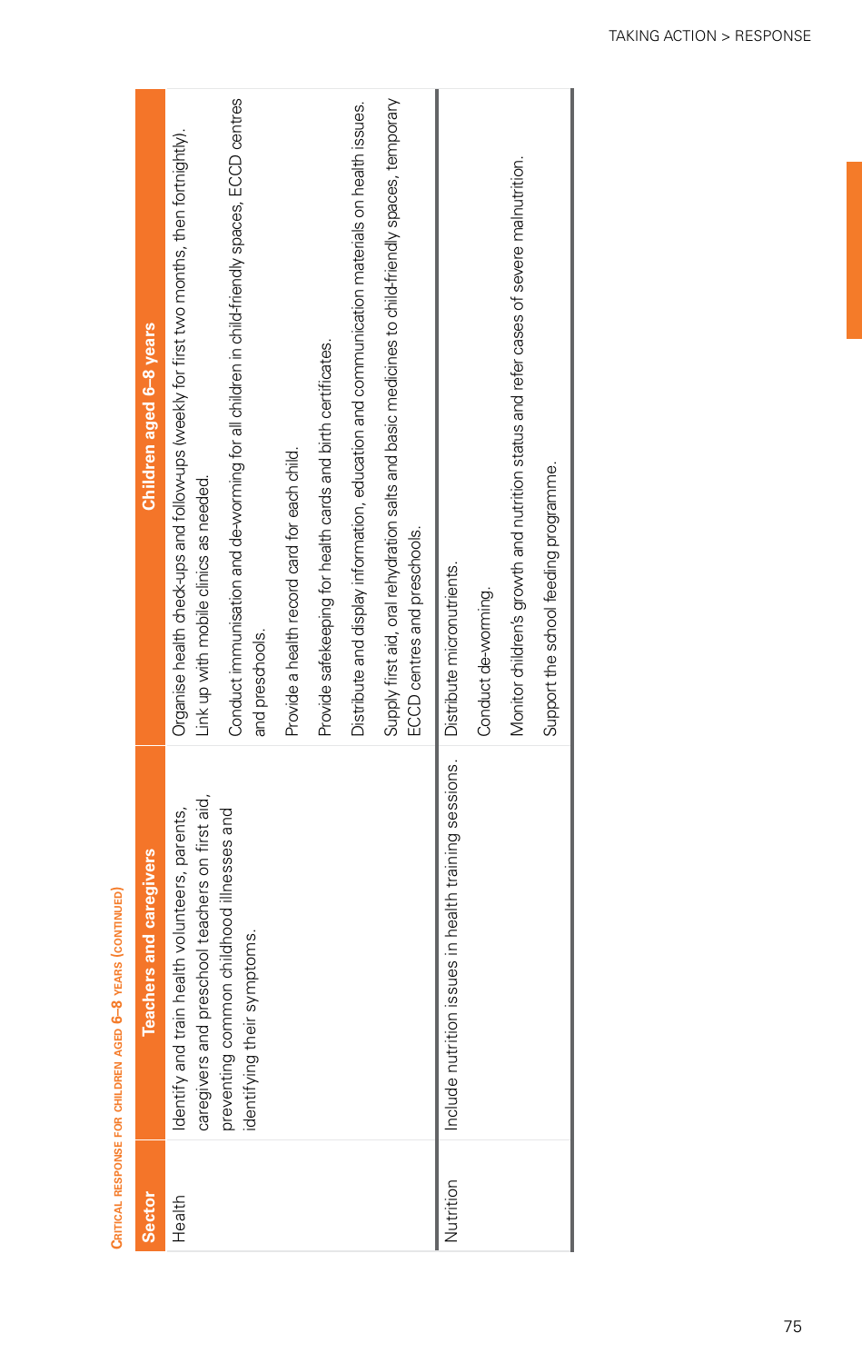**Critical response for children aged 6–8 years (continued)**

| Sector | Teachers and caregivers | Children aged 6–8 years |
|---|---|---|
| Health | Identify and train health volunteers, parents, caregivers and preschool teachers on first aid, preventing common childhood illnesses and identifying their symptoms. | Organise health check-ups and follow-ups (weekly for first two months, then fortnightly). Link up with mobile clinics as needed. |
| | | Conduct immunisation and de-worming for all children in child-friendly spaces, ECCD centres and preschools. |
| | | Provide a health record card for each child. |
| | | Provide safekeeping for health cards and birth certificates. |
| | | Distribute and display information, education and communication materials on health issues. |
| | | Supply first aid, oral rehydration salts and basic medicines to child-friendly spaces, temporary ECCD centres and preschools. |
| Nutrition | Include nutrition issues in health training sessions. | Distribute micronutrients. |
| | | Conduct de-worming. |
| | | Monitor children's growth and nutrition status and refer cases of severe malnutrition. |
| | | Support the school feeding programme. |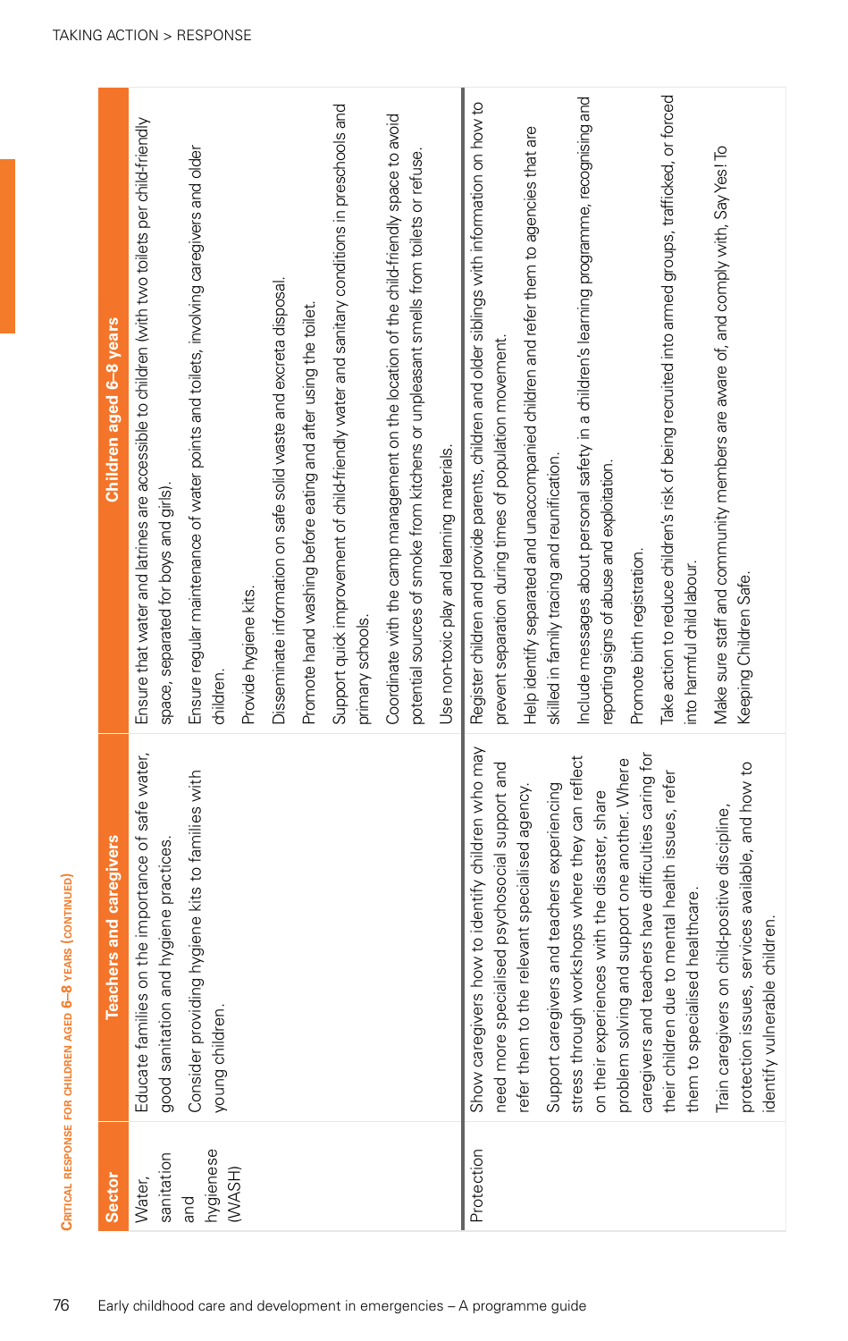**Critical response for children aged 6–8 years (continued)**

| Sector | Teachers and caregivers | Children aged 6–8 years |
|---|---|---|
| Water, sanitation and hygienese (WASH) | Educate families on the importance of safe water, good sanitation and hygiene practices.<br><br>Consider providing hygiene kits to families with young children. | Ensure that water and latrines are accessible to children (with two toilets per child-friendly space, separated for boys and girls).<br><br>Ensure regular maintenance of water points and toilets, involving caregivers and older children.<br><br>Provide hygiene kits.<br><br>Disseminate information on safe solid waste and excreta disposal.<br><br>Promote hand washing before eating and after using the toilet.<br><br>Support quick improvement of child-friendly water and sanitary conditions in preschools and primary schools.<br><br>Coordinate with the camp management on the location of the child-friendly space to avoid potential sources of smoke from kitchens or unpleasant smells from toilets or refuse.<br><br>Use non-toxic play and learning materials. |
| Protection | Show caregivers how to identify children who may need more specialised psychosocial support and refer them to the relevant specialised agency.<br><br>Support caregivers and teachers experiencing stress through workshops where they can reflect on their experiences with the disaster, share problem solving and support one another. Where caregivers and teachers have difficulties caring for their children due to mental health issues, refer them to specialised healthcare.<br><br>Train caregivers on child-positive discipline, protection issues, services available, and how to identify vulnerable children. | Register children and provide parents, children and older siblings with information on how to prevent separation during times of population movement.<br><br>Help identify separated and unaccompanied children and refer them to agencies that are skilled in family tracing and reunification.<br><br>Include messages about personal safety in a children's learning programme, recognising and reporting signs of abuse and exploitation.<br><br>Promote birth registration.<br><br>Take action to reduce children's risk of being recruited into armed groups, trafficked, or forced into harmful child labour.<br><br>Make sure staff and community members are aware of, and comply with, Say Yes! To Keeping Children Safe. |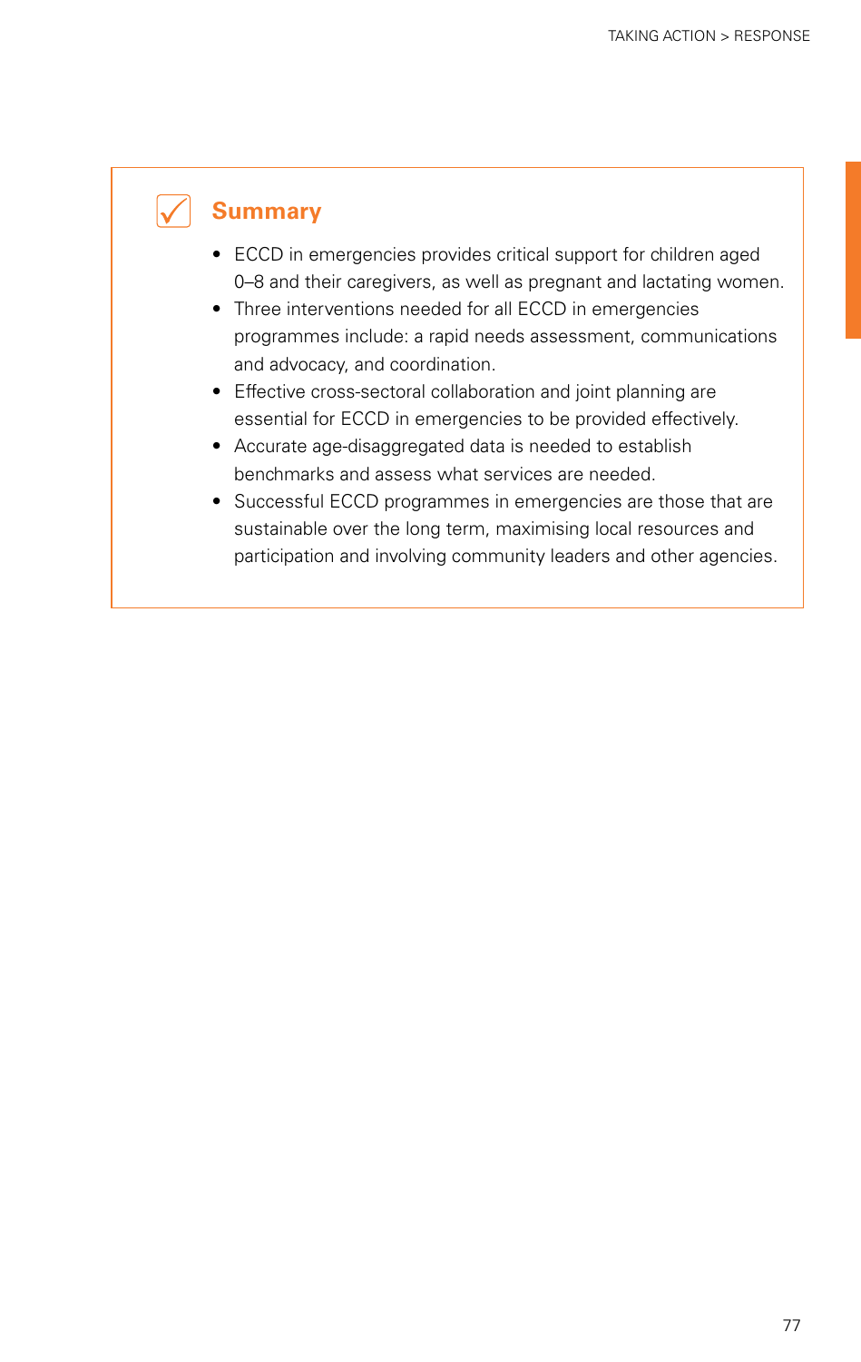## Summary

- ECCD in emergencies provides critical support for children aged 0–8 and their caregivers, as well as pregnant and lactating women.
- Three interventions needed for all ECCD in emergencies programmes include: a rapid needs assessment, communications and advocacy, and coordination.
- Effective cross-sectoral collaboration and joint planning are essential for ECCD in emergencies to be provided effectively.
- Accurate age-disaggregated data is needed to establish benchmarks and assess what services are needed.
- Successful ECCD programmes in emergencies are those that are sustainable over the long term, maximising local resources and participation and involving community leaders and other agencies.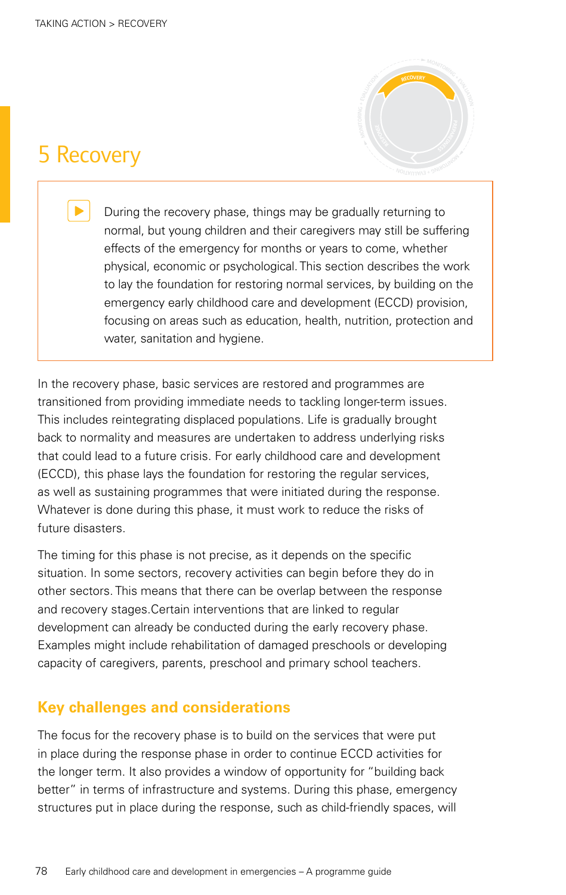# 5 Recovery

> During the recovery phase, things may be gradually returning to normal, but young children and their caregivers may still be suffering effects of the emergency for months or years to come, whether physical, economic or psychological. This section describes the work to lay the foundation for restoring normal services, by building on the emergency early childhood care and development (ECCD) provision, focusing on areas such as education, health, nutrition, protection and water, sanitation and hygiene.

In the recovery phase, basic services are restored and programmes are transitioned from providing immediate needs to tackling longer-term issues. This includes reintegrating displaced populations. Life is gradually brought back to normality and measures are undertaken to address underlying risks that could lead to a future crisis. For early childhood care and development (ECCD), this phase lays the foundation for restoring the regular services, as well as sustaining programmes that were initiated during the response. Whatever is done during this phase, it must work to reduce the risks of future disasters.

The timing for this phase is not precise, as it depends on the specific situation. In some sectors, recovery activities can begin before they do in other sectors. This means that there can be overlap between the response and recovery stages.Certain interventions that are linked to regular development can already be conducted during the early recovery phase. Examples might include rehabilitation of damaged preschools or developing capacity of caregivers, parents, preschool and primary school teachers.

## Key challenges and considerations

The focus for the recovery phase is to build on the services that were put in place during the response phase in order to continue ECCD activities for the longer term. It also provides a window of opportunity for "building back better" in terms of infrastructure and systems. During this phase, emergency structures put in place during the response, such as child-friendly spaces, will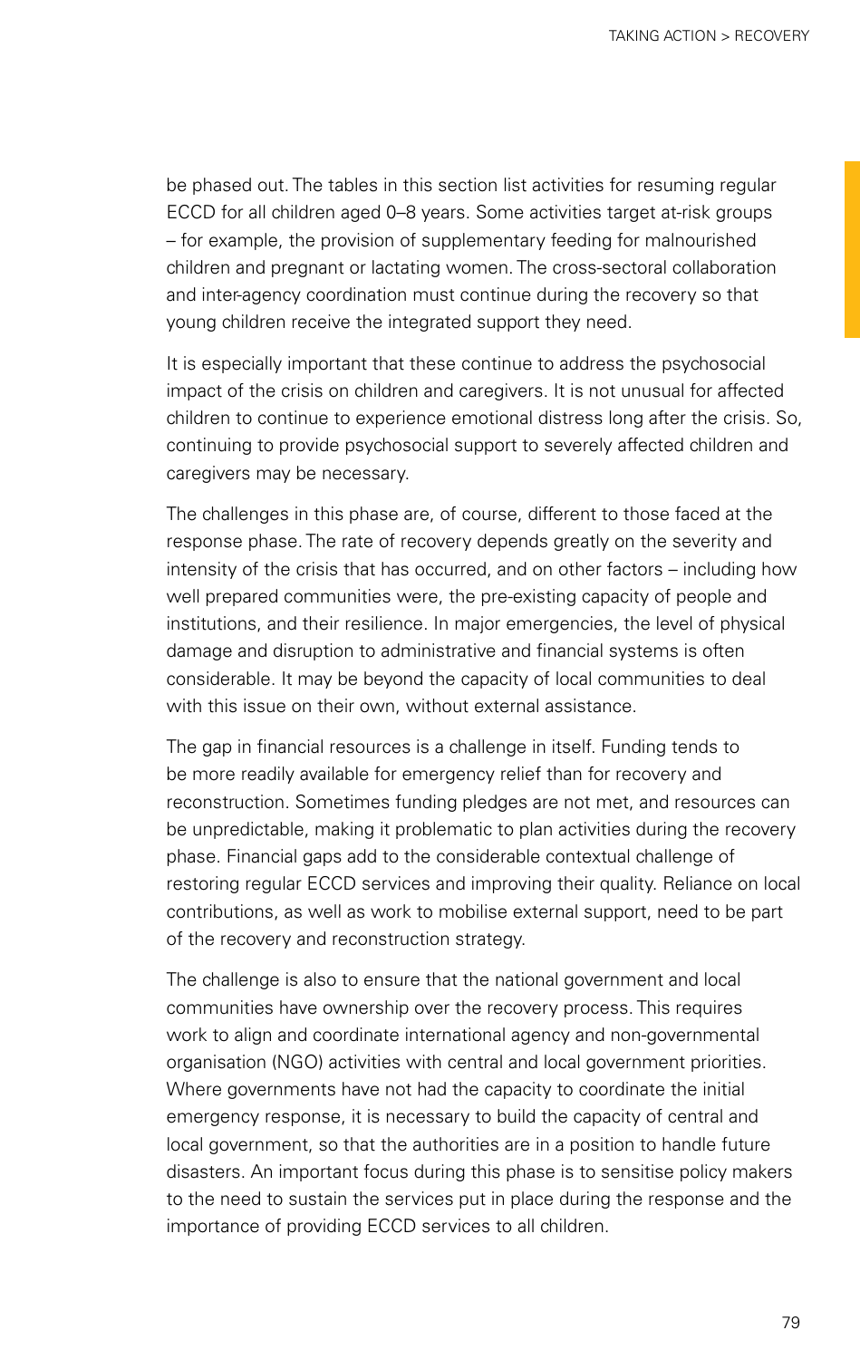be phased out. The tables in this section list activities for resuming regular ECCD for all children aged 0–8 years. Some activities target at-risk groups – for example, the provision of supplementary feeding for malnourished children and pregnant or lactating women. The cross-sectoral collaboration and inter-agency coordination must continue during the recovery so that young children receive the integrated support they need.

It is especially important that these continue to address the psychosocial impact of the crisis on children and caregivers. It is not unusual for affected children to continue to experience emotional distress long after the crisis. So, continuing to provide psychosocial support to severely affected children and caregivers may be necessary.

The challenges in this phase are, of course, different to those faced at the response phase. The rate of recovery depends greatly on the severity and intensity of the crisis that has occurred, and on other factors – including how well prepared communities were, the pre-existing capacity of people and institutions, and their resilience. In major emergencies, the level of physical damage and disruption to administrative and financial systems is often considerable. It may be beyond the capacity of local communities to deal with this issue on their own, without external assistance.

The gap in financial resources is a challenge in itself. Funding tends to be more readily available for emergency relief than for recovery and reconstruction. Sometimes funding pledges are not met, and resources can be unpredictable, making it problematic to plan activities during the recovery phase. Financial gaps add to the considerable contextual challenge of restoring regular ECCD services and improving their quality. Reliance on local contributions, as well as work to mobilise external support, need to be part of the recovery and reconstruction strategy.

The challenge is also to ensure that the national government and local communities have ownership over the recovery process. This requires work to align and coordinate international agency and non-governmental organisation (NGO) activities with central and local government priorities. Where governments have not had the capacity to coordinate the initial emergency response, it is necessary to build the capacity of central and local government, so that the authorities are in a position to handle future disasters. An important focus during this phase is to sensitise policy makers to the need to sustain the services put in place during the response and the importance of providing ECCD services to all children.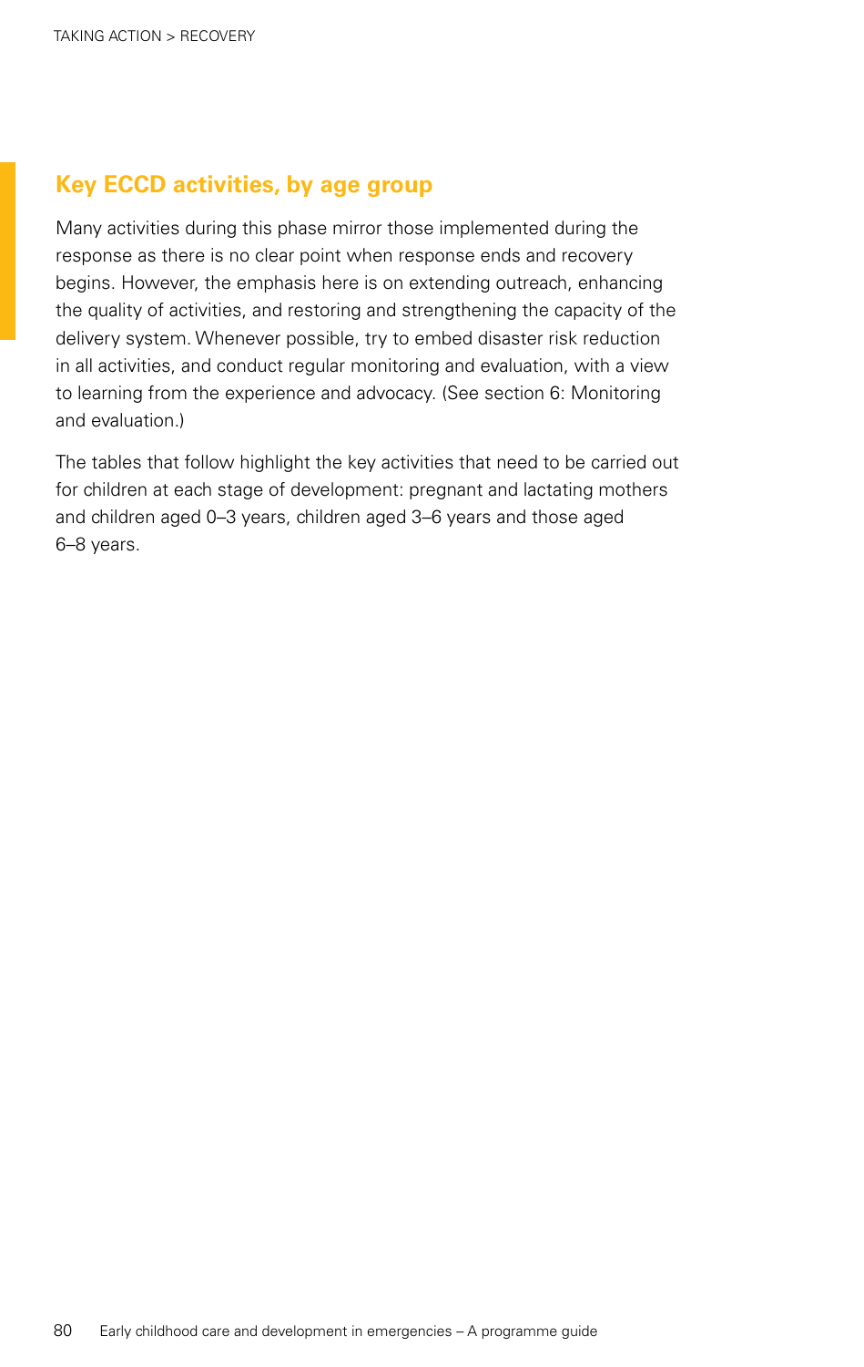## Key ECCD activities, by age group

Many activities during this phase mirror those implemented during the response as there is no clear point when response ends and recovery begins. However, the emphasis here is on extending outreach, enhancing the quality of activities, and restoring and strengthening the capacity of the delivery system. Whenever possible, try to embed disaster risk reduction in all activities, and conduct regular monitoring and evaluation, with a view to learning from the experience and advocacy. (See section 6: Monitoring and evaluation.)

The tables that follow highlight the key activities that need to be carried out for children at each stage of development: pregnant and lactating mothers and children aged 0–3 years, children aged 3–6 years and those aged 6–8 years.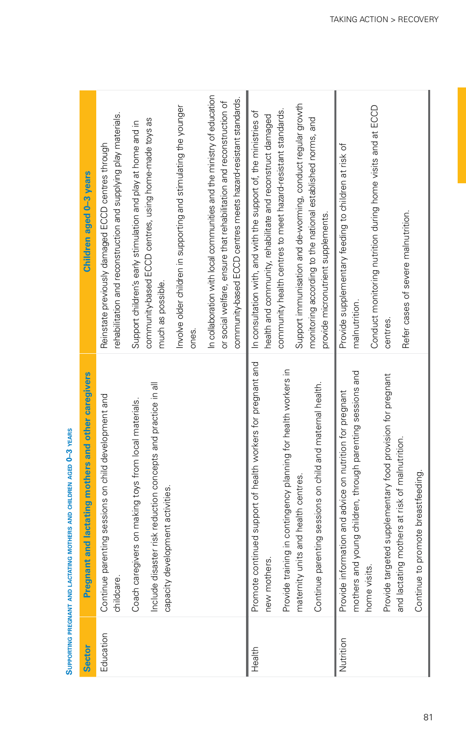**Supporting pregnant and lactating mothers and children aged 0–3 years**

| Sector | Pregnant and lactating mothers and other caregivers | Children aged 0–3 years |
|---|---|---|
| Education | Continue parenting sessions on child development and childcare.<br><br>Coach caregivers on making toys from local materials.<br><br>Include disaster risk reduction concepts and practice in all capacity development activities. | Reinstate previously damaged ECCD centres through rehabilitation and reconstruction and supplying play materials.<br><br>Support children's early stimulation and play at home and in community-based ECCD centres, using home-made toys as much as possible.<br><br>Involve older children in supporting and stimulating the younger ones.<br><br>In collaboration with local communities and the ministry of education or social welfare, ensure that rehabilitation and reconstruction of community-based ECCD centres meets hazard-resistant standards. |
| Health | Promote continued support of health workers for pregnant and new mothers.<br><br>Provide training in contingency planning for health workers in maternity units and health centres.<br><br>Continue parenting sessions on child and maternal health. | In consultation with, and with the support of, the ministries of health and community, rehabilitate and reconstruct damaged community health centres to meet hazard-resistant standards.<br><br>Support immunisation and de-worming, conduct regular growth monitoring according to the national established norms, and provide micronutrient supplements. |
| Nutrition | Provide information and advice on nutrition for pregnant mothers and young children, through parenting sessions and home visits.<br><br>Provide targeted supplementary food provision for pregnant and lactating mothers at risk of malnutrition.<br><br>Continue to promote breastfeeding. | Provide supplementary feeding to children at risk of malnutrition.<br><br>Conduct monitoring nutrition during home visits and at ECCD centres.<br><br>Refer cases of severe malnutrition. |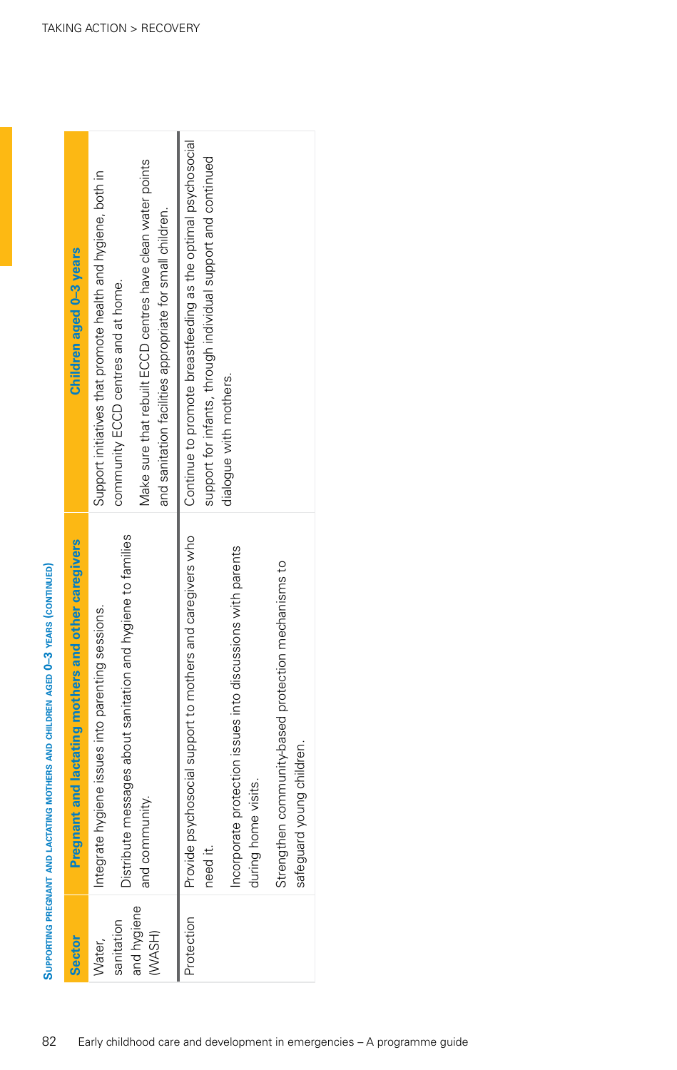**Supporting pregnant and lactating mothers and children aged 0–3 years (continued)**

| Sector | Pregnant and lactating mothers and other caregivers | Children aged 0–3 years |
|---|---|---|
| Water, sanitation and hygiene (WASH) | Integrate hygiene issues into parenting sessions.<br><br>Distribute messages about sanitation and hygiene to families and community. | Support initiatives that promote health and hygiene, both in community ECCD centres and at home.<br><br>Make sure that rebuilt ECCD centres have clean water points and sanitation facilities appropriate for small children. |
| Protection | Provide psychosocial support to mothers and caregivers who need it.<br><br>Incorporate protection issues into discussions with parents during home visits.<br><br>Strengthen community-based protection mechanisms to safeguard young children. | Continue to promote breastfeeding as the optimal psychosocial support for infants, through individual support and continued dialogue with mothers. |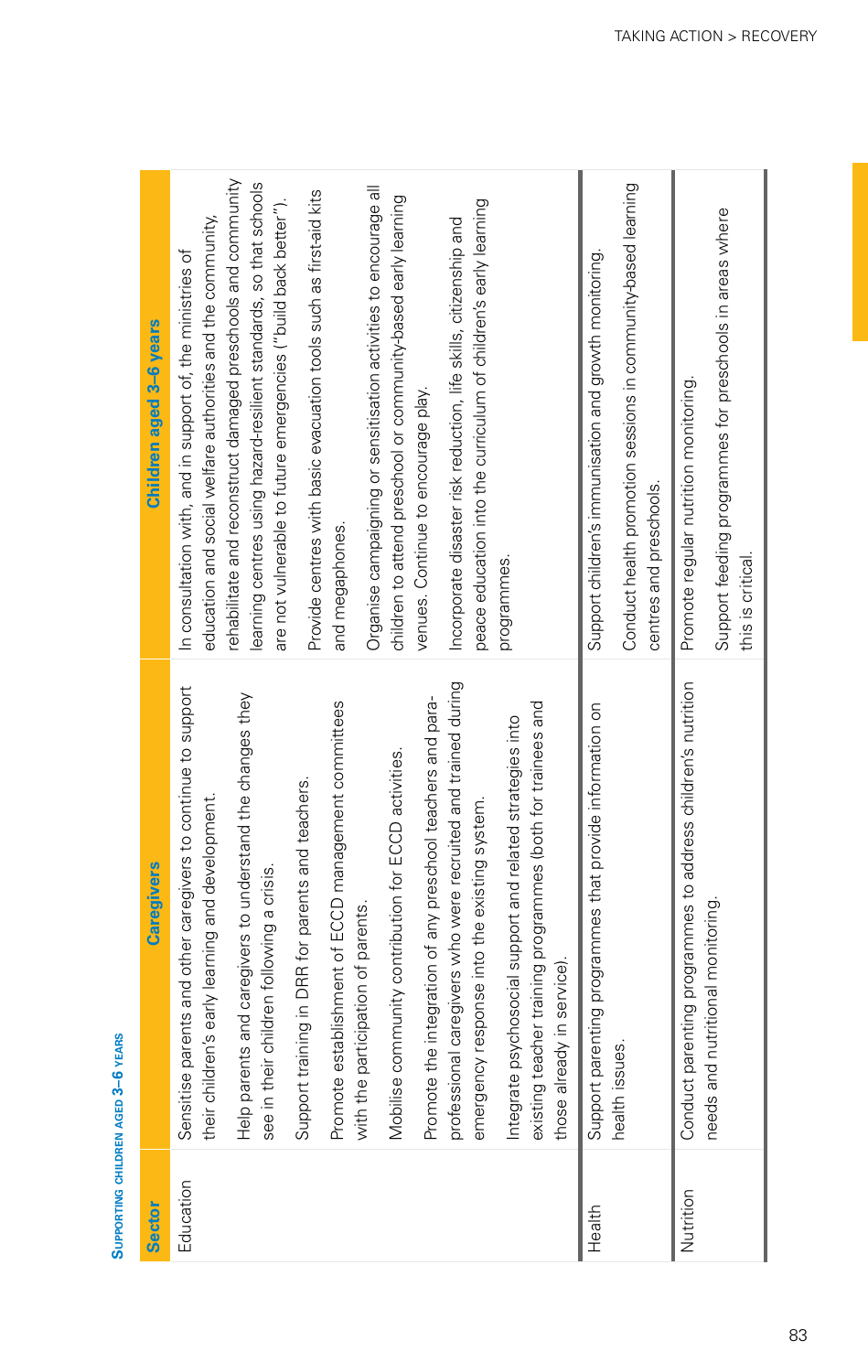**Supporting children aged 3–6 years**

| Sector | Caregivers | Children aged 3–6 years |
|---|---|---|
| Education | Sensitise parents and other caregivers to continue to support their children's early learning and development.<br><br>Help parents and caregivers to understand the changes they see in their children following a crisis.<br><br>Support training in DRR for parents and teachers.<br><br>Promote establishment of ECCD management committees with the participation of parents.<br><br>Mobilise community contribution for ECCD activities.<br><br>Promote the integration of any preschool teachers and para-professional caregivers who were recruited and trained during emergency response into the existing system.<br><br>Integrate psychosocial support and related strategies into existing teacher training programmes (both for trainees and those already in service). | In consultation with, and in support of, the ministries of education and social welfare authorities and the community, rehabilitate and reconstruct damaged preschools and community learning centres using hazard-resilient standards, so that schools are not vulnerable to future emergencies ("build back better").<br><br>Provide centres with basic evacuation tools such as first-aid kits and megaphones.<br><br>Organise campaigning or sensitisation activities to encourage all children to attend preschool or community-based early learning venues. Continue to encourage play.<br><br>Incorporate disaster risk reduction, life skills, citizenship and peace education into the curriculum of children's early learning programmes. |
| Health | Support parenting programmes that provide information on health issues. | Support children's immunisation and growth monitoring.<br><br>Conduct health promotion sessions in community-based learning centres and preschools. |
| Nutrition | Conduct parenting programmes to address children's nutrition needs and nutritional monitoring. | Promote regular nutrition monitoring.<br><br>Support feeding programmes for preschools in areas where this is critical. |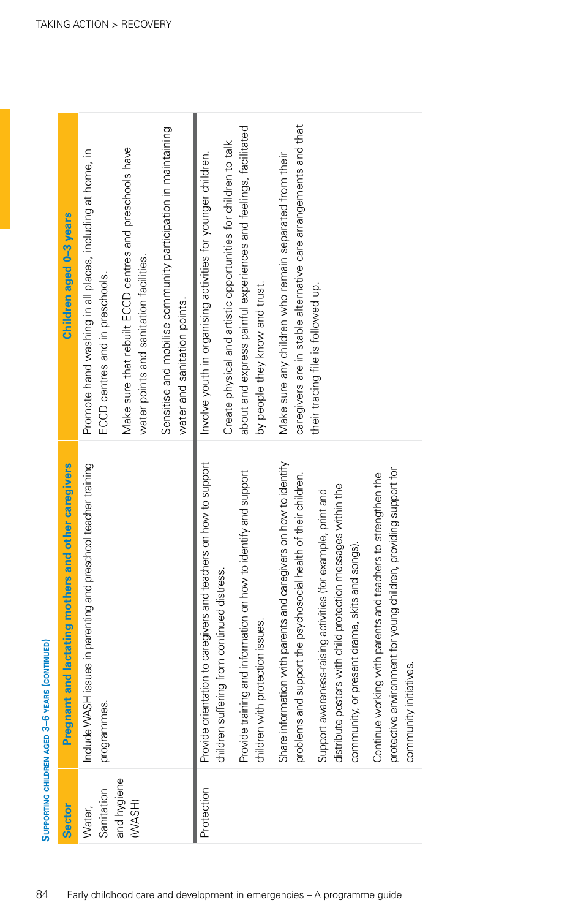**Supporting children aged 3–6 years (continued)**

| Sector | Pregnant and lactating mothers and other caregivers | Children aged 0–3 years |
|---|---|---|
| Water, Sanitation and hygiene (WASH) | Include WASH issues in parenting and preschool teacher training programmes. | Promote hand washing in all places, including at home, in ECCD centres and in preschools.<br><br>Make sure that rebuilt ECCD centres and preschools have water points and sanitation facilities.<br><br>Sensitise and mobilise community participation in maintaining water and sanitation points. |
| Protection | Provide orientation to caregivers and teachers on how to support children suffering from continued distress.<br><br>Provide training and information on how to identify and support children with protection issues.<br><br>Share information with parents and caregivers on how to identify problems and support the psychosocial health of their children.<br><br>Support awareness-raising activities (for example, print and distribute posters with child protection messages within the community, or present drama, skits and songs).<br><br>Continue working with parents and teachers to strengthen the protective environment for young children, providing support for community initiatives. | Involve youth in organising activities for younger children.<br><br>Create physical and artistic opportunities for children to talk about and express painful experiences and feelings, facilitated by people they know and trust.<br><br>Make sure any children who remain separated from their caregivers are in stable alternative care arrangements and that their tracing file is followed up. |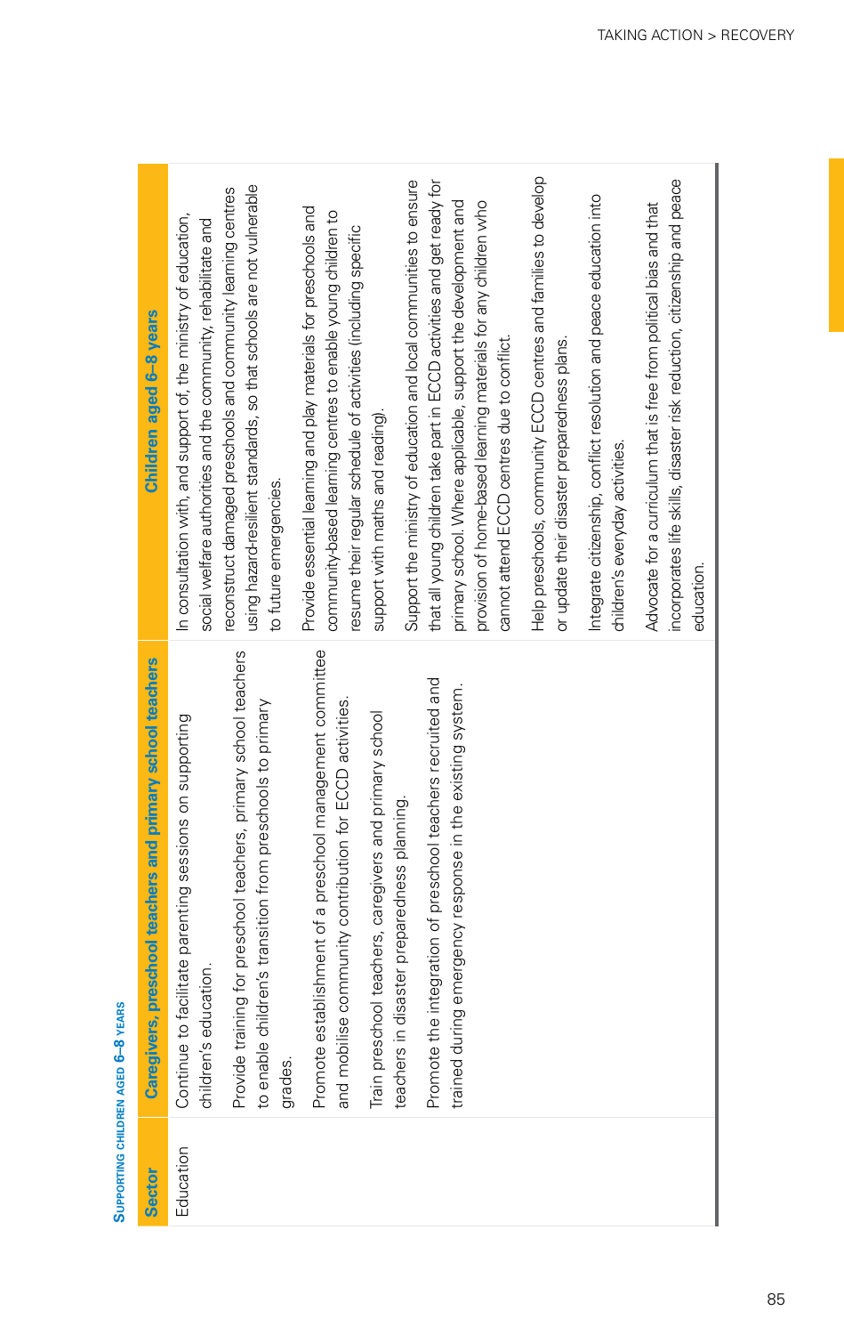**Supporting children aged 6–8 years**

| Sector | Caregivers, preschool teachers and primary school teachers | Children aged 6–8 years |
| --- | --- | --- |
| Education | Continue to facilitate parenting sessions on supporting children's education.<br><br>Provide training for preschool teachers, primary school teachers to enable children's transition from preschools to primary grades.<br><br>Promote establishment of a preschool management committee and mobilise community contribution for ECCD activities.<br><br>Train preschool teachers, caregivers and primary school teachers in disaster preparedness planning.<br><br>Promote the integration of preschool teachers recruited and trained during emergency response in the existing system. | In consultation with, and support of, the ministry of education, social welfare authorities and the community, rehabilitate and reconstruct damaged preschools and community learning centres using hazard-resilient standards, so that schools are not vulnerable to future emergencies.<br><br>Provide essential learning and play materials for preschools and community-based learning centres to enable young children to resume their regular schedule of activities (including specific support with maths and reading).<br><br>Support the ministry of education and local communities to ensure that all young children take part in ECCD activities and get ready for primary school. Where applicable, support the development and provision of home-based learning materials for any children who cannot attend ECCD centres due to conflict.<br><br>Help preschools, community ECCD centres and families to develop or update their disaster preparedness plans.<br><br>Integrate citizenship, conflict resolution and peace education into children's everyday activities.<br><br>Advocate for a curriculum that is free from political bias and that incorporates life skills, disaster risk reduction, citizenship and peace education. |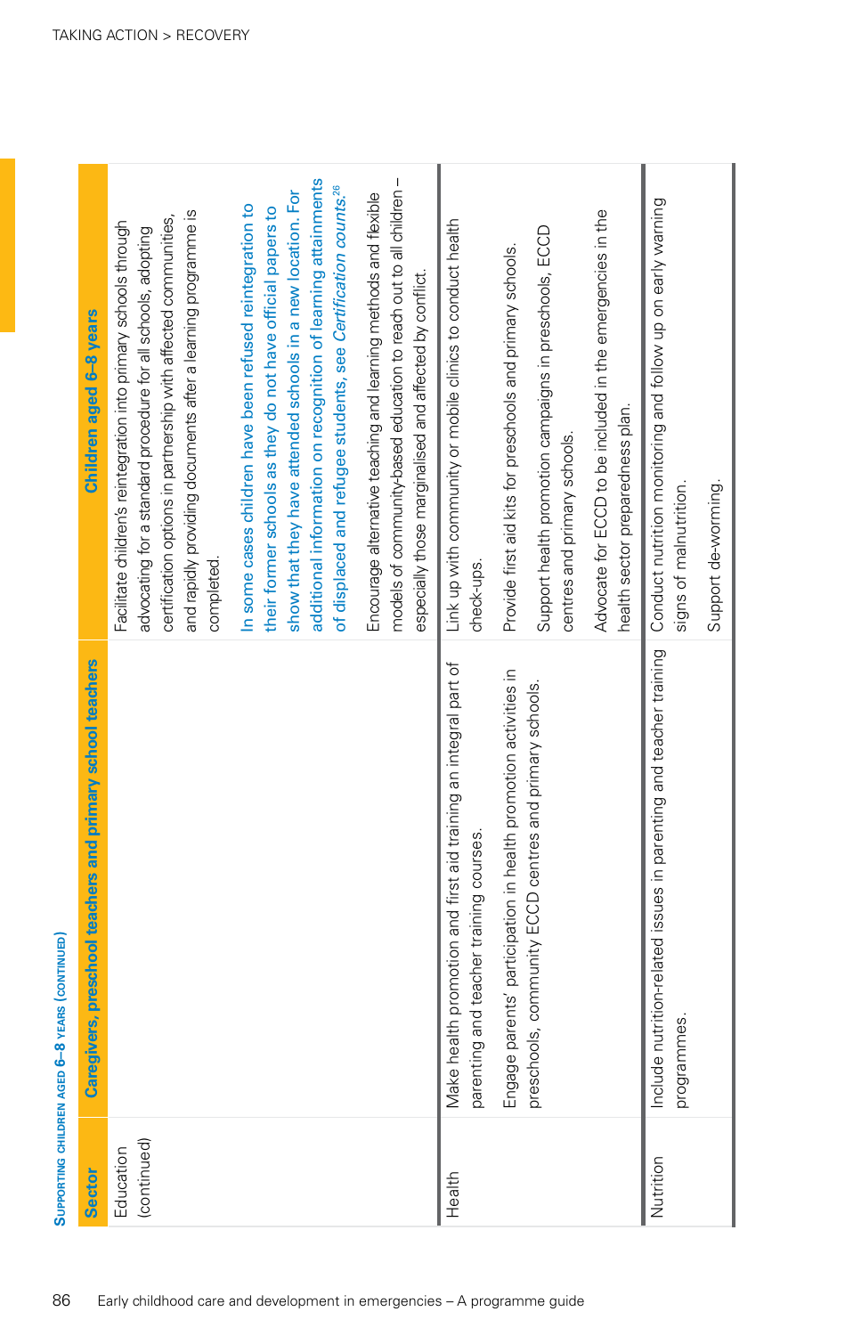**Supporting children aged 6–8 years (continued)**

| Sector | Caregivers, preschool teachers and primary school teachers | Children aged 6–8 years |
|---|---|---|
| Education (continued) | | Facilitate children's reintegration into primary schools through advocating for a standard procedure for all schools, adopting certification options in partnership with affected communities, and rapidly providing documents after a learning programme is completed.<br><br>In some cases children have been refused reintegration to their former schools as they do not have official papers to show that they have attended schools in a new location. For additional information on recognition of learning attainments of displaced and refugee students, see *Certification counts*.[26]<br><br>Encourage alternative teaching and learning methods and flexible models of community-based education to reach out to all children – especially those marginalised and affected by conflict. |
| Health | Make health promotion and first aid training an integral part of parenting and teacher training courses.<br><br>Engage parents' participation in health promotion activities in preschools, community ECCD centres and primary schools. | Link up with community or mobile clinics to conduct health check-ups.<br><br>Provide first aid kits for preschools and primary schools.<br><br>Support health promotion campaigns in preschools, ECCD centres and primary schools.<br><br>Advocate for ECCD to be included in the emergencies in the health sector preparedness plan. |
| Nutrition | Include nutrition-related issues in parenting and teacher training programmes. | Conduct nutrition monitoring and follow up on early warning signs of malnutrition.<br><br>Support de-worming. |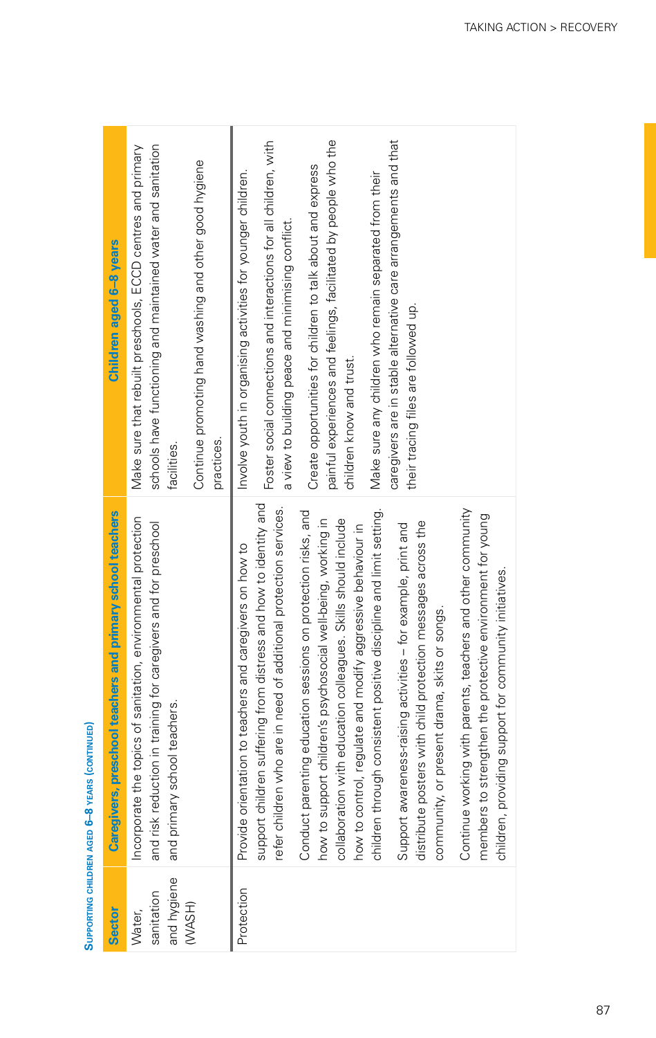**Supporting children aged 6–8 years (continued)**

| Sector | Caregivers, preschool teachers and primary school teachers | Children aged 6–8 years |
|---|---|---|
| Water, sanitation and hygiene (WASH) | Incorporate the topics of sanitation, environmental protection and risk reduction in training for caregivers and for preschool and primary school teachers. | Make sure that rebuilt preschools, ECCD centres and primary schools have functioning and maintained water and sanitation facilities.<br><br>Continue promoting hand washing and other good hygiene practices. |
| Protection | Provide orientation to teachers and caregivers on how to support children suffering from distress and how to identity and refer children who are in need of additional protection services.<br><br>Conduct parenting education sessions on protection risks, and how to support children's psychosocial well-being, working in collaboration with education colleagues. Skills should include how to control, regulate and modify aggressive behaviour in children through consistent positive discipline and limit setting.<br><br>Support awareness-raising activities – for example, print and distribute posters with child protection messages across the community, or present drama, skits or songs.<br><br>Continue working with parents, teachers and other community members to strengthen the protective environment for young children, providing support for community initiatives. | Involve youth in organising activities for younger children.<br><br>Foster social connections and interactions for all children, with a view to building peace and minimising conflict.<br><br>Create opportunities for children to talk about and express painful experiences and feelings, facilitated by people who the children know and trust.<br><br>Make sure any children who remain separated from their caregivers are in stable alternative care arrangements and that their tracing files are followed up. |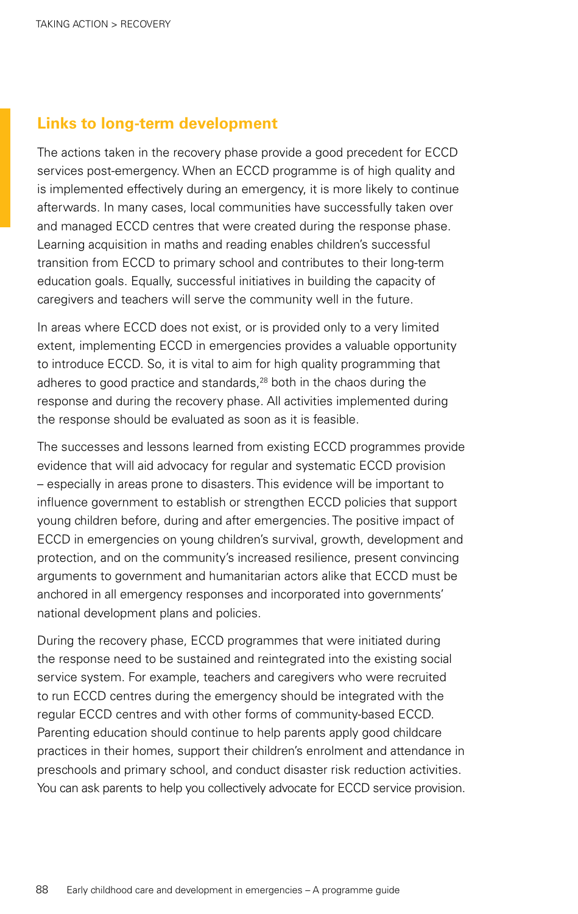## Links to long-term development

The actions taken in the recovery phase provide a good precedent for ECCD services post-emergency. When an ECCD programme is of high quality and is implemented effectively during an emergency, it is more likely to continue afterwards. In many cases, local communities have successfully taken over and managed ECCD centres that were created during the response phase. Learning acquisition in maths and reading enables children's successful transition from ECCD to primary school and contributes to their long-term education goals. Equally, successful initiatives in building the capacity of caregivers and teachers will serve the community well in the future.

In areas where ECCD does not exist, or is provided only to a very limited extent, implementing ECCD in emergencies provides a valuable opportunity to introduce ECCD. So, it is vital to aim for high quality programming that adheres to good practice and standards,[28] both in the chaos during the response and during the recovery phase. All activities implemented during the response should be evaluated as soon as it is feasible.

The successes and lessons learned from existing ECCD programmes provide evidence that will aid advocacy for regular and systematic ECCD provision – especially in areas prone to disasters. This evidence will be important to influence government to establish or strengthen ECCD policies that support young children before, during and after emergencies. The positive impact of ECCD in emergencies on young children's survival, growth, development and protection, and on the community's increased resilience, present convincing arguments to government and humanitarian actors alike that ECCD must be anchored in all emergency responses and incorporated into governments' national development plans and policies.

During the recovery phase, ECCD programmes that were initiated during the response need to be sustained and reintegrated into the existing social service system. For example, teachers and caregivers who were recruited to run ECCD centres during the emergency should be integrated with the regular ECCD centres and with other forms of community-based ECCD. Parenting education should continue to help parents apply good childcare practices in their homes, support their children's enrolment and attendance in preschools and primary school, and conduct disaster risk reduction activities. You can ask parents to help you collectively advocate for ECCD service provision.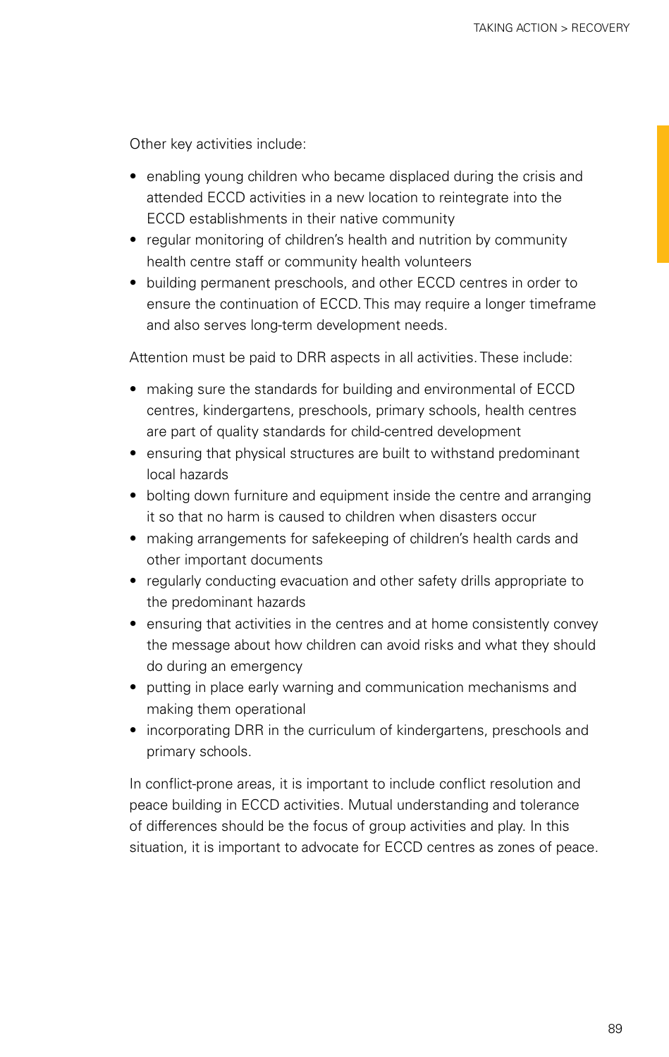Other key activities include:

- enabling young children who became displaced during the crisis and attended ECCD activities in a new location to reintegrate into the ECCD establishments in their native community
- regular monitoring of children's health and nutrition by community health centre staff or community health volunteers
- building permanent preschools, and other ECCD centres in order to ensure the continuation of ECCD. This may require a longer timeframe and also serves long-term development needs.

Attention must be paid to DRR aspects in all activities. These include:

- making sure the standards for building and environmental of ECCD centres, kindergartens, preschools, primary schools, health centres are part of quality standards for child-centred development
- ensuring that physical structures are built to withstand predominant local hazards
- bolting down furniture and equipment inside the centre and arranging it so that no harm is caused to children when disasters occur
- making arrangements for safekeeping of children's health cards and other important documents
- regularly conducting evacuation and other safety drills appropriate to the predominant hazards
- ensuring that activities in the centres and at home consistently convey the message about how children can avoid risks and what they should do during an emergency
- putting in place early warning and communication mechanisms and making them operational
- incorporating DRR in the curriculum of kindergartens, preschools and primary schools.

In conflict-prone areas, it is important to include conflict resolution and peace building in ECCD activities. Mutual understanding and tolerance of differences should be the focus of group activities and play. In this situation, it is important to advocate for ECCD centres as zones of peace.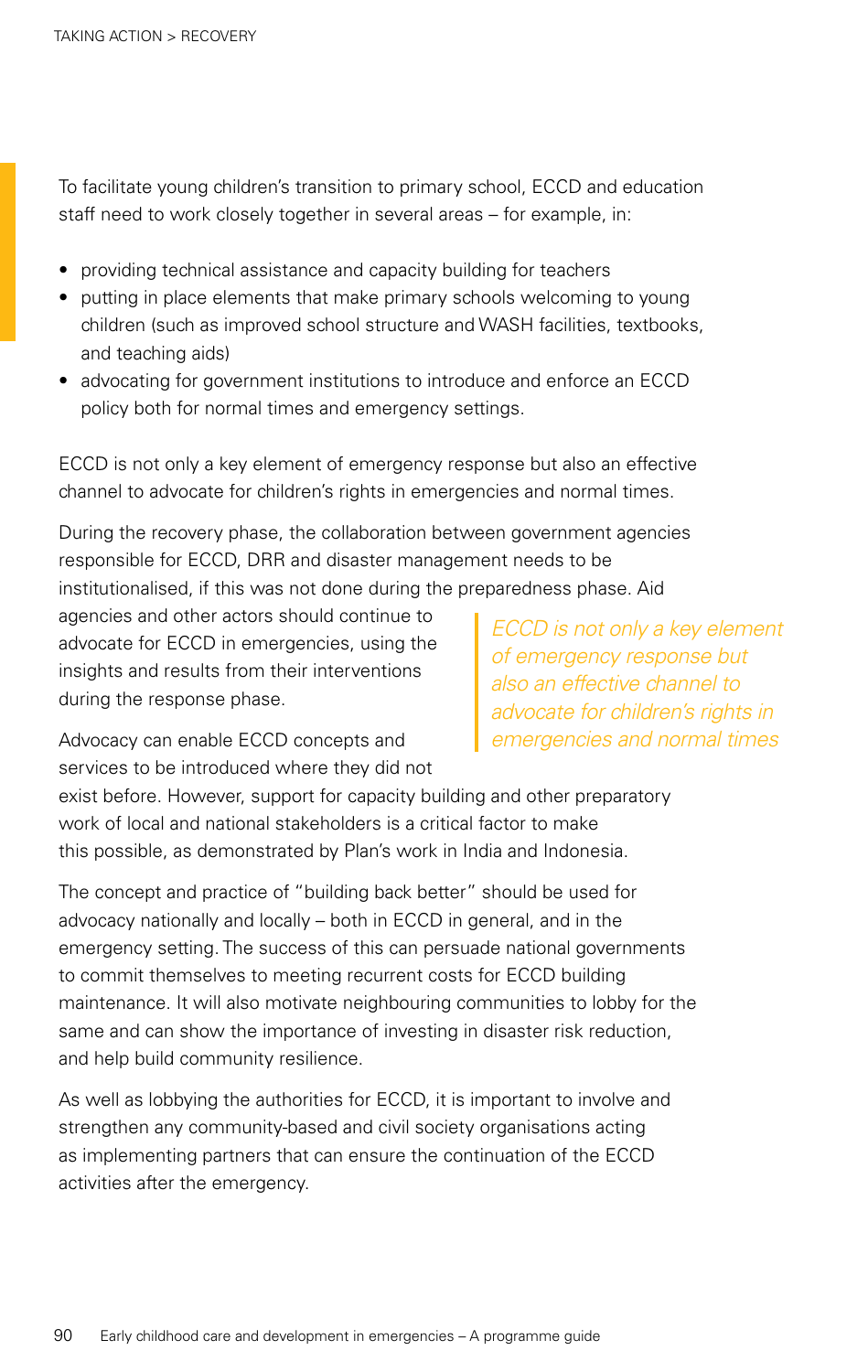To facilitate young children's transition to primary school, ECCD and education staff need to work closely together in several areas – for example, in:

- providing technical assistance and capacity building for teachers
- putting in place elements that make primary schools welcoming to young children (such as improved school structure and WASH facilities, textbooks, and teaching aids)
- advocating for government institutions to introduce and enforce an ECCD policy both for normal times and emergency settings.

ECCD is not only a key element of emergency response but also an effective channel to advocate for children's rights in emergencies and normal times.

During the recovery phase, the collaboration between government agencies responsible for ECCD, DRR and disaster management needs to be institutionalised, if this was not done during the preparedness phase. Aid agencies and other actors should continue to advocate for ECCD in emergencies, using the insights and results from their interventions during the response phase.

> *ECCD is not only a key element of emergency response but also an effective channel to advocate for children's rights in emergencies and normal times*

Advocacy can enable ECCD concepts and services to be introduced where they did not exist before. However, support for capacity building and other preparatory work of local and national stakeholders is a critical factor to make this possible, as demonstrated by Plan's work in India and Indonesia.

The concept and practice of "building back better" should be used for advocacy nationally and locally – both in ECCD in general, and in the emergency setting. The success of this can persuade national governments to commit themselves to meeting recurrent costs for ECCD building maintenance. It will also motivate neighbouring communities to lobby for the same and can show the importance of investing in disaster risk reduction, and help build community resilience.

As well as lobbying the authorities for ECCD, it is important to involve and strengthen any community-based and civil society organisations acting as implementing partners that can ensure the continuation of the ECCD activities after the emergency.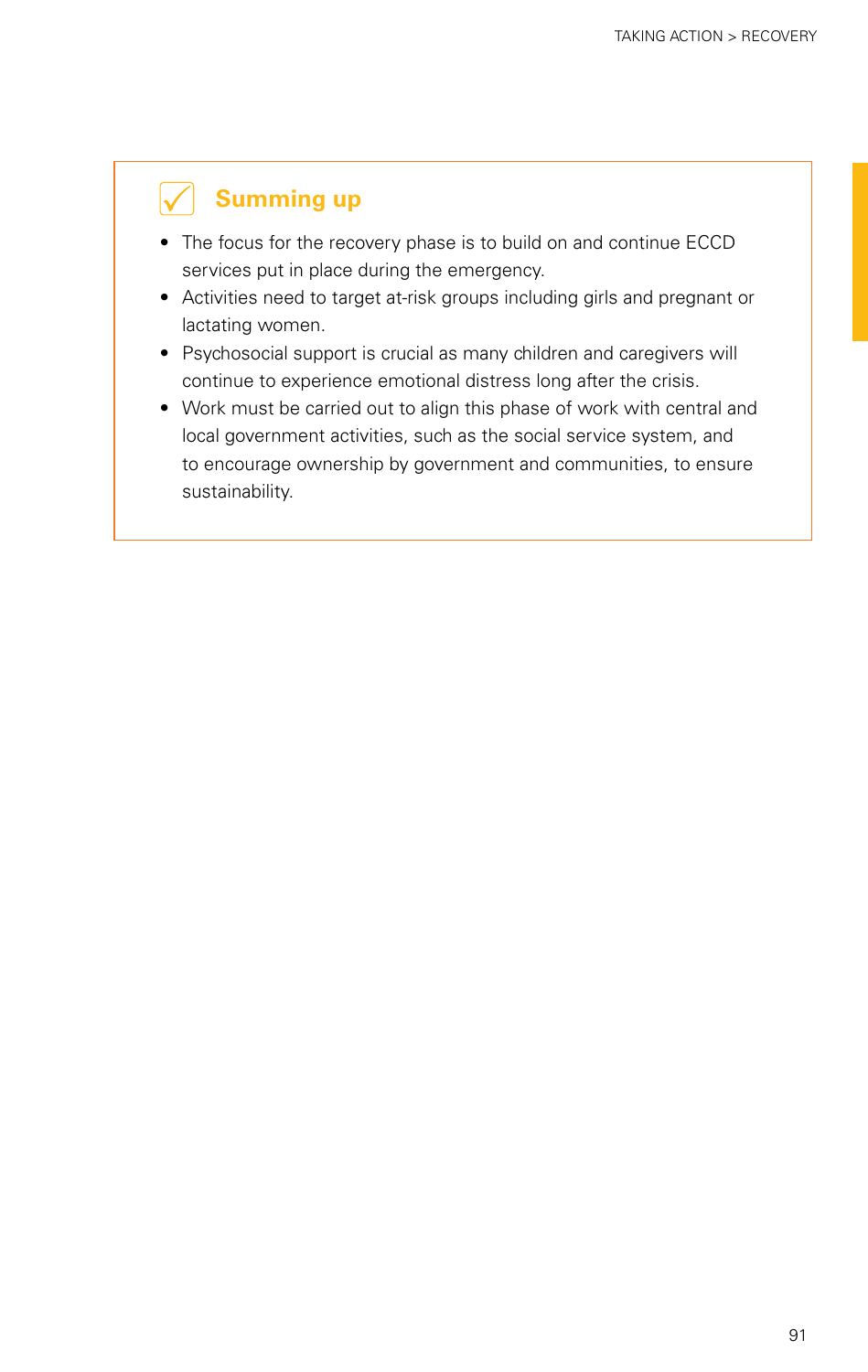## Summing up

- The focus for the recovery phase is to build on and continue ECCD services put in place during the emergency.
- Activities need to target at-risk groups including girls and pregnant or lactating women.
- Psychosocial support is crucial as many children and caregivers will continue to experience emotional distress long after the crisis.
- Work must be carried out to align this phase of work with central and local government activities, such as the social service system, and to encourage ownership by government and communities, to ensure sustainability.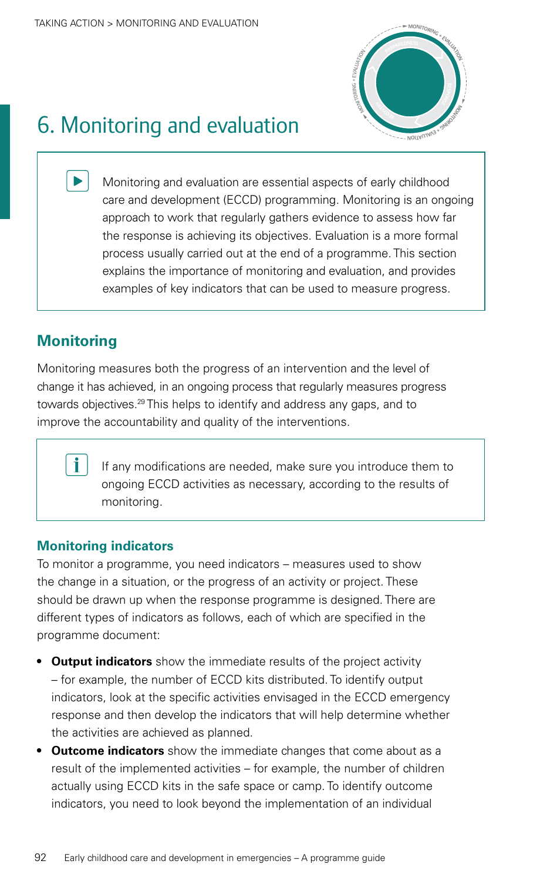# 6. Monitoring and evaluation

> Monitoring and evaluation are essential aspects of early childhood care and development (ECCD) programming. Monitoring is an ongoing approach to work that regularly gathers evidence to assess how far the response is achieving its objectives. Evaluation is a more formal process usually carried out at the end of a programme. This section explains the importance of monitoring and evaluation, and provides examples of key indicators that can be used to measure progress.

## Monitoring

Monitoring measures both the progress of an intervention and the level of change it has achieved, in an ongoing process that regularly measures progress towards objectives.[29] This helps to identify and address any gaps, and to improve the accountability and quality of the interventions.

> If any modifications are needed, make sure you introduce them to ongoing ECCD activities as necessary, according to the results of monitoring.

### Monitoring indicators

To monitor a programme, you need indicators – measures used to show the change in a situation, or the progress of an activity or project. These should be drawn up when the response programme is designed. There are different types of indicators as follows, each of which are specified in the programme document:

- **Output indicators** show the immediate results of the project activity – for example, the number of ECCD kits distributed. To identify output indicators, look at the specific activities envisaged in the ECCD emergency response and then develop the indicators that will help determine whether the activities are achieved as planned.
- **Outcome indicators** show the immediate changes that come about as a result of the implemented activities – for example, the number of children actually using ECCD kits in the safe space or camp. To identify outcome indicators, you need to look beyond the implementation of an individual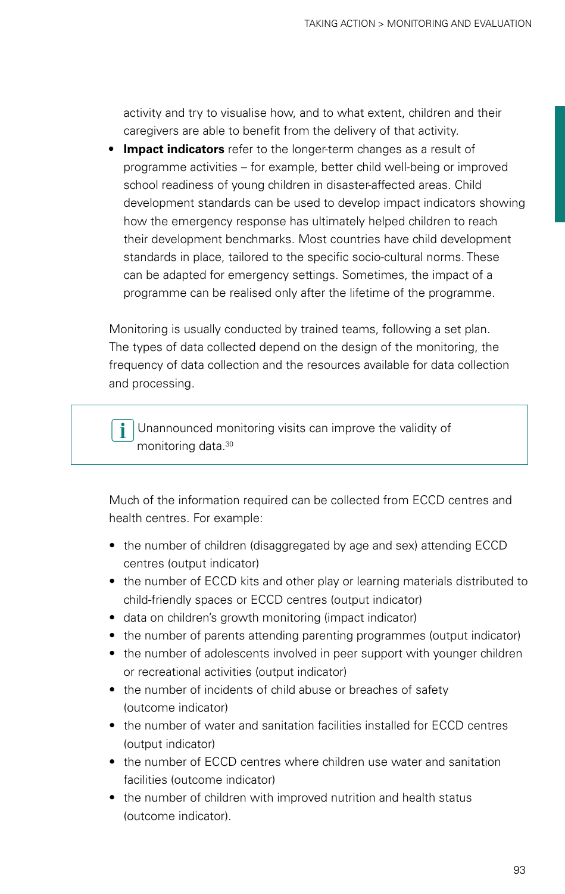activity and try to visualise how, and to what extent, children and their caregivers are able to benefit from the delivery of that activity.

- **Impact indicators** refer to the longer-term changes as a result of programme activities – for example, better child well-being or improved school readiness of young children in disaster-affected areas. Child development standards can be used to develop impact indicators showing how the emergency response has ultimately helped children to reach their development benchmarks. Most countries have child development standards in place, tailored to the specific socio-cultural norms. These can be adapted for emergency settings. Sometimes, the impact of a programme can be realised only after the lifetime of the programme.

Monitoring is usually conducted by trained teams, following a set plan. The types of data collected depend on the design of the monitoring, the frequency of data collection and the resources available for data collection and processing.

> **i** Unannounced monitoring visits can improve the validity of monitoring data.[30]

Much of the information required can be collected from ECCD centres and health centres. For example:

- the number of children (disaggregated by age and sex) attending ECCD centres (output indicator)
- the number of ECCD kits and other play or learning materials distributed to child-friendly spaces or ECCD centres (output indicator)
- data on children's growth monitoring (impact indicator)
- the number of parents attending parenting programmes (output indicator)
- the number of adolescents involved in peer support with younger children or recreational activities (output indicator)
- the number of incidents of child abuse or breaches of safety (outcome indicator)
- the number of water and sanitation facilities installed for ECCD centres (output indicator)
- the number of ECCD centres where children use water and sanitation facilities (outcome indicator)
- the number of children with improved nutrition and health status (outcome indicator).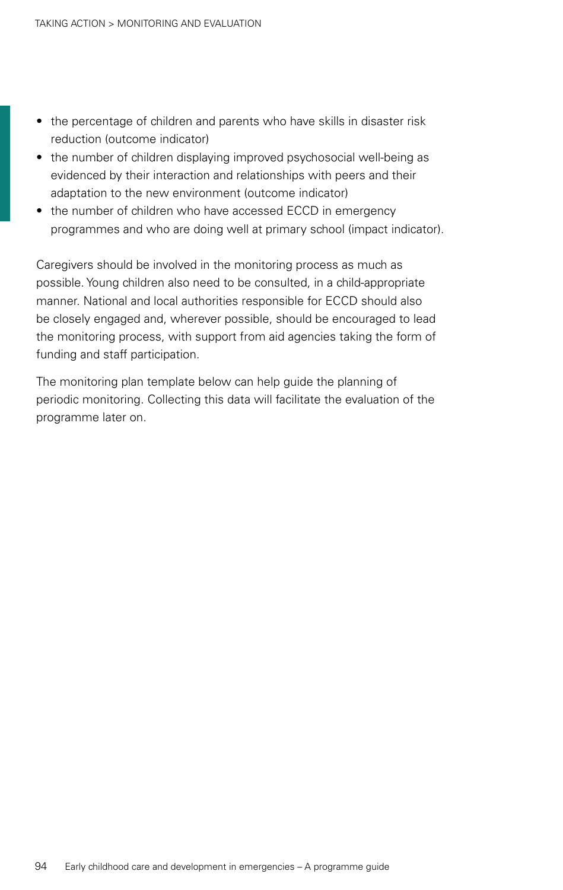- the percentage of children and parents who have skills in disaster risk reduction (outcome indicator)
- the number of children displaying improved psychosocial well-being as evidenced by their interaction and relationships with peers and their adaptation to the new environment (outcome indicator)
- the number of children who have accessed ECCD in emergency programmes and who are doing well at primary school (impact indicator).

Caregivers should be involved in the monitoring process as much as possible. Young children also need to be consulted, in a child-appropriate manner. National and local authorities responsible for ECCD should also be closely engaged and, wherever possible, should be encouraged to lead the monitoring process, with support from aid agencies taking the form of funding and staff participation.

The monitoring plan template below can help guide the planning of periodic monitoring. Collecting this data will facilitate the evaluation of the programme later on.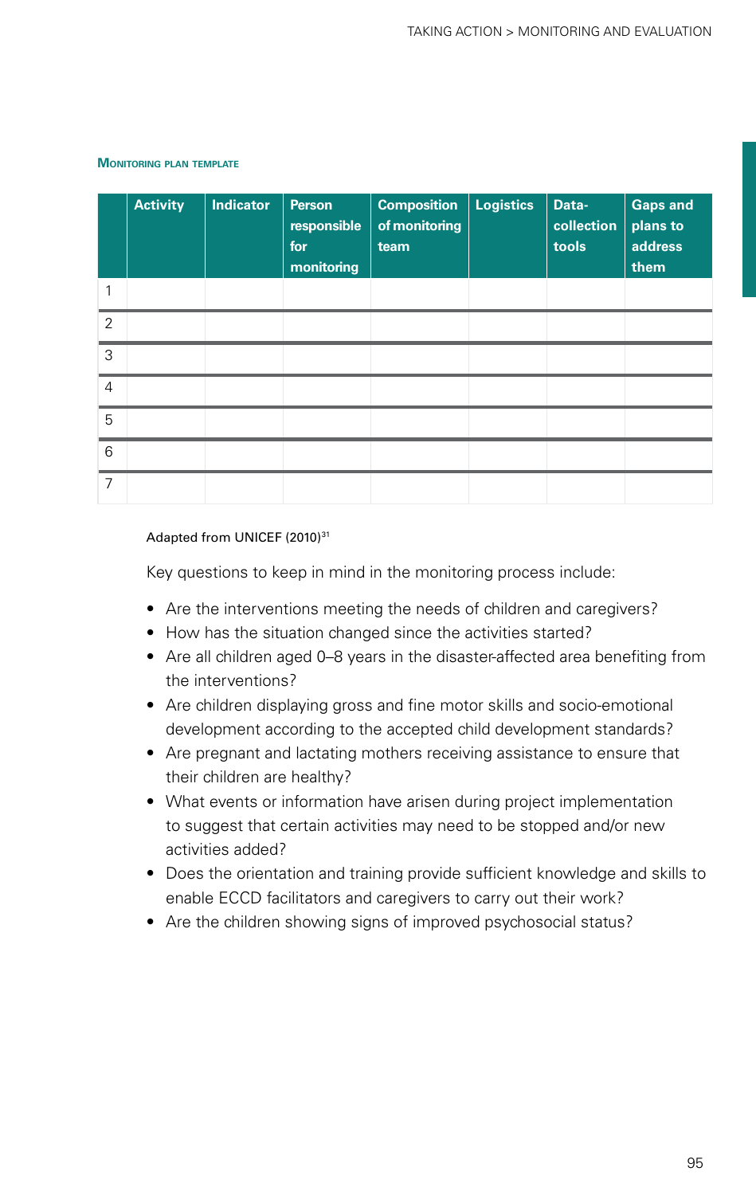### Monitoring plan template

| | Activity | Indicator | Person responsible for monitoring | Composition of monitoring team | Logistics | Data-collection tools | Gaps and plans to address them |
|---|---|---|---|---|---|---|---|
| 1 | | | | | | | |
| 2 | | | | | | | |
| 3 | | | | | | | |
| 4 | | | | | | | |
| 5 | | | | | | | |
| 6 | | | | | | | |
| 7 | | | | | | | |

Adapted from UNICEF (2010)[31]

Key questions to keep in mind in the monitoring process include:

- Are the interventions meeting the needs of children and caregivers?
- How has the situation changed since the activities started?
- Are all children aged 0–8 years in the disaster-affected area benefiting from the interventions?
- Are children displaying gross and fine motor skills and socio-emotional development according to the accepted child development standards?
- Are pregnant and lactating mothers receiving assistance to ensure that their children are healthy?
- What events or information have arisen during project implementation to suggest that certain activities may need to be stopped and/or new activities added?
- Does the orientation and training provide sufficient knowledge and skills to enable ECCD facilitators and caregivers to carry out their work?
- Are the children showing signs of improved psychosocial status?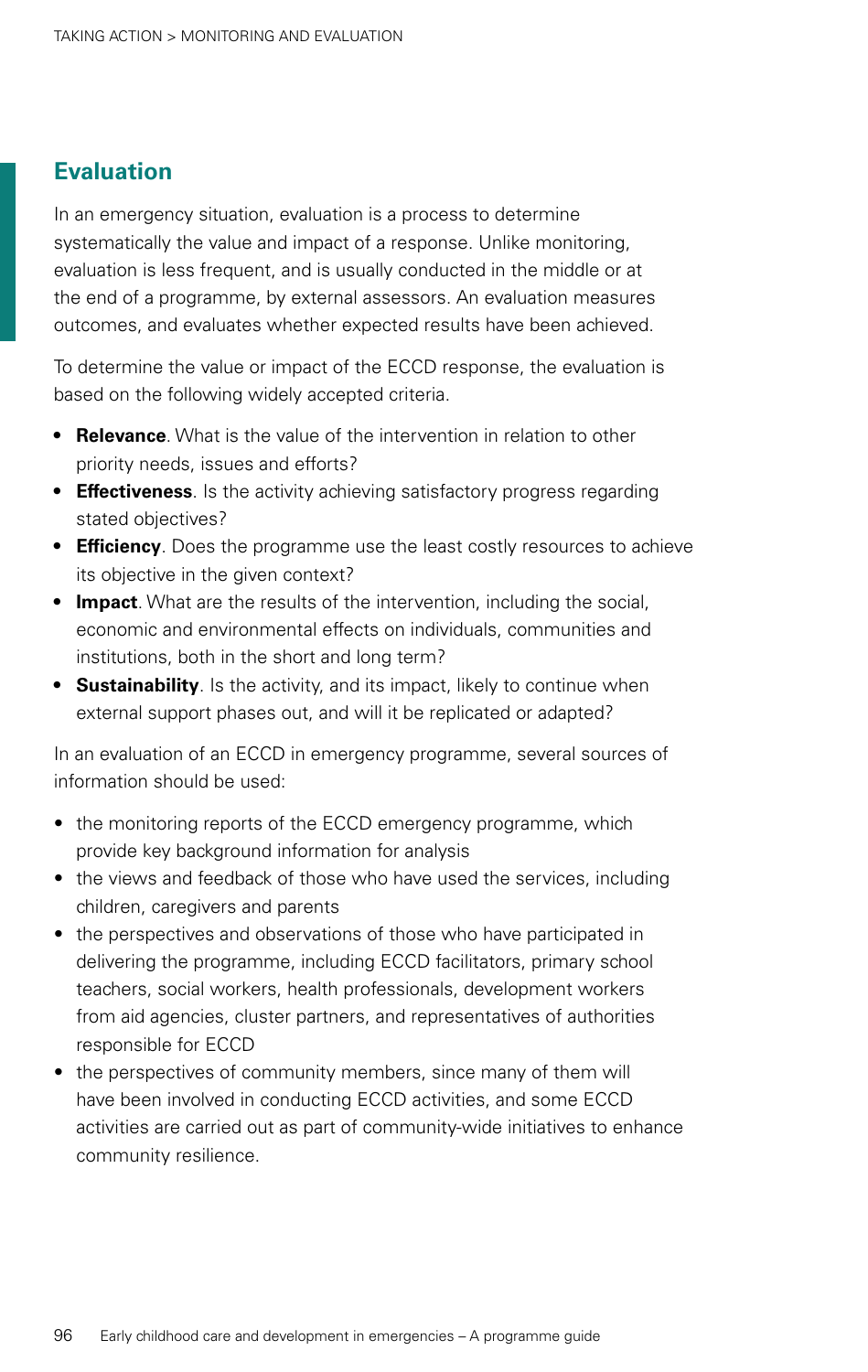## Evaluation

In an emergency situation, evaluation is a process to determine systematically the value and impact of a response. Unlike monitoring, evaluation is less frequent, and is usually conducted in the middle or at the end of a programme, by external assessors. An evaluation measures outcomes, and evaluates whether expected results have been achieved.

To determine the value or impact of the ECCD response, the evaluation is based on the following widely accepted criteria.

- **Relevance**. What is the value of the intervention in relation to other priority needs, issues and efforts?
- **Effectiveness**. Is the activity achieving satisfactory progress regarding stated objectives?
- **Efficiency**. Does the programme use the least costly resources to achieve its objective in the given context?
- **Impact**. What are the results of the intervention, including the social, economic and environmental effects on individuals, communities and institutions, both in the short and long term?
- **Sustainability**. Is the activity, and its impact, likely to continue when external support phases out, and will it be replicated or adapted?

In an evaluation of an ECCD in emergency programme, several sources of information should be used:

- the monitoring reports of the ECCD emergency programme, which provide key background information for analysis
- the views and feedback of those who have used the services, including children, caregivers and parents
- the perspectives and observations of those who have participated in delivering the programme, including ECCD facilitators, primary school teachers, social workers, health professionals, development workers from aid agencies, cluster partners, and representatives of authorities responsible for ECCD
- the perspectives of community members, since many of them will have been involved in conducting ECCD activities, and some ECCD activities are carried out as part of community-wide initiatives to enhance community resilience.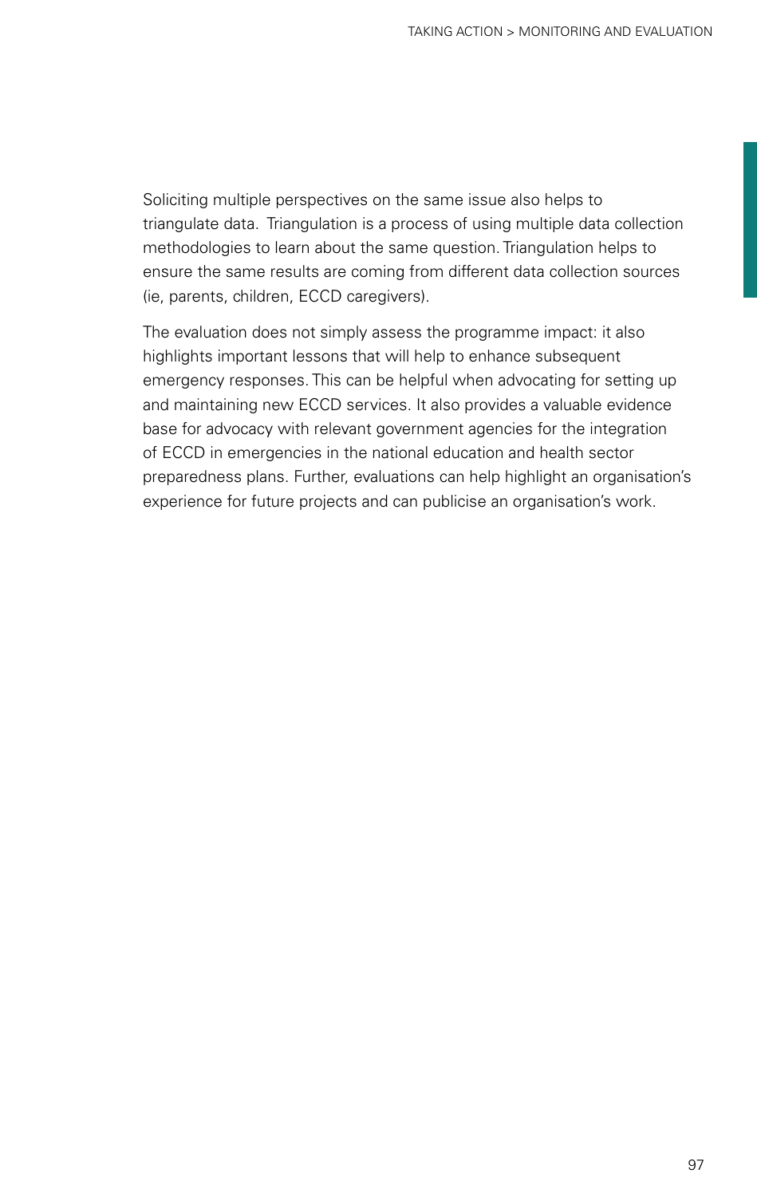Soliciting multiple perspectives on the same issue also helps to triangulate data. Triangulation is a process of using multiple data collection methodologies to learn about the same question. Triangulation helps to ensure the same results are coming from different data collection sources (ie, parents, children, ECCD caregivers).

The evaluation does not simply assess the programme impact: it also highlights important lessons that will help to enhance subsequent emergency responses. This can be helpful when advocating for setting up and maintaining new ECCD services. It also provides a valuable evidence base for advocacy with relevant government agencies for the integration of ECCD in emergencies in the national education and health sector preparedness plans. Further, evaluations can help highlight an organisation's experience for future projects and can publicise an organisation's work.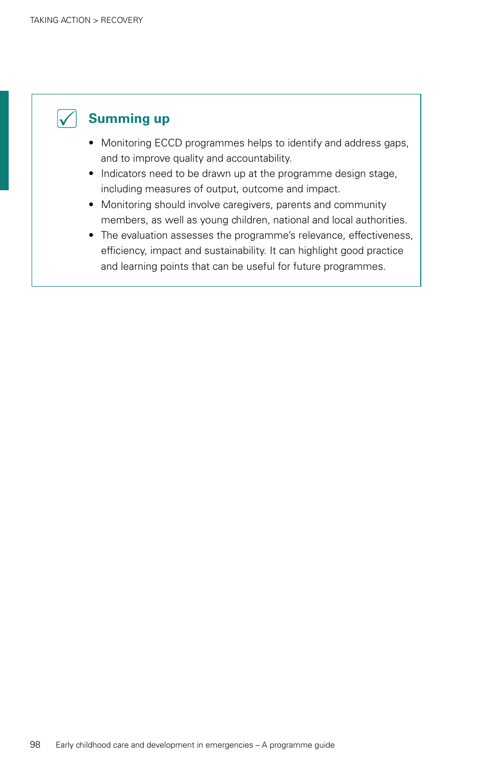## Summing up

- Monitoring ECCD programmes helps to identify and address gaps, and to improve quality and accountability.
- Indicators need to be drawn up at the programme design stage, including measures of output, outcome and impact.
- Monitoring should involve caregivers, parents and community members, as well as young children, national and local authorities.
- The evaluation assesses the programme's relevance, effectiveness, efficiency, impact and sustainability. It can highlight good practice and learning points that can be useful for future programmes.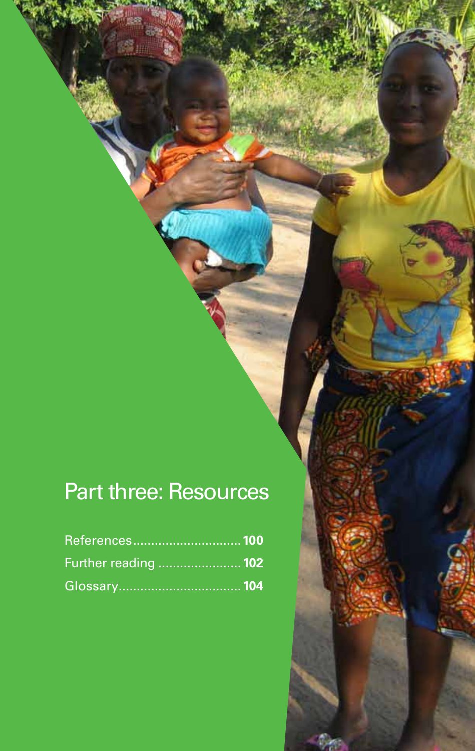# Part three: Resources

References............................... **100**

Further reading ....................... **102**

Glossary.................................. **104**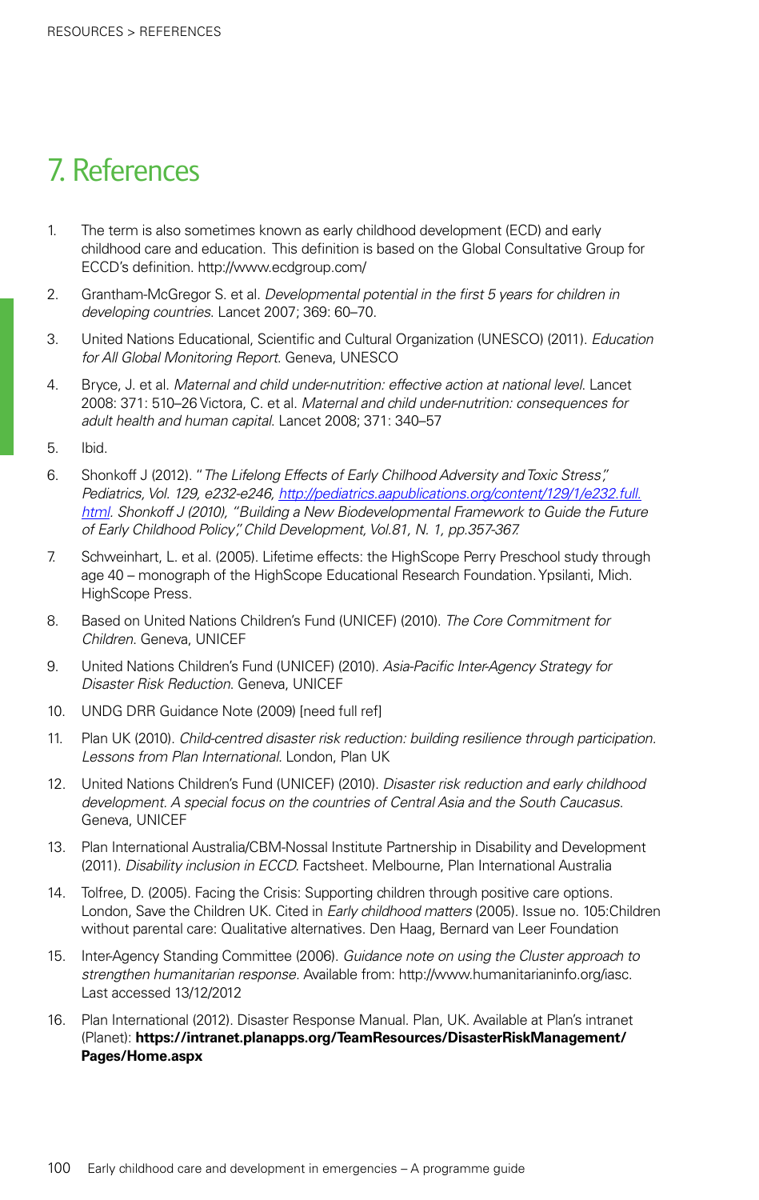# 7. References

1. The term is also sometimes known as early childhood development (ECD) and early childhood care and education. This definition is based on the Global Consultative Group for ECCD's definition. http://www.ecdgroup.com/

2. Grantham-McGregor S. et al. *Developmental potential in the first 5 years for children in developing countries*. Lancet 2007; 369: 60–70.

3. United Nations Educational, Scientific and Cultural Organization (UNESCO) (2011). *Education for All Global Monitoring Report*. Geneva, UNESCO

4. Bryce, J. et al. *Maternal and child under-nutrition: effective action at national level*. Lancet 2008: 371: 510–26 Victora, C. et al. *Maternal and child under-nutrition: consequences for adult health and human capital*. Lancet 2008; 371: 340–57

5. Ibid.

6. Shonkoff J (2012). "*The Lifelong Effects of Early Chilhood Adversity and Toxic Stress*", *Pediatrics, Vol. 129, e232-e246, [http://pediatrics.aapublications.org/content/129/1/e232.full.html](http://pediatrics.aapublications.org/content/129/1/e232.full.html). Shonkoff J (2010), "Building a New Biodevelopmental Framework to Guide the Future of Early Childhood Policy", Child Development, Vol.81, N. 1, pp.357-367.*

7. Schweinhart, L. et al. (2005). Lifetime effects: the HighScope Perry Preschool study through age 40 – monograph of the HighScope Educational Research Foundation. Ypsilanti, Mich. HighScope Press.

8. Based on United Nations Children's Fund (UNICEF) (2010). *The Core Commitment for Children*. Geneva, UNICEF

9. United Nations Children's Fund (UNICEF) (2010). *Asia-Pacific Inter-Agency Strategy for Disaster Risk Reduction*. Geneva, UNICEF

10. UNDG DRR Guidance Note (2009) [need full ref]

11. Plan UK (2010). *Child-centred disaster risk reduction: building resilience through participation. Lessons from Plan International*. London, Plan UK

12. United Nations Children's Fund (UNICEF) (2010). *Disaster risk reduction and early childhood development. A special focus on the countries of Central Asia and the South Caucasus*. Geneva, UNICEF

13. Plan International Australia/CBM-Nossal Institute Partnership in Disability and Development (2011). *Disability inclusion in ECCD*. Factsheet. Melbourne, Plan International Australia

14. Tolfree, D. (2005). Facing the Crisis: Supporting children through positive care options. London, Save the Children UK. Cited in *Early childhood matters* (2005). Issue no. 105:Children without parental care: Qualitative alternatives. Den Haag, Bernard van Leer Foundation

15. Inter-Agency Standing Committee (2006). *Guidance note on using the Cluster approach to strengthen humanitarian response*. Available from: http://www.humanitarianinfo.org/iasc. Last accessed 13/12/2012

16. Plan International (2012). Disaster Response Manual. Plan, UK. Available at Plan's intranet (Planet): **https://intranet.planapps.org/TeamResources/DisasterRiskManagement/Pages/Home.aspx**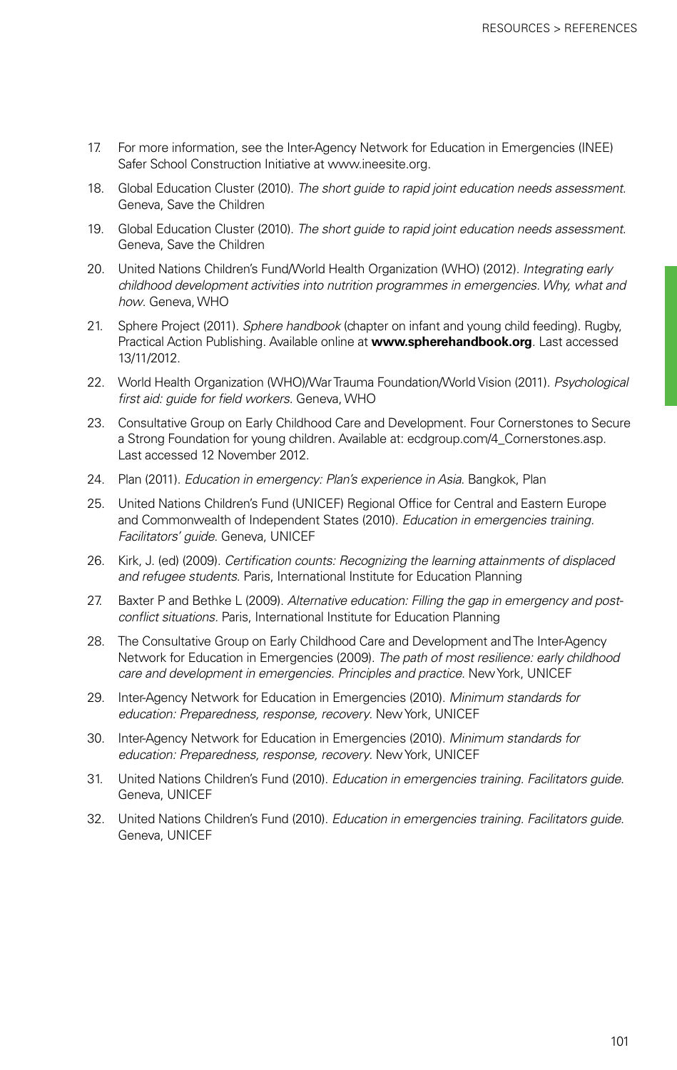17. For more information, see the Inter-Agency Network for Education in Emergencies (INEE) Safer School Construction Initiative at www.ineesite.org.
18. Global Education Cluster (2010). *The short guide to rapid joint education needs assessment*. Geneva, Save the Children
19. Global Education Cluster (2010). *The short guide to rapid joint education needs assessment*. Geneva, Save the Children
20. United Nations Children's Fund/World Health Organization (WHO) (2012). *Integrating early childhood development activities into nutrition programmes in emergencies. Why, what and how*. Geneva, WHO
21. Sphere Project (2011). *Sphere handbook* (chapter on infant and young child feeding). Rugby, Practical Action Publishing. Available online at **www.spherehandbook.org**. Last accessed 13/11/2012.
22. World Health Organization (WHO)/War Trauma Foundation/World Vision (2011). *Psychological first aid: guide for field workers*. Geneva, WHO
23. Consultative Group on Early Childhood Care and Development. Four Cornerstones to Secure a Strong Foundation for young children. Available at: ecdgroup.com/4_Cornerstones.asp. Last accessed 12 November 2012.
24. Plan (2011). *Education in emergency: Plan's experience in Asia*. Bangkok, Plan
25. United Nations Children's Fund (UNICEF) Regional Office for Central and Eastern Europe and Commonwealth of Independent States (2010). *Education in emergencies training. Facilitators' guide*. Geneva, UNICEF
26. Kirk, J. (ed) (2009). *Certification counts: Recognizing the learning attainments of displaced and refugee students*. Paris, International Institute for Education Planning
27. Baxter P and Bethke L (2009). *Alternative education: Filling the gap in emergency and post-conflict situations*. Paris, International Institute for Education Planning
28. The Consultative Group on Early Childhood Care and Development and The Inter-Agency Network for Education in Emergencies (2009). *The path of most resilience: early childhood care and development in emergencies. Principles and practice*. New York, UNICEF
29. Inter-Agency Network for Education in Emergencies (2010). *Minimum standards for education: Preparedness, response, recovery*. New York, UNICEF
30. Inter-Agency Network for Education in Emergencies (2010). *Minimum standards for education: Preparedness, response, recovery*. New York, UNICEF
31. United Nations Children's Fund (2010). *Education in emergencies training. Facilitators guide*. Geneva, UNICEF
32. United Nations Children's Fund (2010). *Education in emergencies training. Facilitators guide*. Geneva, UNICEF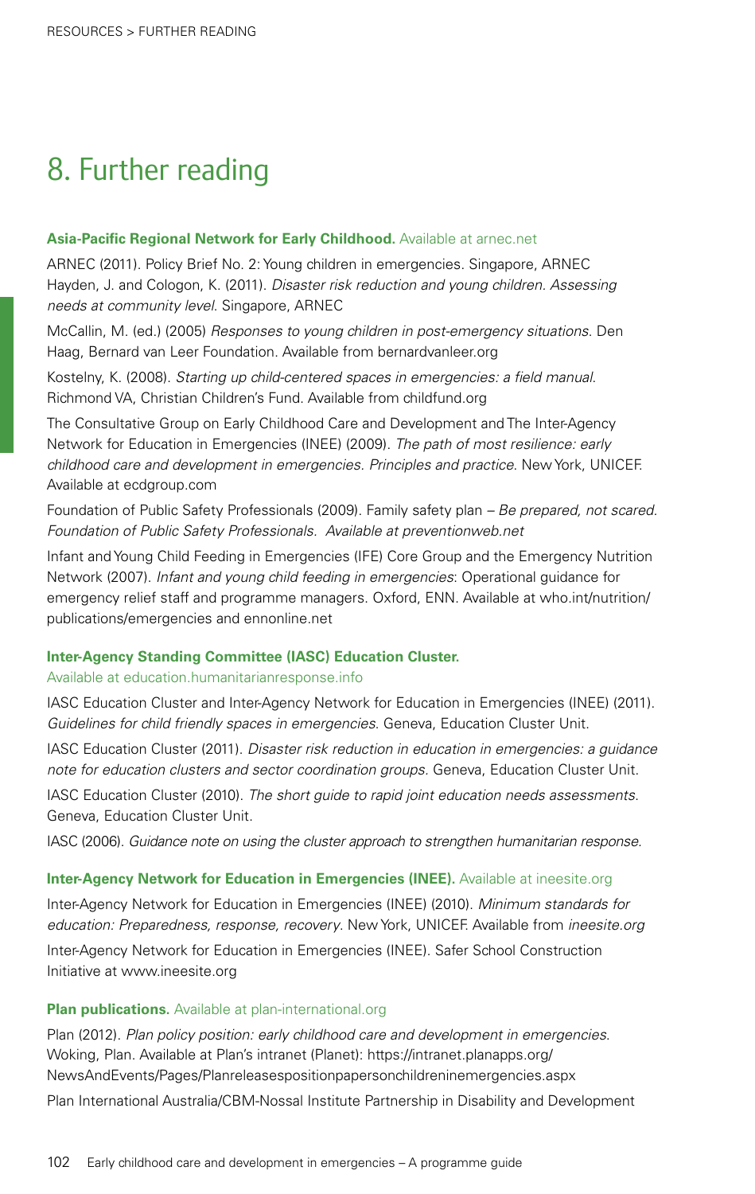# 8. Further reading

**Asia-Pacific Regional Network for Early Childhood.** Available at arnec.net

ARNEC (2011). Policy Brief No. 2: Young children in emergencies. Singapore, ARNEC
Hayden, J. and Cologon, K. (2011). *Disaster risk reduction and young children. Assessing needs at community level*. Singapore, ARNEC

McCallin, M. (ed.) (2005) *Responses to young children in post-emergency situations*. Den Haag, Bernard van Leer Foundation. Available from bernardvanleer.org

Kostelny, K. (2008). *Starting up child-centered spaces in emergencies: a field manual*. Richmond VA, Christian Children's Fund. Available from childfund.org

The Consultative Group on Early Childhood Care and Development and The Inter-Agency Network for Education in Emergencies (INEE) (2009). *The path of most resilience: early childhood care and development in emergencies. Principles and practice*. New York, UNICEF. Available at ecdgroup.com

Foundation of Public Safety Professionals (2009). Family safety plan – *Be prepared, not scared. Foundation of Public Safety Professionals. Available at preventionweb.net*

Infant and Young Child Feeding in Emergencies (IFE) Core Group and the Emergency Nutrition Network (2007). *Infant and young child feeding in emergencies*: Operational guidance for emergency relief staff and programme managers. Oxford, ENN. Available at who.int/nutrition/publications/emergencies and ennonline.net

**Inter-Agency Standing Committee (IASC) Education Cluster.**
Available at education.humanitarianresponse.info

IASC Education Cluster and Inter-Agency Network for Education in Emergencies (INEE) (2011). *Guidelines for child friendly spaces in emergencies*. Geneva, Education Cluster Unit.

IASC Education Cluster (2011). *Disaster risk reduction in education in emergencies: a guidance note for education clusters and sector coordination groups.* Geneva, Education Cluster Unit.

IASC Education Cluster (2010). *The short guide to rapid joint education needs assessments*. Geneva, Education Cluster Unit.

IASC (2006). *Guidance note on using the cluster approach to strengthen humanitarian response.*

**Inter-Agency Network for Education in Emergencies (INEE).** Available at ineesite.org

Inter-Agency Network for Education in Emergencies (INEE) (2010). *Minimum standards for education: Preparedness, response, recovery*. New York, UNICEF. Available from *ineesite.org*

Inter-Agency Network for Education in Emergencies (INEE). Safer School Construction Initiative at www.ineesite.org

**Plan publications.** Available at plan-international.org

Plan (2012). *Plan policy position: early childhood care and development in emergencies*. Woking, Plan. Available at Plan's intranet (Planet): https://intranet.planapps.org/NewsAndEvents/Pages/Planreleasespositionpapersonchildreninemergencies.aspx

Plan International Australia/CBM-Nossal Institute Partnership in Disability and Development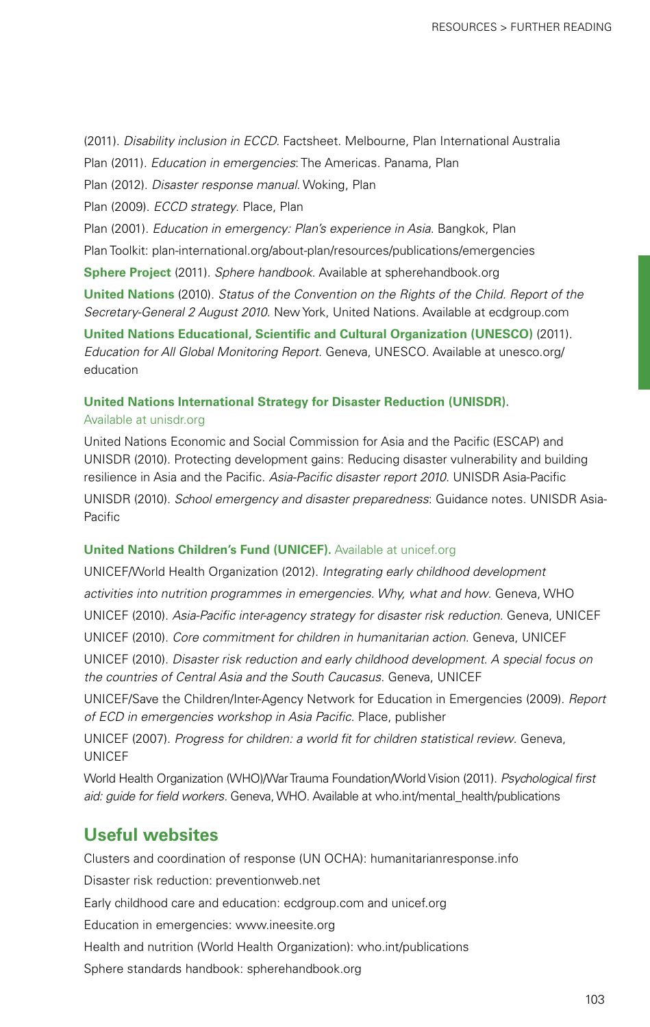(2011). *Disability inclusion in ECCD.* Factsheet. Melbourne, Plan International Australia

Plan (2011). *Education in emergencies*: The Americas. Panama, Plan

Plan (2012). *Disaster response manual.* Woking, Plan

Plan (2009). *ECCD strategy*. Place, Plan

Plan (2001). *Education in emergency: Plan's experience in Asia.* Bangkok, Plan

Plan Toolkit: plan-international.org/about-plan/resources/publications/emergencies

**Sphere Project** (2011). *Sphere handbook.* Available at spherehandbook.org

**United Nations** (2010). *Status of the Convention on the Rights of the Child. Report of the Secretary-General 2 August 2010.* New York, United Nations. Available at ecdgroup.com

**United Nations Educational, Scientific and Cultural Organization (UNESCO)** (2011). *Education for All Global Monitoring Report*. Geneva, UNESCO. Available at unesco.org/education

**United Nations International Strategy for Disaster Reduction (UNISDR).** Available at unisdr.org

United Nations Economic and Social Commission for Asia and the Pacific (ESCAP) and UNISDR (2010). Protecting development gains: Reducing disaster vulnerability and building resilience in Asia and the Pacific. *Asia-Pacific disaster report 2010.* UNISDR Asia-Pacific

UNISDR (2010). *School emergency and disaster preparedness*: Guidance notes. UNISDR Asia-Pacific

**United Nations Children's Fund (UNICEF).** Available at unicef.org

UNICEF/World Health Organization (2012). *Integrating early childhood development activities into nutrition programmes in emergencies. Why, what and how.* Geneva, WHO

UNICEF (2010). *Asia-Pacific inter-agency strategy for disaster risk reduction.* Geneva, UNICEF

UNICEF (2010). *Core commitment for children in humanitarian action.* Geneva, UNICEF

UNICEF (2010). *Disaster risk reduction and early childhood development. A special focus on the countries of Central Asia and the South Caucasus.* Geneva, UNICEF

UNICEF/Save the Children/Inter-Agency Network for Education in Emergencies (2009). *Report of ECD in emergencies workshop in Asia Pacific.* Place, publisher

UNICEF (2007). *Progress for children: a world fit for children statistical review.* Geneva, UNICEF

World Health Organization (WHO)/War Trauma Foundation/World Vision (2011). *Psychological first aid: guide for field workers.* Geneva, WHO. Available at who.int/mental_health/publications

## Useful websites

Clusters and coordination of response (UN OCHA): humanitarianresponse.info

Disaster risk reduction: preventionweb.net

Early childhood care and education: ecdgroup.com and unicef.org

Education in emergencies: www.ineesite.org

Health and nutrition (World Health Organization): who.int/publications

Sphere standards handbook: spherehandbook.org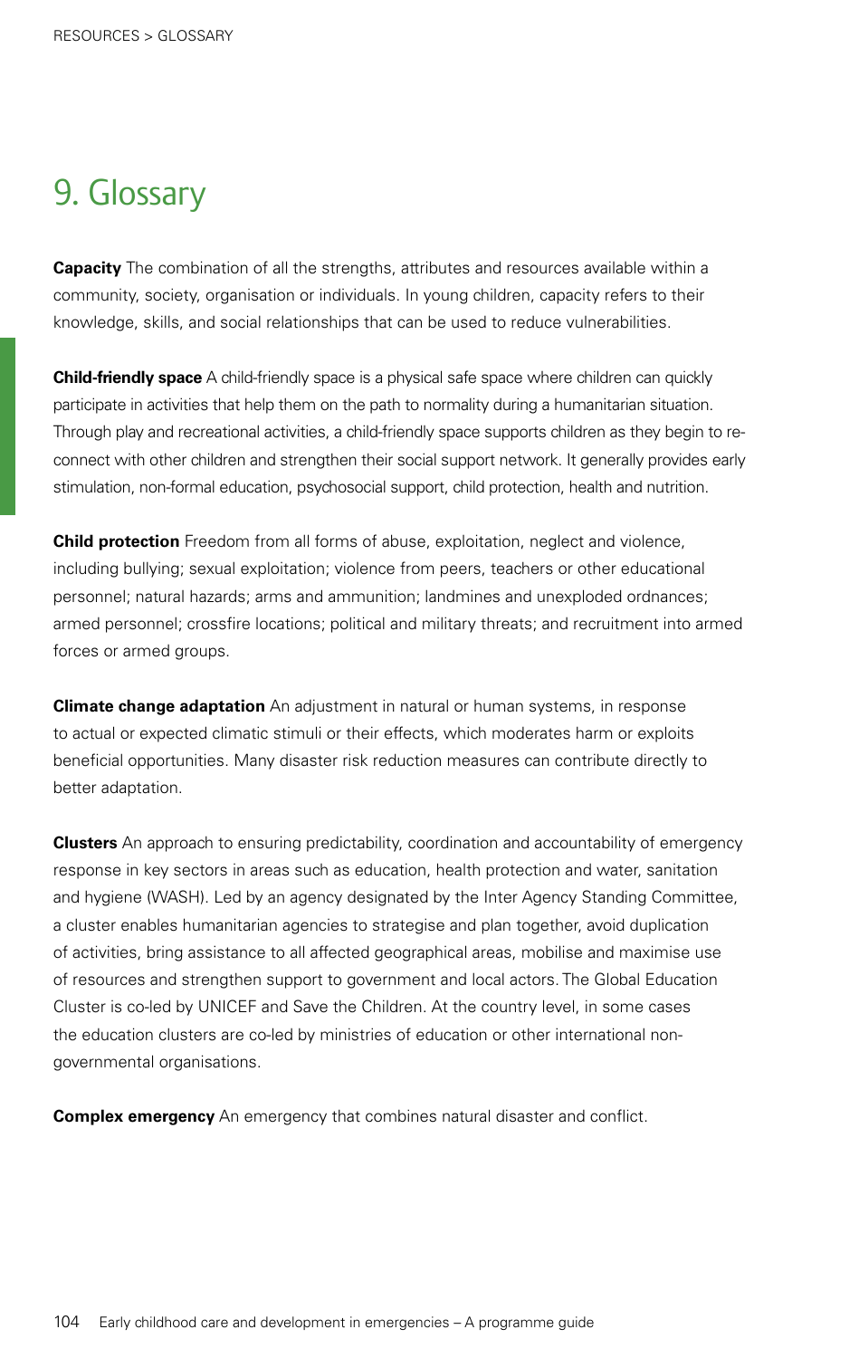# 9. Glossary

**Capacity** The combination of all the strengths, attributes and resources available within a community, society, organisation or individuals. In young children, capacity refers to their knowledge, skills, and social relationships that can be used to reduce vulnerabilities.

**Child-friendly space** A child-friendly space is a physical safe space where children can quickly participate in activities that help them on the path to normality during a humanitarian situation. Through play and recreational activities, a child-friendly space supports children as they begin to re-connect with other children and strengthen their social support network. It generally provides early stimulation, non-formal education, psychosocial support, child protection, health and nutrition.

**Child protection** Freedom from all forms of abuse, exploitation, neglect and violence, including bullying; sexual exploitation; violence from peers, teachers or other educational personnel; natural hazards; arms and ammunition; landmines and unexploded ordnances; armed personnel; crossfire locations; political and military threats; and recruitment into armed forces or armed groups.

**Climate change adaptation** An adjustment in natural or human systems, in response to actual or expected climatic stimuli or their effects, which moderates harm or exploits beneficial opportunities. Many disaster risk reduction measures can contribute directly to better adaptation.

**Clusters** An approach to ensuring predictability, coordination and accountability of emergency response in key sectors in areas such as education, health protection and water, sanitation and hygiene (WASH). Led by an agency designated by the Inter Agency Standing Committee, a cluster enables humanitarian agencies to strategise and plan together, avoid duplication of activities, bring assistance to all affected geographical areas, mobilise and maximise use of resources and strengthen support to government and local actors. The Global Education Cluster is co-led by UNICEF and Save the Children. At the country level, in some cases the education clusters are co-led by ministries of education or other international non-governmental organisations.

**Complex emergency** An emergency that combines natural disaster and conflict.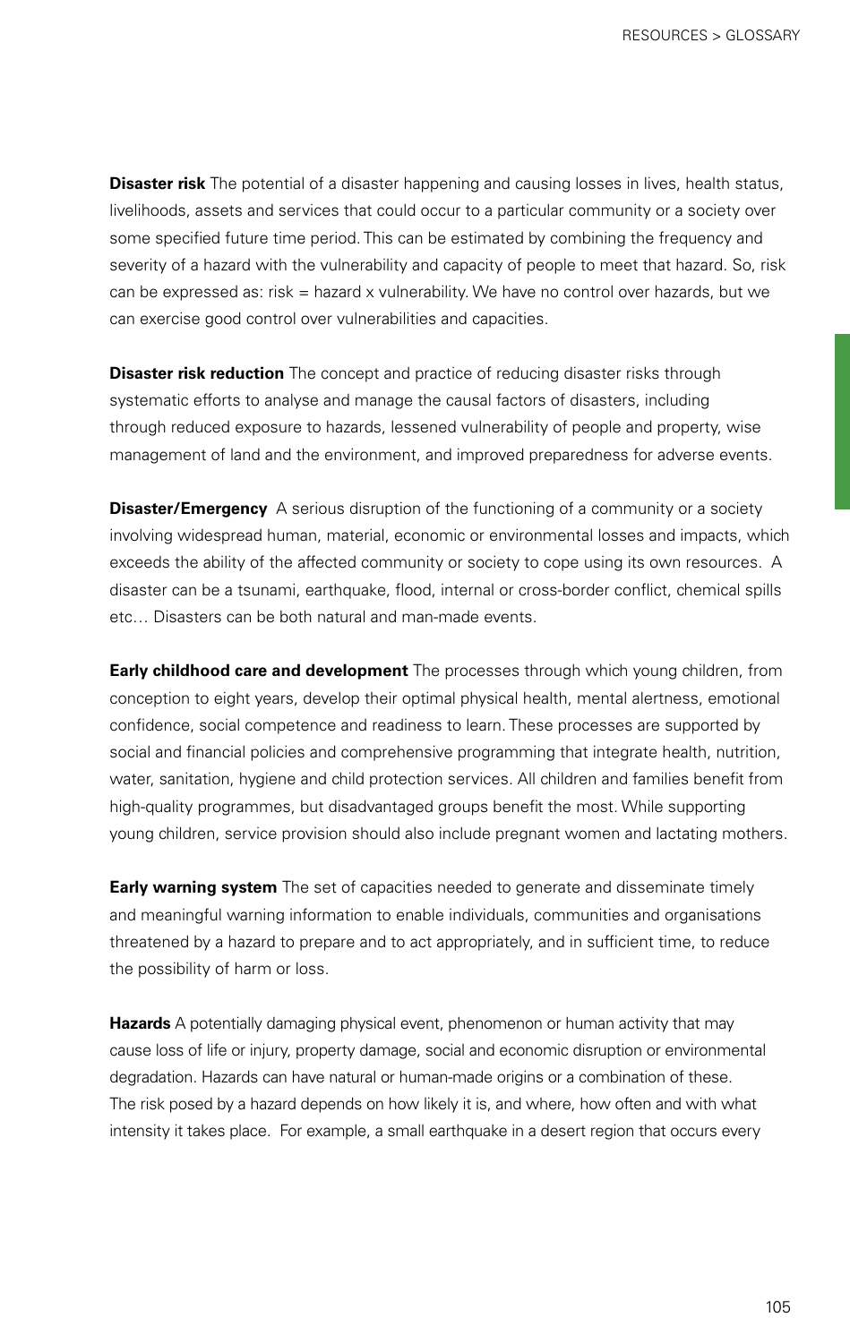**Disaster risk** The potential of a disaster happening and causing losses in lives, health status, livelihoods, assets and services that could occur to a particular community or a society over some specified future time period. This can be estimated by combining the frequency and severity of a hazard with the vulnerability and capacity of people to meet that hazard. So, risk can be expressed as: risk = hazard x vulnerability. We have no control over hazards, but we can exercise good control over vulnerabilities and capacities.

**Disaster risk reduction** The concept and practice of reducing disaster risks through systematic efforts to analyse and manage the causal factors of disasters, including through reduced exposure to hazards, lessened vulnerability of people and property, wise management of land and the environment, and improved preparedness for adverse events.

**Disaster/Emergency** A serious disruption of the functioning of a community or a society involving widespread human, material, economic or environmental losses and impacts, which exceeds the ability of the affected community or society to cope using its own resources. A disaster can be a tsunami, earthquake, flood, internal or cross-border conflict, chemical spills etc… Disasters can be both natural and man-made events.

**Early childhood care and development** The processes through which young children, from conception to eight years, develop their optimal physical health, mental alertness, emotional confidence, social competence and readiness to learn. These processes are supported by social and financial policies and comprehensive programming that integrate health, nutrition, water, sanitation, hygiene and child protection services. All children and families benefit from high-quality programmes, but disadvantaged groups benefit the most. While supporting young children, service provision should also include pregnant women and lactating mothers.

**Early warning system** The set of capacities needed to generate and disseminate timely and meaningful warning information to enable individuals, communities and organisations threatened by a hazard to prepare and to act appropriately, and in sufficient time, to reduce the possibility of harm or loss.

**Hazards** A potentially damaging physical event, phenomenon or human activity that may cause loss of life or injury, property damage, social and economic disruption or environmental degradation. Hazards can have natural or human-made origins or a combination of these. The risk posed by a hazard depends on how likely it is, and where, how often and with what intensity it takes place. For example, a small earthquake in a desert region that occurs every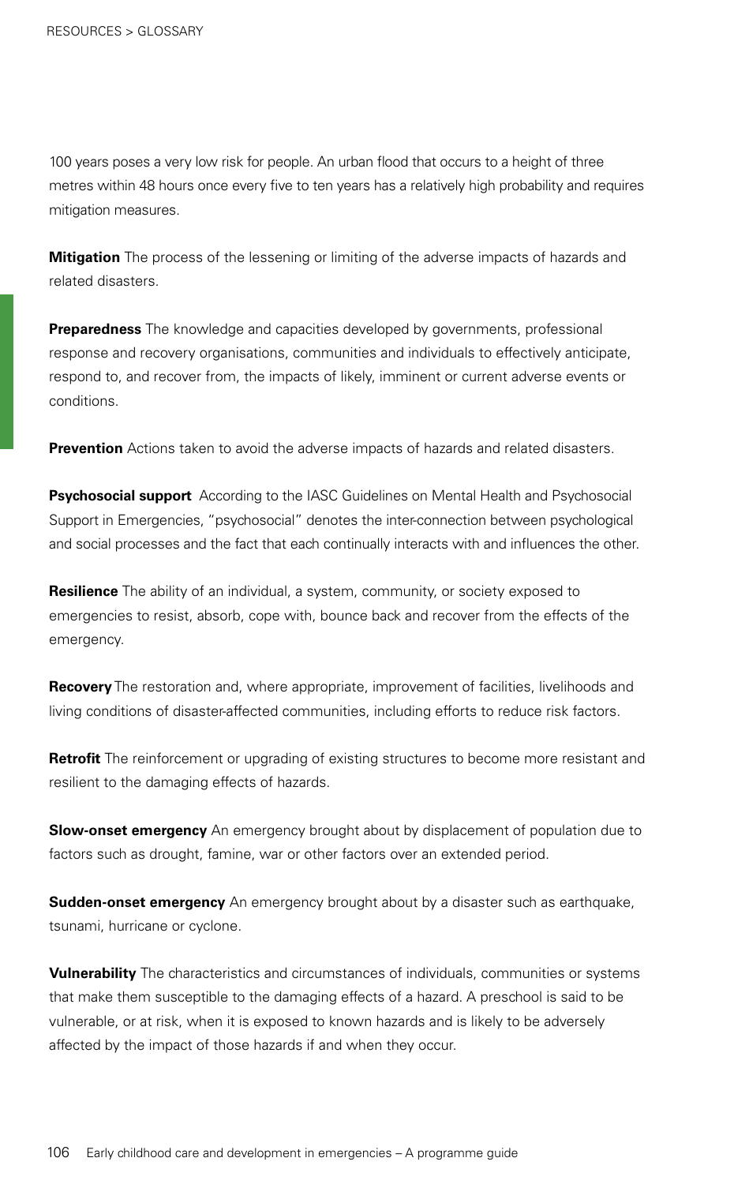100 years poses a very low risk for people. An urban flood that occurs to a height of three metres within 48 hours once every five to ten years has a relatively high probability and requires mitigation measures.

**Mitigation** The process of the lessening or limiting of the adverse impacts of hazards and related disasters.

**Preparedness** The knowledge and capacities developed by governments, professional response and recovery organisations, communities and individuals to effectively anticipate, respond to, and recover from, the impacts of likely, imminent or current adverse events or conditions.

**Prevention** Actions taken to avoid the adverse impacts of hazards and related disasters.

**Psychosocial support** According to the IASC Guidelines on Mental Health and Psychosocial Support in Emergencies, "psychosocial" denotes the inter-connection between psychological and social processes and the fact that each continually interacts with and influences the other.

**Resilience** The ability of an individual, a system, community, or society exposed to emergencies to resist, absorb, cope with, bounce back and recover from the effects of the emergency.

**Recovery** The restoration and, where appropriate, improvement of facilities, livelihoods and living conditions of disaster-affected communities, including efforts to reduce risk factors.

**Retrofit** The reinforcement or upgrading of existing structures to become more resistant and resilient to the damaging effects of hazards.

**Slow-onset emergency** An emergency brought about by displacement of population due to factors such as drought, famine, war or other factors over an extended period.

**Sudden-onset emergency** An emergency brought about by a disaster such as earthquake, tsunami, hurricane or cyclone.

**Vulnerability** The characteristics and circumstances of individuals, communities or systems that make them susceptible to the damaging effects of a hazard. A preschool is said to be vulnerable, or at risk, when it is exposed to known hazards and is likely to be adversely affected by the impact of those hazards if and when they occur.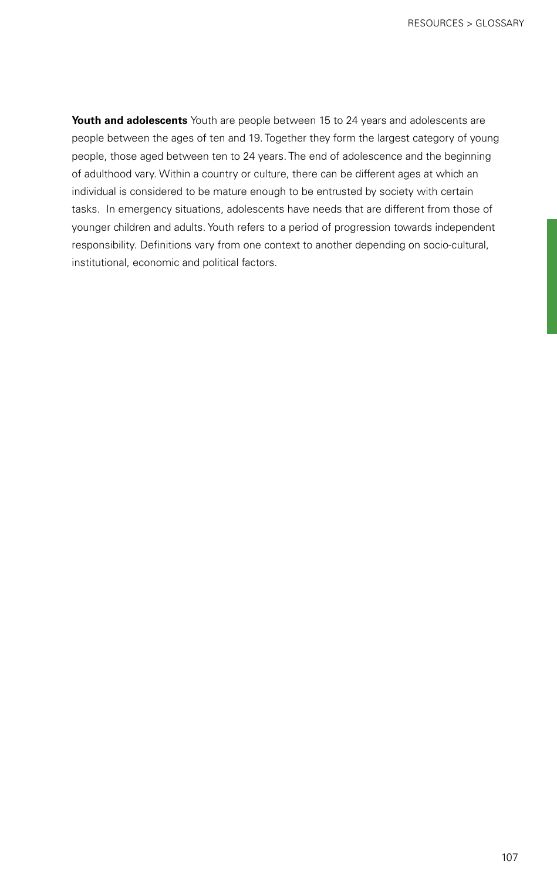**Youth and adolescents** Youth are people between 15 to 24 years and adolescents are people between the ages of ten and 19. Together they form the largest category of young people, those aged between ten to 24 years. The end of adolescence and the beginning of adulthood vary. Within a country or culture, there can be different ages at which an individual is considered to be mature enough to be entrusted by society with certain tasks. In emergency situations, adolescents have needs that are different from those of younger children and adults. Youth refers to a period of progression towards independent responsibility. Definitions vary from one context to another depending on socio-cultural, institutional, economic and political factors.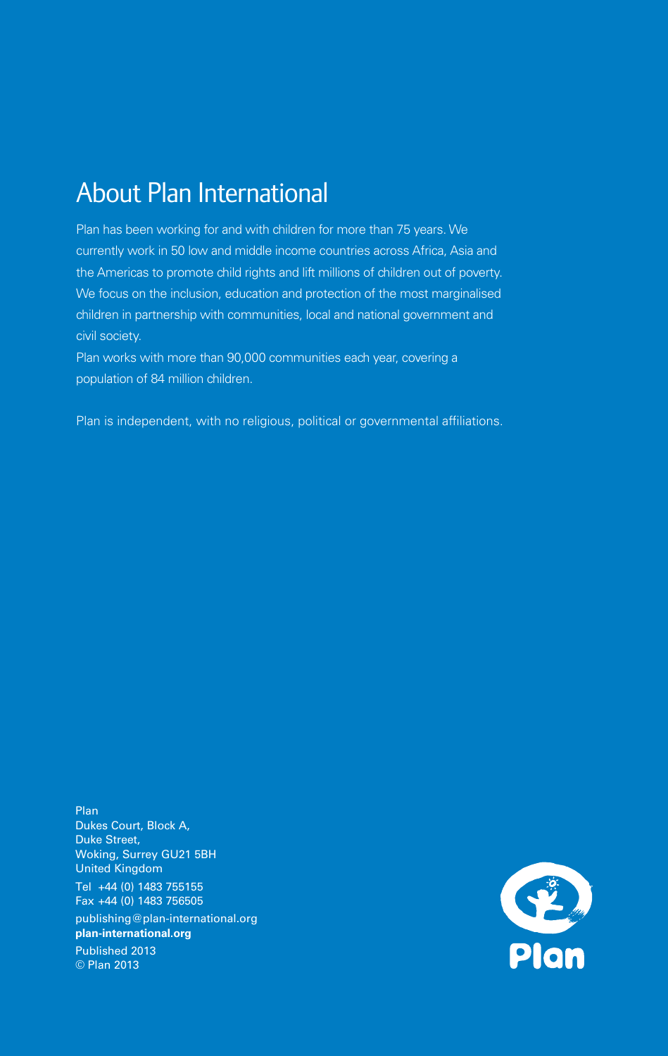# About Plan International

Plan has been working for and with children for more than 75 years. We currently work in 50 low and middle income countries across Africa, Asia and the Americas to promote child rights and lift millions of children out of poverty. We focus on the inclusion, education and protection of the most marginalised children in partnership with communities, local and national government and civil society.

Plan works with more than 90,000 communities each year, covering a population of 84 million children.

Plan is independent, with no religious, political or governmental affiliations.

Plan
Dukes Court, Block A,
Duke Street,
Woking, Surrey GU21 5BH
United Kingdom

Tel +44 (0) 1483 755155
Fax +44 (0) 1483 756505

publishing@plan-international.org
**plan-international.org**

Published 2013
© Plan 2013

Plan